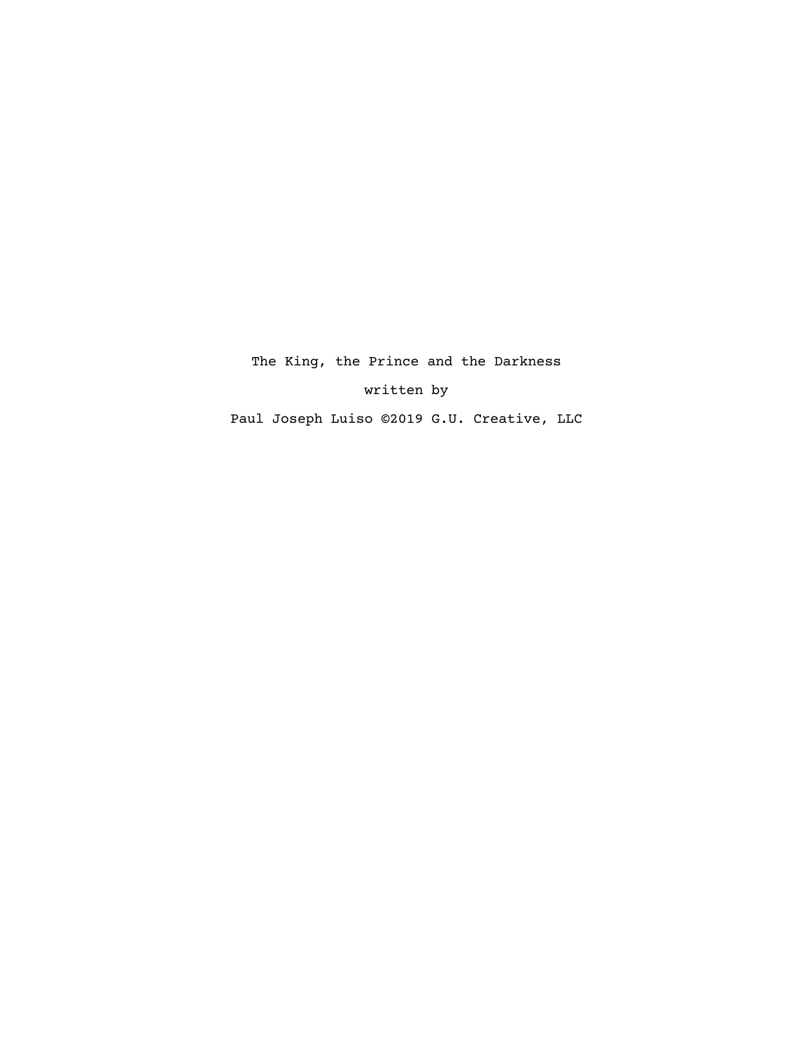# The King, the Prince and the Darkness

written by

Paul Joseph Luiso ©2019 G.U. Creative, LLC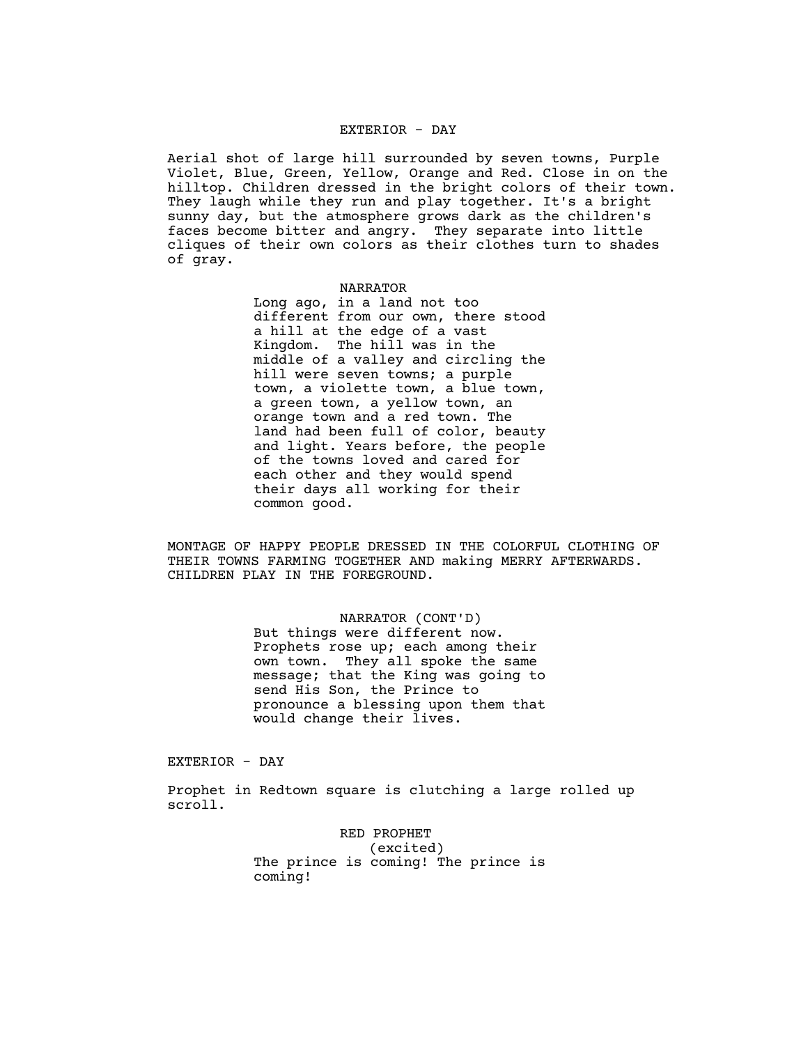EXTERIOR - DAY

Aerial shot of large hill surrounded by seven towns, Purple Violet, Blue, Green, Yellow, Orange and Red. Close in on the hilltop. Children dressed in the bright colors of their town. They laugh while they run and play together. It's a bright sunny day, but the atmosphere grows dark as the children's faces become bitter and angry. They separate into little cliques of their own colors as their clothes turn to shades of gray.

NARRATOR

Long ago, in a land not too different from our own, there stood a hill at the edge of a vast Kingdom. The hill was in the middle of a valley and circling the hill were seven towns; a purple town, a violette town, a blue town, a green town, a yellow town, an orange town and a red town. The land had been full of color, beauty and light. Years before, the people of the towns loved and cared for each other and they would spend their days all working for their common good.

MONTAGE OF HAPPY PEOPLE DRESSED IN THE COLORFUL CLOTHING OF THEIR TOWNS FARMING TOGETHER AND making MERRY AFTERWARDS. CHILDREN PLAY IN THE FOREGROUND.

NARRATOR (CONT'D)

But things were different now. Prophets rose up; each among their own town. They all spoke the same message; that the King was going to send His Son, the Prince to pronounce a blessing upon them that would change their lives.

EXTERIOR - DAY

Prophet in Redtown square is clutching a large rolled up scroll.

RED PROPHET

(excited)

The prince is coming! The prince is coming!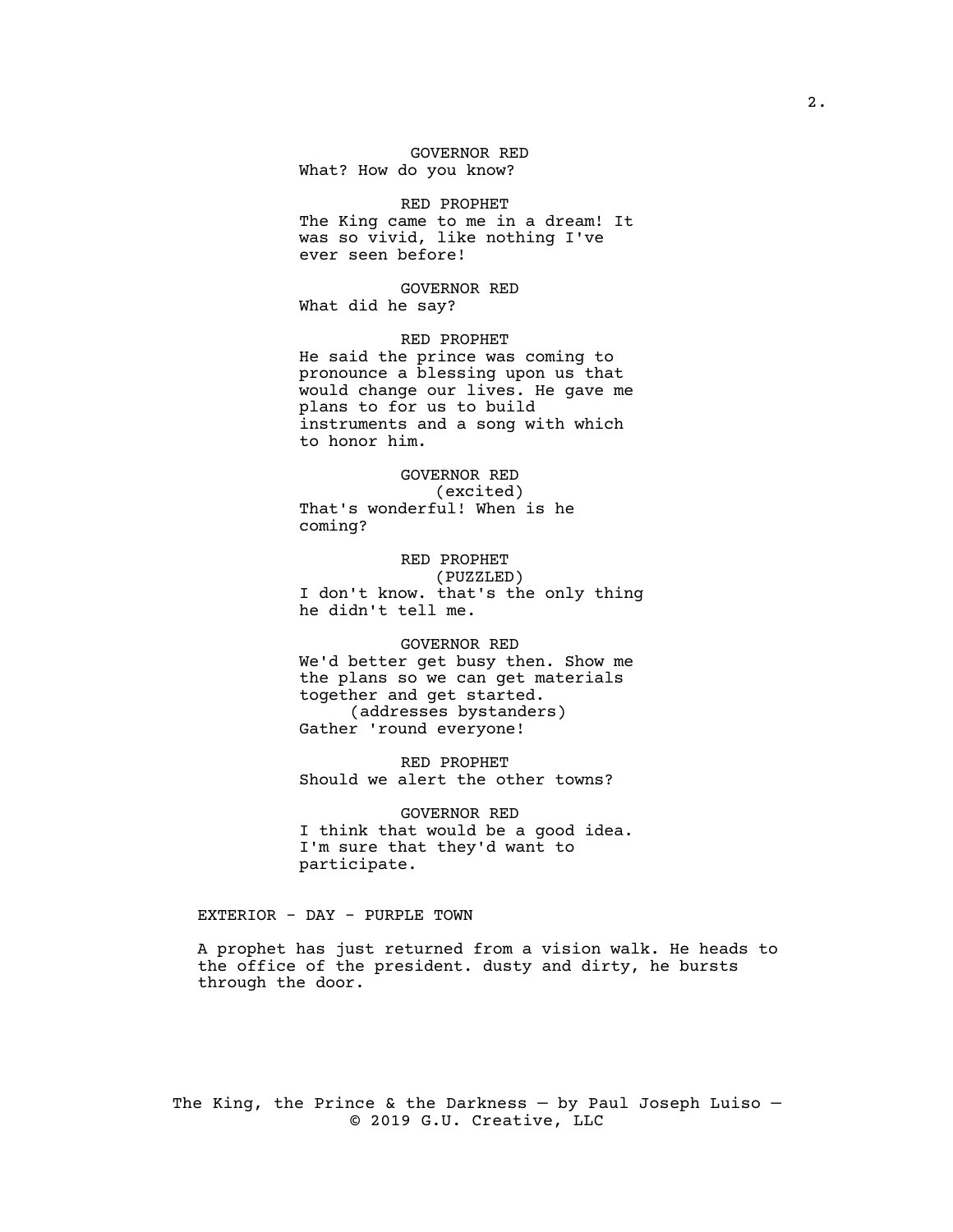**GOVERNOR RED**

What? How do you know?

**RED PROPHET**

The King came to me in a dream! It was so vivid, like nothing I've ever seen before!

**GOVERNOR RED**

What did he say?

**RED PROPHET**

He said the prince was coming to pronounce a blessing upon us that would change our lives. He gave me plans to for us to build instruments and a song with which to honor him.

**GOVERNOR RED**

(excited)

That's wonderful! When is he coming?

**RED PROPHET**

(PUZZLED)

I don't know. that's the only thing he didn't tell me.

**GOVERNOR RED**

We'd better get busy then. Show me the plans so we can get materials together and get started.

(addresses bystanders)

Gather 'round everyone!

**RED PROPHET**

Should we alert the other towns?

**GOVERNOR RED**

I think that would be a good idea. I'm sure that they'd want to participate.

EXTERIOR - DAY - PURPLE TOWN

A prophet has just returned from a vision walk. He heads to the office of the president. dusty and dirty, he bursts through the door.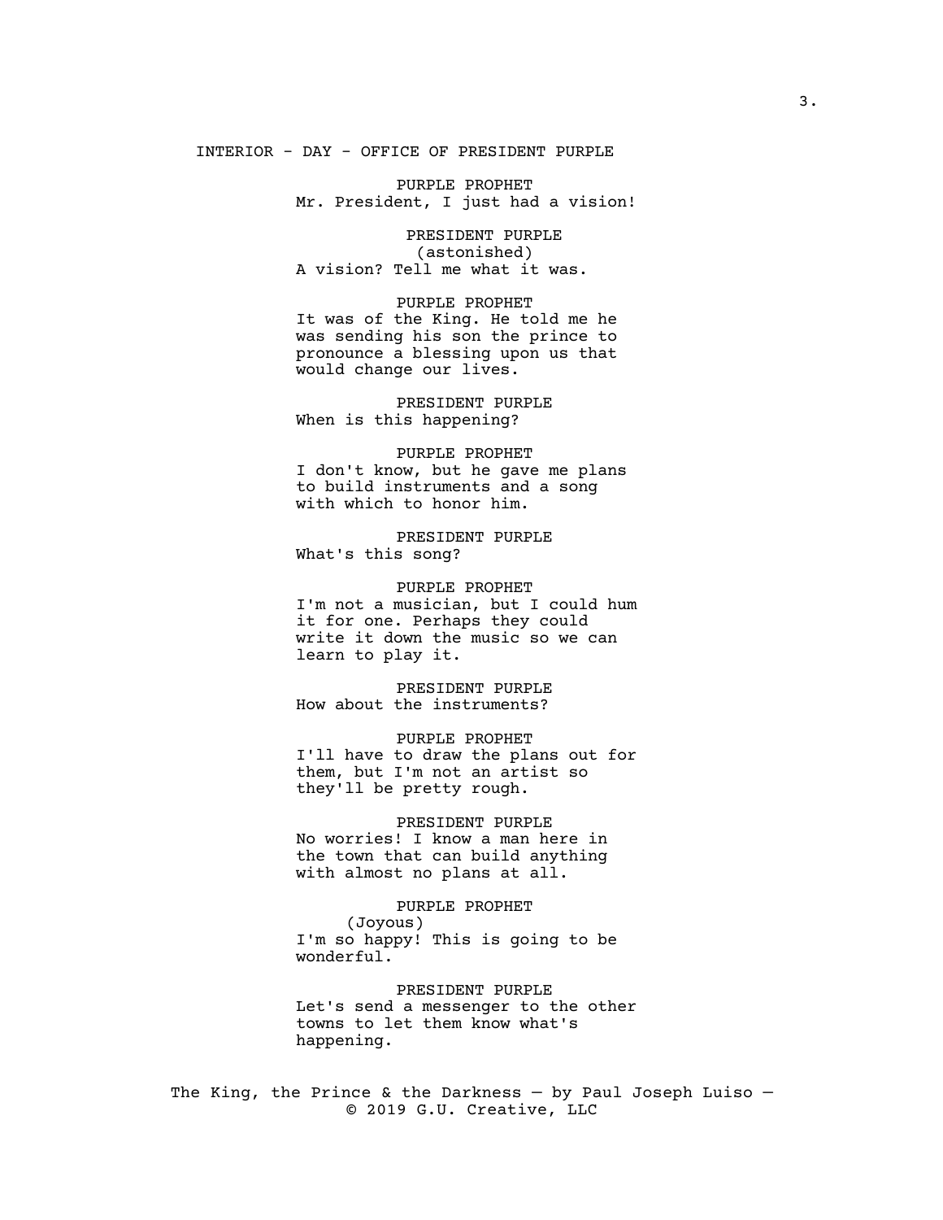INTERIOR - DAY - OFFICE OF PRESIDENT PURPLE

PURPLE PROPHET
Mr. President, I just had a vision!

PRESIDENT PURPLE
(astonished)
A vision? Tell me what it was.

PURPLE PROPHET
It was of the King. He told me he was sending his son the prince to pronounce a blessing upon us that would change our lives.

PRESIDENT PURPLE
When is this happening?

PURPLE PROPHET
I don't know, but he gave me plans to build instruments and a song with which to honor him.

PRESIDENT PURPLE
What's this song?

PURPLE PROPHET
I'm not a musician, but I could hum it for one. Perhaps they could write it down the music so we can learn to play it.

PRESIDENT PURPLE
How about the instruments?

PURPLE PROPHET
I'll have to draw the plans out for them, but I'm not an artist so they'll be pretty rough.

PRESIDENT PURPLE
No worries! I know a man here in the town that can build anything with almost no plans at all.

PURPLE PROPHET
(Joyous)
I'm so happy! This is going to be wonderful.

PRESIDENT PURPLE
Let's send a messenger to the other towns to let them know what's happening.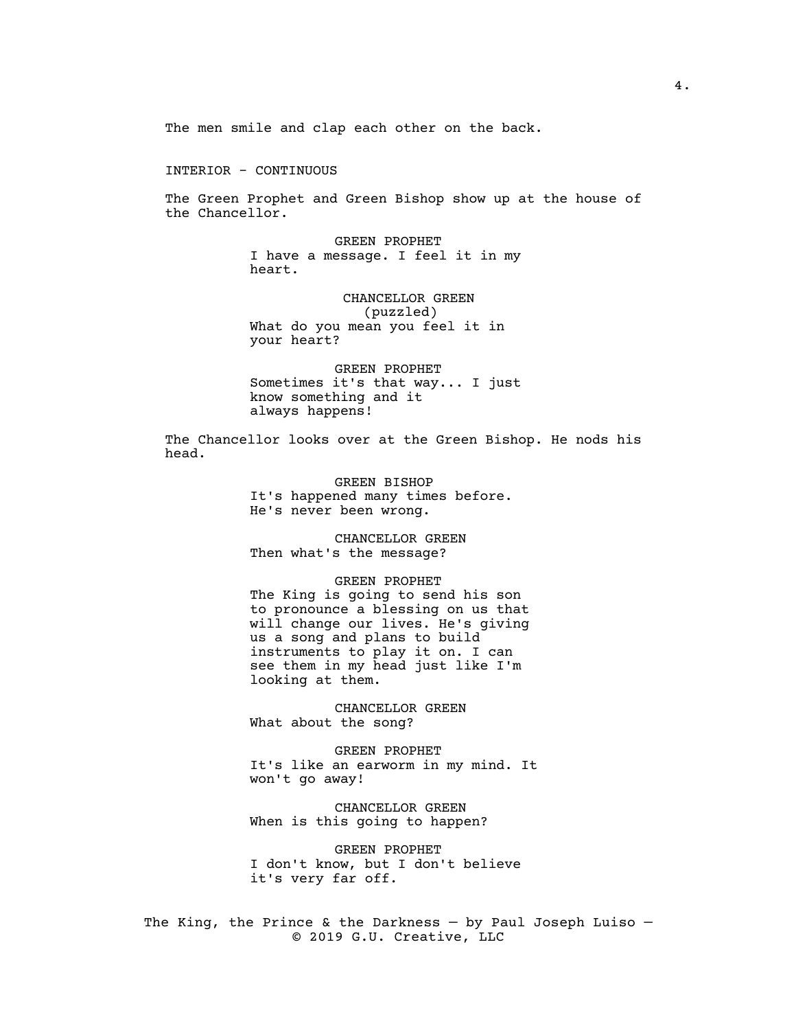The men smile and clap each other on the back.

INTERIOR - CONTINUOUS

The Green Prophet and Green Bishop show up at the house of the Chancellor.

GREEN PROPHET
I have a message. I feel it in my heart.

CHANCELLOR GREEN
(puzzled)
What do you mean you feel it in your heart?

GREEN PROPHET
Sometimes it's that way... I just know something and it always happens!

The Chancellor looks over at the Green Bishop. He nods his head.

GREEN BISHOP
It's happened many times before. He's never been wrong.

CHANCELLOR GREEN
Then what's the message?

GREEN PROPHET
The King is going to send his son to pronounce a blessing on us that will change our lives. He's giving us a song and plans to build instruments to play it on. I can see them in my head just like I'm looking at them.

CHANCELLOR GREEN
What about the song?

GREEN PROPHET
It's like an earworm in my mind. It won't go away!

CHANCELLOR GREEN
When is this going to happen?

GREEN PROPHET
I don't know, but I don't believe it's very far off.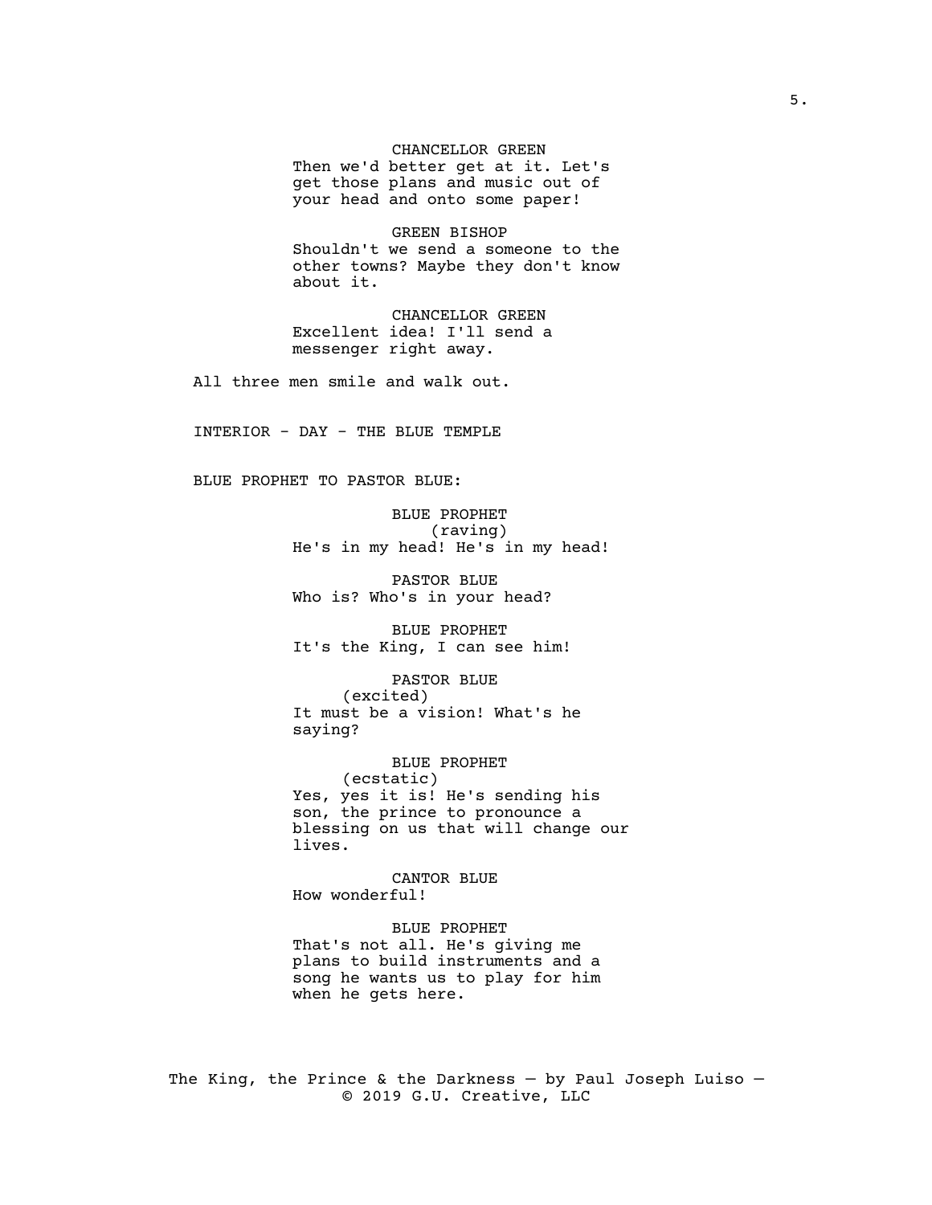CHANCELLOR GREEN
Then we'd better get at it. Let's get those plans and music out of your head and onto some paper!

GREEN BISHOP
Shouldn't we send a someone to the other towns? Maybe they don't know about it.

CHANCELLOR GREEN
Excellent idea! I'll send a messenger right away.

All three men smile and walk out.

INTERIOR - DAY - THE BLUE TEMPLE

BLUE PROPHET TO PASTOR BLUE:

BLUE PROPHET
(raving)
He's in my head! He's in my head!

PASTOR BLUE
Who is? Who's in your head?

BLUE PROPHET
It's the King, I can see him!

PASTOR BLUE
(excited)
It must be a vision! What's he saying?

BLUE PROPHET
(ecstatic)
Yes, yes it is! He's sending his son, the prince to pronounce a blessing on us that will change our lives.

CANTOR BLUE
How wonderful!

BLUE PROPHET
That's not all. He's giving me plans to build instruments and a song he wants us to play for him when he gets here.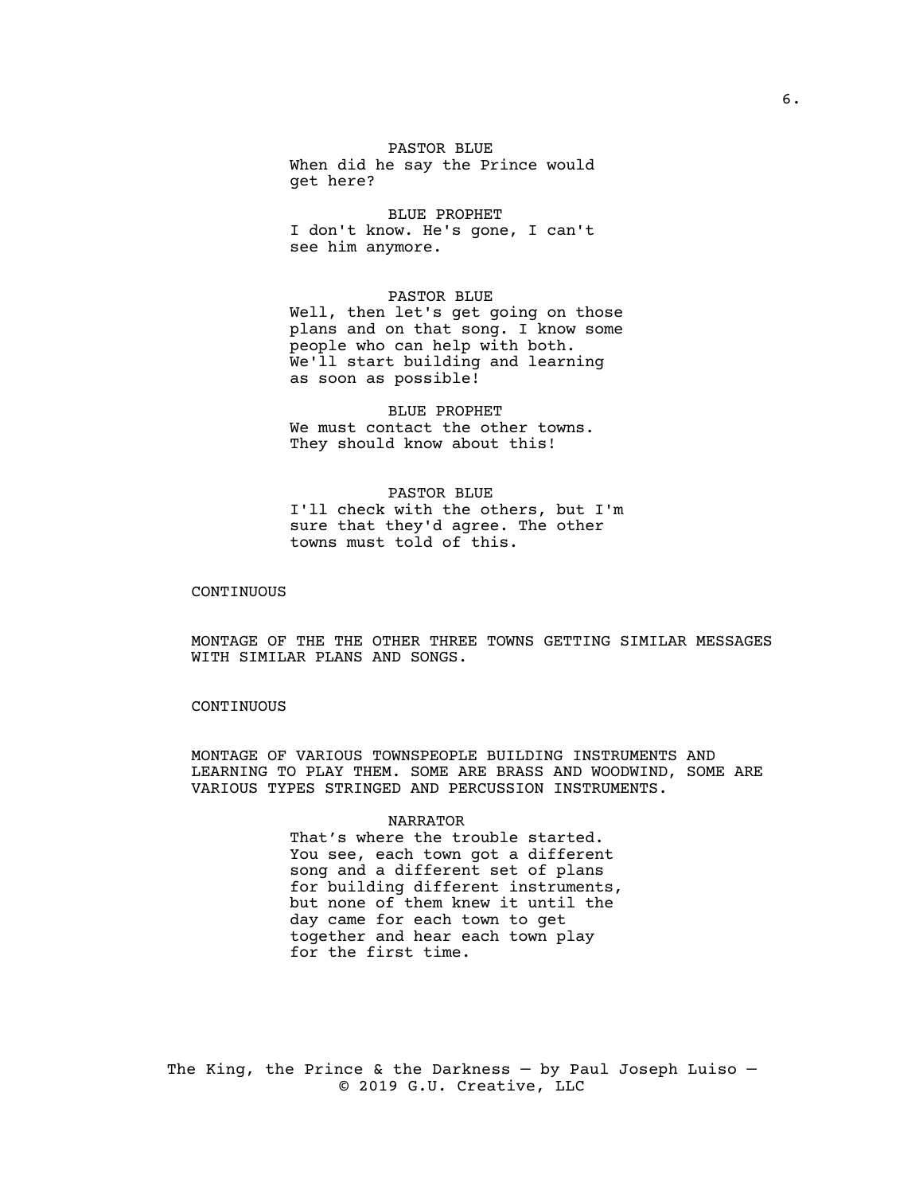PASTOR BLUE
When did he say the Prince would get here?

BLUE PROPHET
I don't know. He's gone, I can't see him anymore.

PASTOR BLUE
Well, then let's get going on those plans and on that song. I know some people who can help with both. We'll start building and learning as soon as possible!

BLUE PROPHET
We must contact the other towns. They should know about this!

PASTOR BLUE
I'll check with the others, but I'm sure that they'd agree. The other towns must told of this.

CONTINUOUS

MONTAGE OF THE THE OTHER THREE TOWNS GETTING SIMILAR MESSAGES WITH SIMILAR PLANS AND SONGS.

CONTINUOUS

MONTAGE OF VARIOUS TOWNSPEOPLE BUILDING INSTRUMENTS AND LEARNING TO PLAY THEM. SOME ARE BRASS AND WOODWIND, SOME ARE VARIOUS TYPES STRINGED AND PERCUSSION INSTRUMENTS.

NARRATOR
That’s where the trouble started. You see, each town got a different song and a different set of plans for building different instruments, but none of them knew it until the day came for each town to get together and hear each town play for the first time.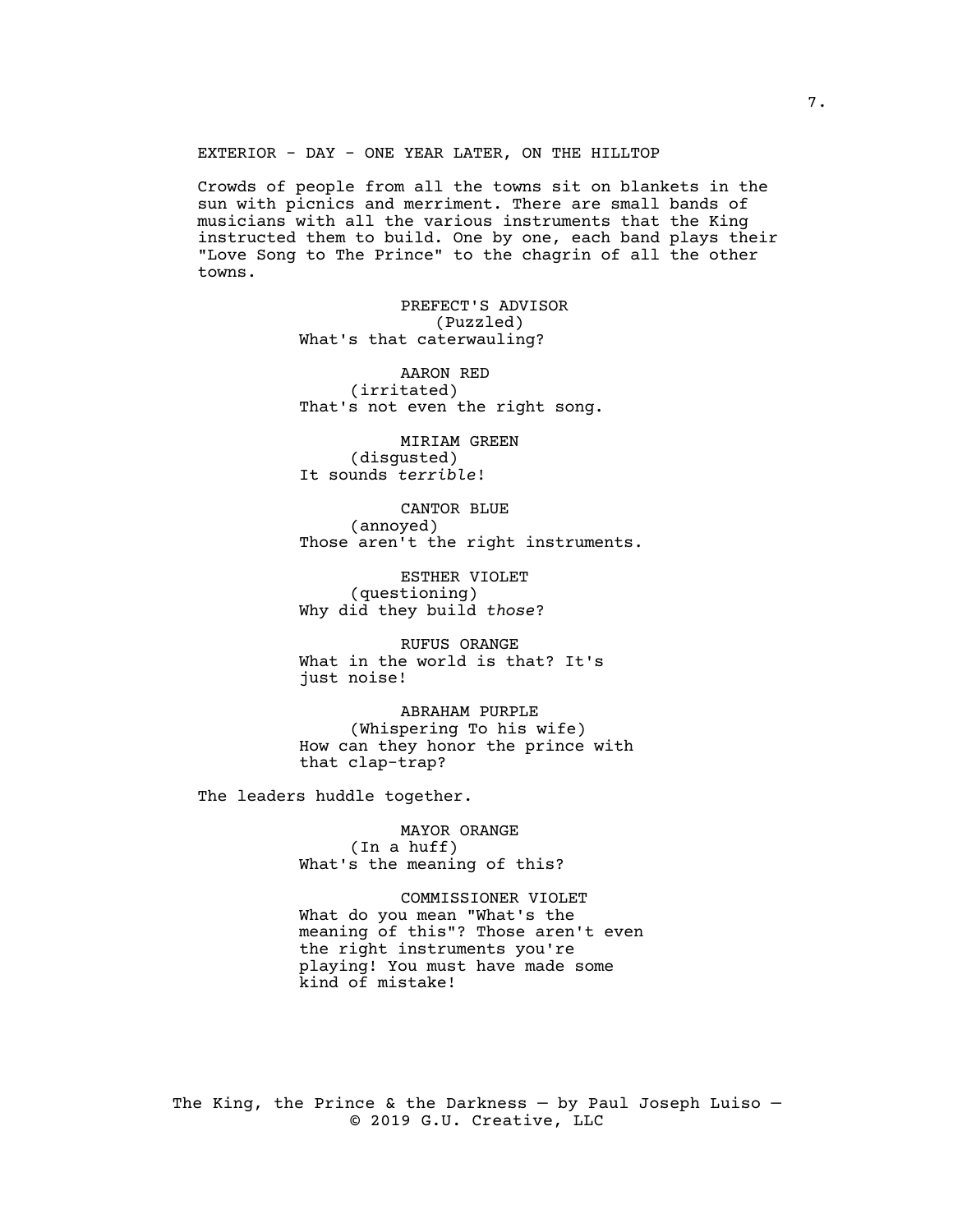EXTERIOR - DAY - ONE YEAR LATER, ON THE HILLTOP

Crowds of people from all the towns sit on blankets in the sun with picnics and merriment. There are small bands of musicians with all the various instruments that the King instructed them to build. One by one, each band plays their "Love Song to The Prince" to the chagrin of all the other towns.

PREFECT'S ADVISOR
(Puzzled)
What's that caterwauling?

AARON RED
(irritated)
That's not even the right song.

MIRIAM GREEN
(disgusted)
It sounds *terrible*!

CANTOR BLUE
(annoyed)
Those aren't the right instruments.

ESTHER VIOLET
(questioning)
Why did they build *those*?

RUFUS ORANGE
What in the world is that? It's just noise!

ABRAHAM PURPLE
(Whispering To his wife)
How can they honor the prince with that clap-trap?

The leaders huddle together.

MAYOR ORANGE
(In a huff)
What's the meaning of this?

COMMISSIONER VIOLET
What do you mean "What's the meaning of this"? Those aren't even the right instruments you're playing! You must have made some kind of mistake!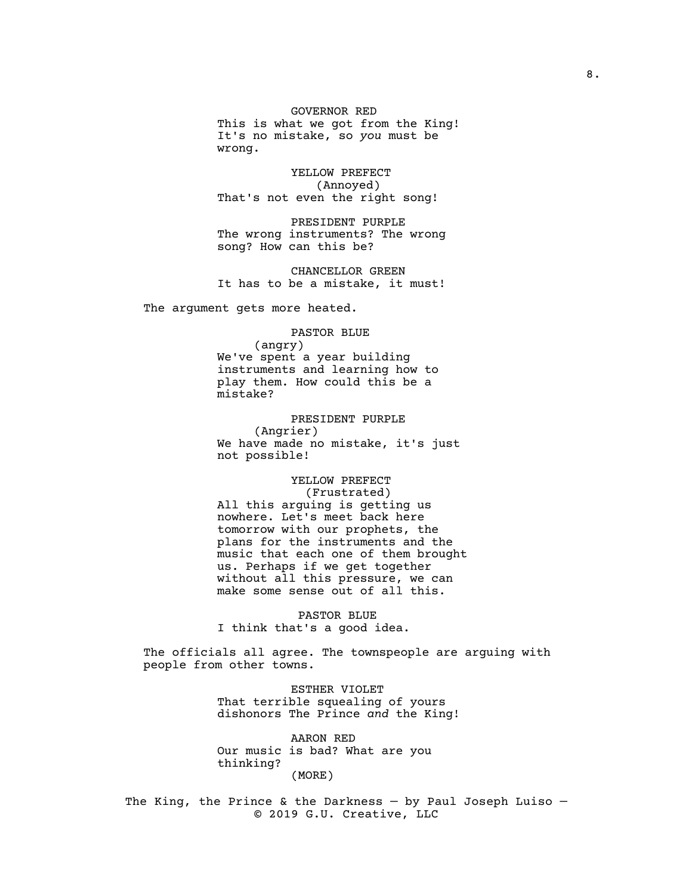GOVERNOR RED
This is what we got from the King! It's no mistake, so *you* must be wrong.

YELLOW PREFECT
(Annoyed)
That's not even the right song!

PRESIDENT PURPLE
The wrong instruments? The wrong song? How can this be?

CHANCELLOR GREEN
It has to be a mistake, it must!

The argument gets more heated.

PASTOR BLUE
(angry)
We've spent a year building instruments and learning how to play them. How could this be a mistake?

PRESIDENT PURPLE
(Angrier)
We have made no mistake, it's just not possible!

YELLOW PREFECT
(Frustrated)
All this arguing is getting us nowhere. Let's meet back here tomorrow with our prophets, the plans for the instruments and the music that each one of them brought us. Perhaps if we get together without all this pressure, we can make some sense out of all this.

PASTOR BLUE
I think that's a good idea.

The officials all agree. The townspeople are arguing with people from other towns.

ESTHER VIOLET
That terrible squealing of yours dishonors The Prince *and* the King!

AARON RED
Our music is bad? What are you thinking?
(MORE)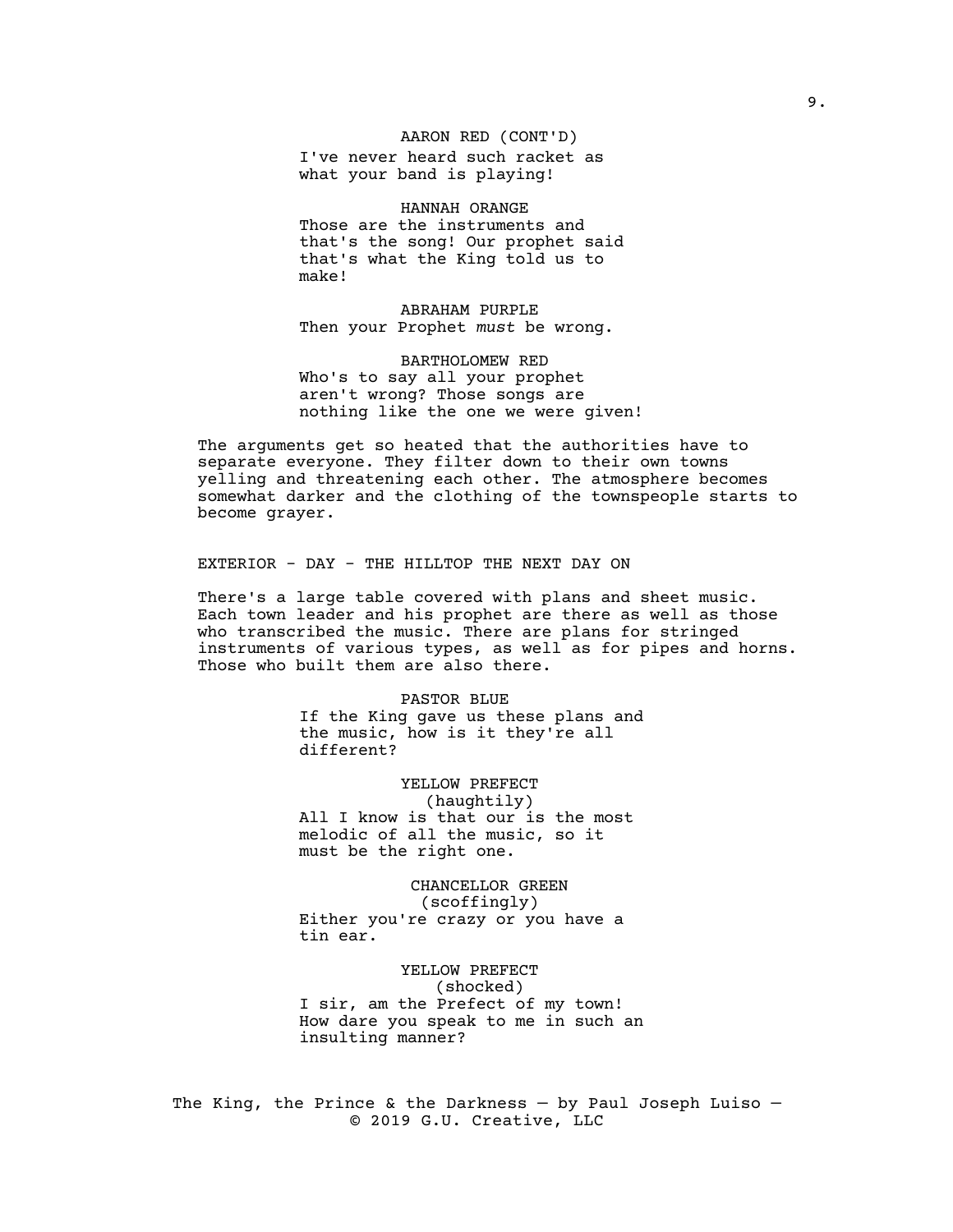AARON RED (CONT'D)
I've never heard such racket as what your band is playing!

HANNAH ORANGE
Those are the instruments and that's the song! Our prophet said that's what the King told us to make!

ABRAHAM PURPLE
Then your Prophet *must* be wrong.

BARTHOLOMEW RED
Who's to say all your prophet aren't wrong? Those songs are nothing like the one we were given!

The arguments get so heated that the authorities have to separate everyone. They filter down to their own towns yelling and threatening each other. The atmosphere becomes somewhat darker and the clothing of the townspeople starts to become grayer.

EXTERIOR - DAY - THE HILLTOP THE NEXT DAY ON

There's a large table covered with plans and sheet music. Each town leader and his prophet are there as well as those who transcribed the music. There are plans for stringed instruments of various types, as well as for pipes and horns. Those who built them are also there.

PASTOR BLUE
If the King gave us these plans and the music, how is it they're all different?

YELLOW PREFECT
(haughtily)
All I know is that our is the most melodic of all the music, so it must be the right one.

CHANCELLOR GREEN
(scoffingly)
Either you're crazy or you have a tin ear.

YELLOW PREFECT
(shocked)
I sir, am the Prefect of my town! How dare you speak to me in such an insulting manner?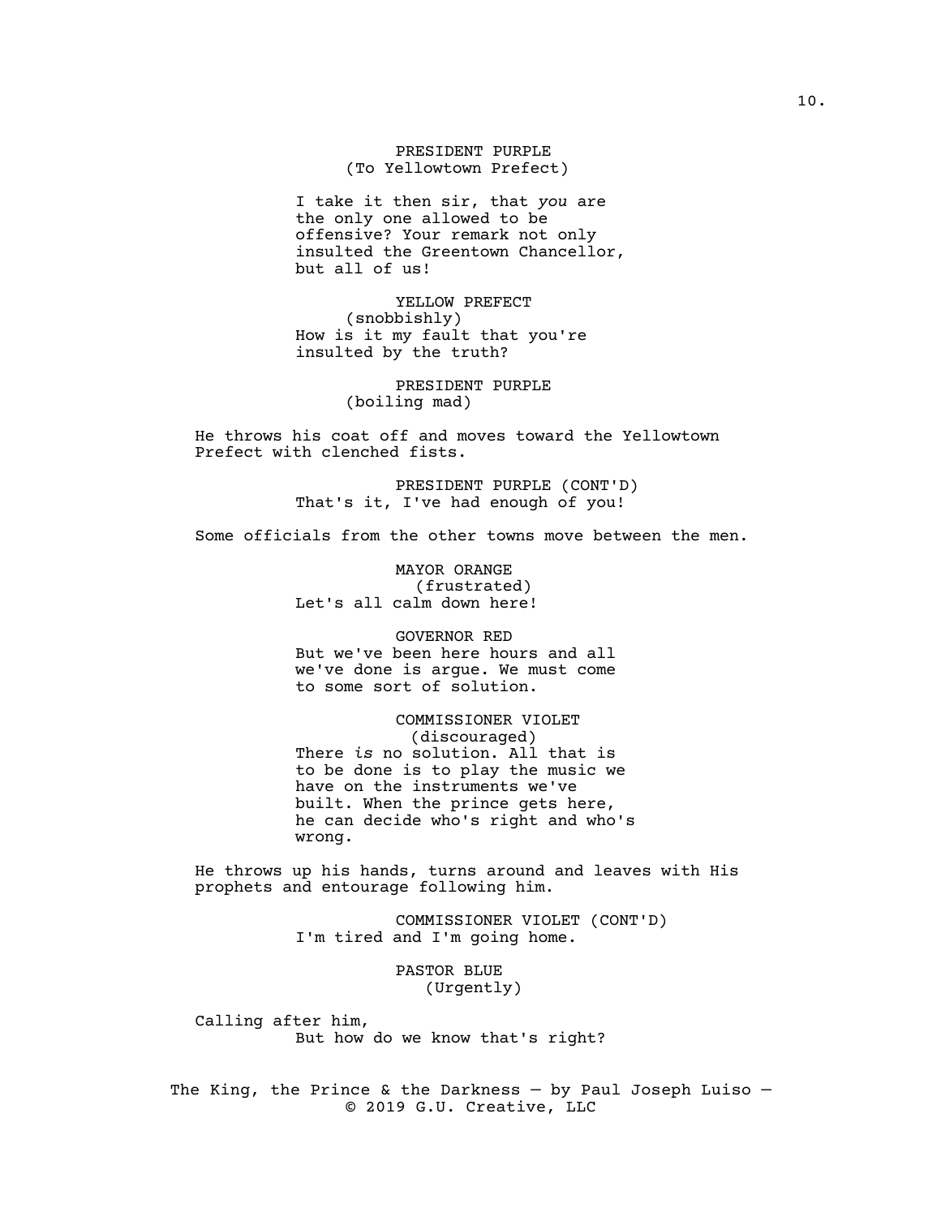PRESIDENT PURPLE
(To Yellowtown Prefect)

I take it then sir, that *you* are the only one allowed to be offensive? Your remark not only insulted the Greentown Chancellor, but all of us!

YELLOW PREFECT
(snobbishly)
How is it my fault that you're insulted by the truth?

PRESIDENT PURPLE
(boiling mad)

He throws his coat off and moves toward the Yellowtown Prefect with clenched fists.

PRESIDENT PURPLE (CONT'D)
That's it, I've had enough of you!

Some officials from the other towns move between the men.

MAYOR ORANGE
(frustrated)
Let's all calm down here!

GOVERNOR RED
But we've been here hours and all we've done is argue. We must come to some sort of solution.

COMMISSIONER VIOLET
(discouraged)
There *is* no solution. All that is to be done is to play the music we have on the instruments we've built. When the prince gets here, he can decide who's right and who's wrong.

He throws up his hands, turns around and leaves with His prophets and entourage following him.

COMMISSIONER VIOLET (CONT'D)
I'm tired and I'm going home.

PASTOR BLUE
(Urgently)

Calling after him,
But how do we know that's right?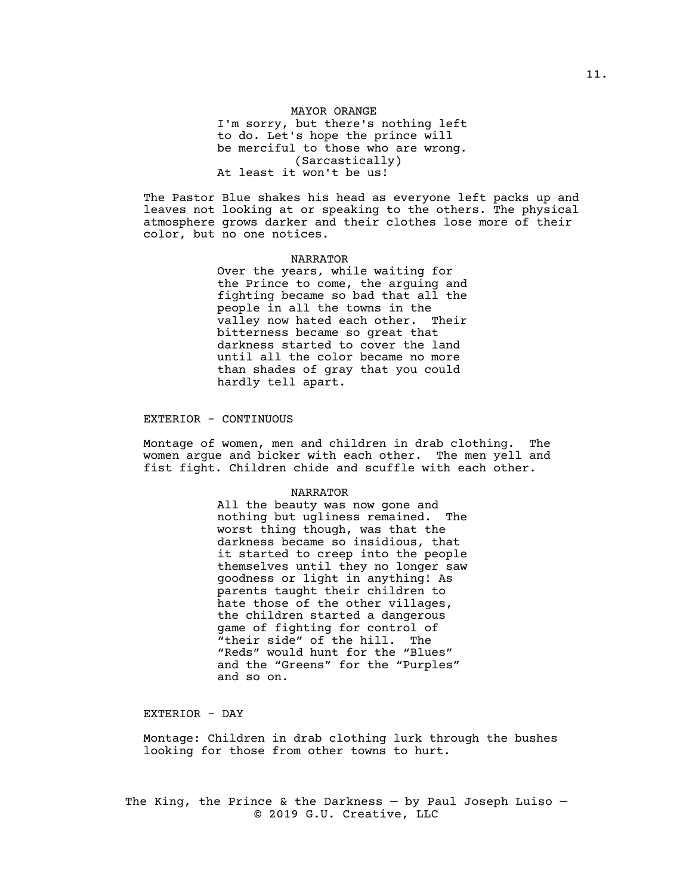MAYOR ORANGE

I'm sorry, but there's nothing left to do. Let's hope the prince will be merciful to those who are wrong.

(Sarcastically)

At least it won't be us!

The Pastor Blue shakes his head as everyone left packs up and leaves not looking at or speaking to the others. The physical atmosphere grows darker and their clothes lose more of their color, but no one notices.

NARRATOR

Over the years, while waiting for the Prince to come, the arguing and fighting became so bad that all the people in all the towns in the valley now hated each other. Their bitterness became so great that darkness started to cover the land until all the color became no more than shades of gray that you could hardly tell apart.

EXTERIOR - CONTINUOUS

Montage of women, men and children in drab clothing. The women argue and bicker with each other. The men yell and fist fight. Children chide and scuffle with each other.

NARRATOR

All the beauty was now gone and nothing but ugliness remained. The worst thing though, was that the darkness became so insidious, that it started to creep into the people themselves until they no longer saw goodness or light in anything! As parents taught their children to hate those of the other villages, the children started a dangerous game of fighting for control of "their side" of the hill. The "Reds" would hunt for the "Blues" and the "Greens" for the "Purples" and so on.

EXTERIOR - DAY

Montage: Children in drab clothing lurk through the bushes looking for those from other towns to hurt.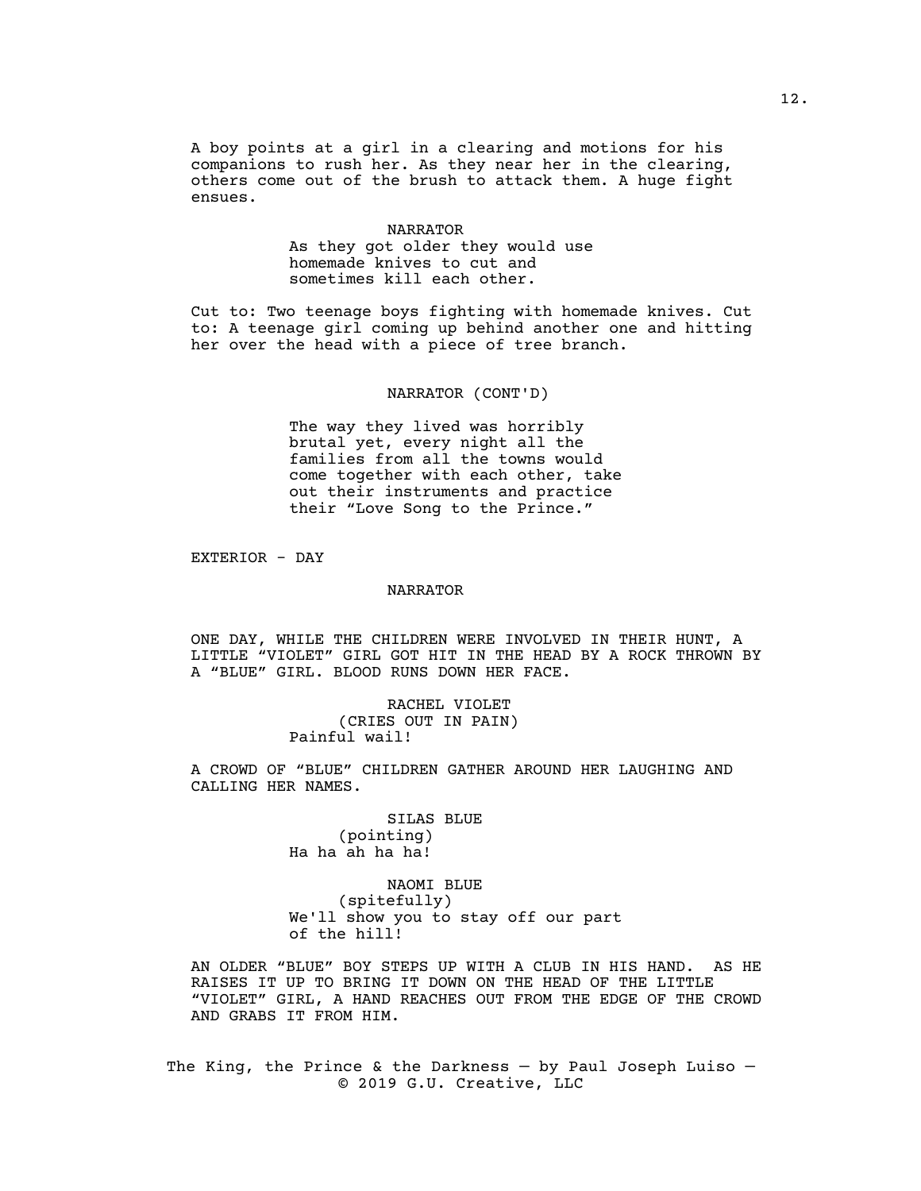A boy points at a girl in a clearing and motions for his companions to rush her. As they near her in the clearing, others come out of the brush to attack them. A huge fight ensues.

NARRATOR
As they got older they would use homemade knives to cut and sometimes kill each other.

Cut to: Two teenage boys fighting with homemade knives. Cut to: A teenage girl coming up behind another one and hitting her over the head with a piece of tree branch.

NARRATOR (CONT'D)

The way they lived was horribly brutal yet, every night all the families from all the towns would come together with each other, take out their instruments and practice their “Love Song to the Prince.”

EXTERIOR - DAY

NARRATOR

ONE DAY, WHILE THE CHILDREN WERE INVOLVED IN THEIR HUNT, A LITTLE “VIOLET” GIRL GOT HIT IN THE HEAD BY A ROCK THROWN BY A “BLUE” GIRL. BLOOD RUNS DOWN HER FACE.

RACHEL VIOLET
(CRIES OUT IN PAIN)
Painful wail!

A CROWD OF “BLUE” CHILDREN GATHER AROUND HER LAUGHING AND CALLING HER NAMES.

SILAS BLUE
(pointing)
Ha ha ah ha ha!

NAOMI BLUE
(spitefully)
We'll show you to stay off our part of the hill!

AN OLDER “BLUE” BOY STEPS UP WITH A CLUB IN HIS HAND. AS HE RAISES IT UP TO BRING IT DOWN ON THE HEAD OF THE LITTLE “VIOLET” GIRL, A HAND REACHES OUT FROM THE EDGE OF THE CROWD AND GRABS IT FROM HIM.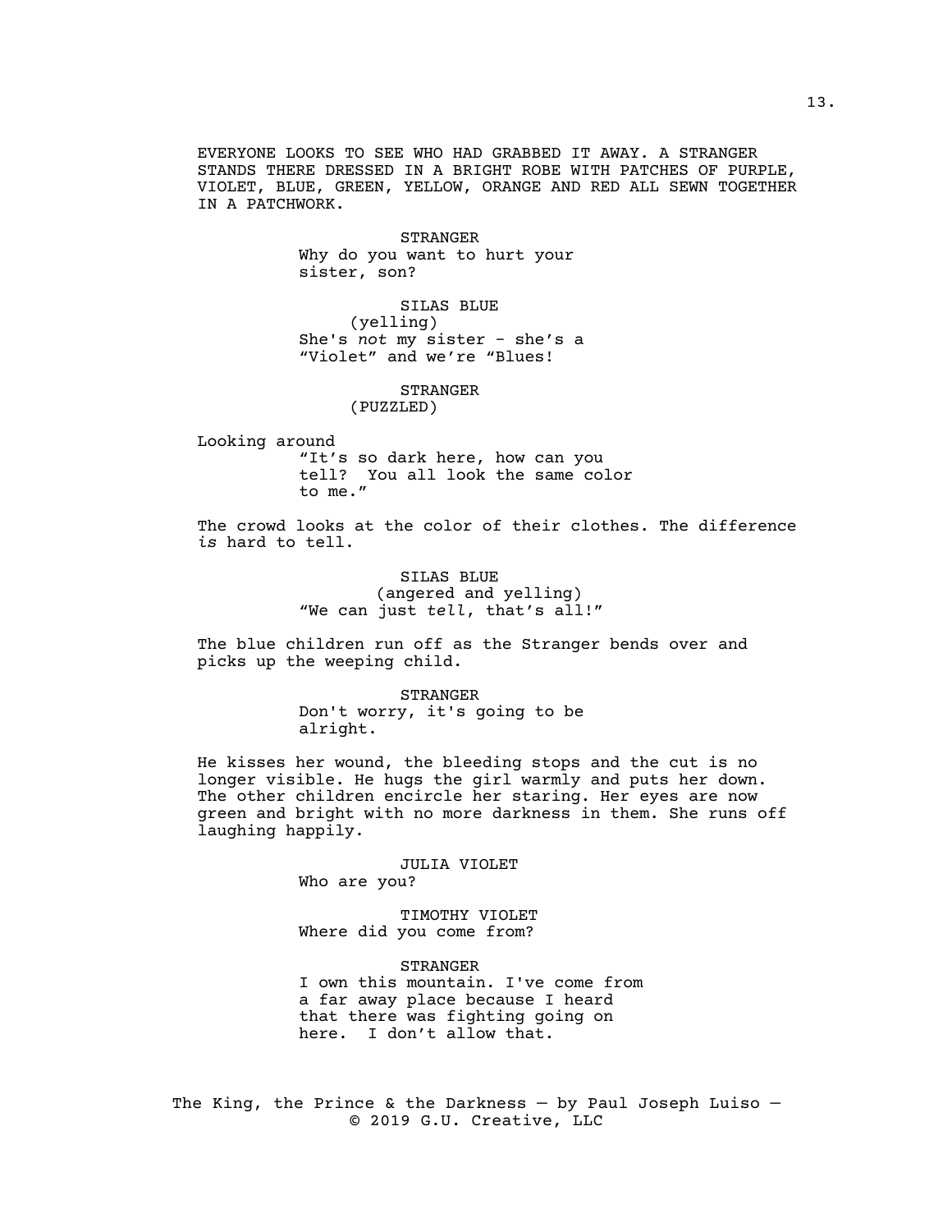EVERYONE LOOKS TO SEE WHO HAD GRABBED IT AWAY. A STRANGER STANDS THERE DRESSED IN A BRIGHT ROBE WITH PATCHES OF PURPLE, VIOLET, BLUE, GREEN, YELLOW, ORANGE AND RED ALL SEWN TOGETHER IN A PATCHWORK.

STRANGER
Why do you want to hurt your sister, son?

SILAS BLUE
(yelling)
She's *not* my sister - she's a “Violet” and we’re “Blues!

STRANGER
(PUZZLED)

Looking around
“It’s so dark here, how can you tell? You all look the same color to me.”

The crowd looks at the color of their clothes. The difference *is* hard to tell.

SILAS BLUE
(angered and yelling)
“We can just *tell*, that’s all!”

The blue children run off as the Stranger bends over and picks up the weeping child.

STRANGER
Don't worry, it's going to be alright.

He kisses her wound, the bleeding stops and the cut is no longer visible. He hugs the girl warmly and puts her down. The other children encircle her staring. Her eyes are now green and bright with no more darkness in them. She runs off laughing happily.

JULIA VIOLET
Who are you?

TIMOTHY VIOLET
Where did you come from?

STRANGER
I own this mountain. I've come from a far away place because I heard that there was fighting going on here. I don’t allow that.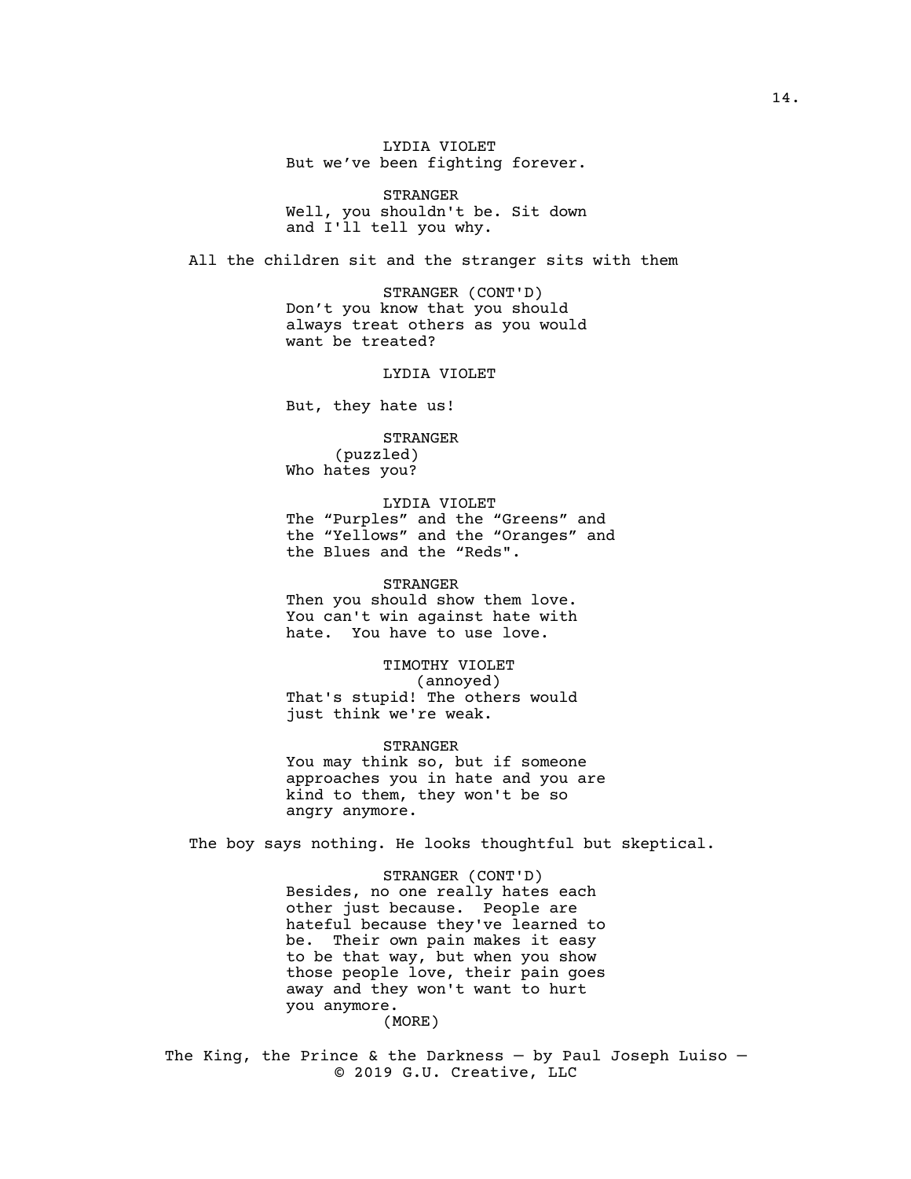LYDIA VIOLET
But we've been fighting forever.

STRANGER
Well, you shouldn't be. Sit down and I'll tell you why.

All the children sit and the stranger sits with them

STRANGER (CONT'D)
Don't you know that you should always treat others as you would want be treated?

LYDIA VIOLET

But, they hate us!

STRANGER
(puzzled)
Who hates you?

LYDIA VIOLET
The "Purples" and the "Greens" and the "Yellows" and the "Oranges" and the Blues and the "Reds".

STRANGER
Then you should show them love. You can't win against hate with hate. You have to use love.

TIMOTHY VIOLET
(annoyed)
That's stupid! The others would just think we're weak.

STRANGER
You may think so, but if someone approaches you in hate and you are kind to them, they won't be so angry anymore.

The boy says nothing. He looks thoughtful but skeptical.

STRANGER (CONT'D)
Besides, no one really hates each other just because. People are hateful because they've learned to be. Their own pain makes it easy to be that way, but when you show those people love, their pain goes away and they won't want to hurt you anymore.
(MORE)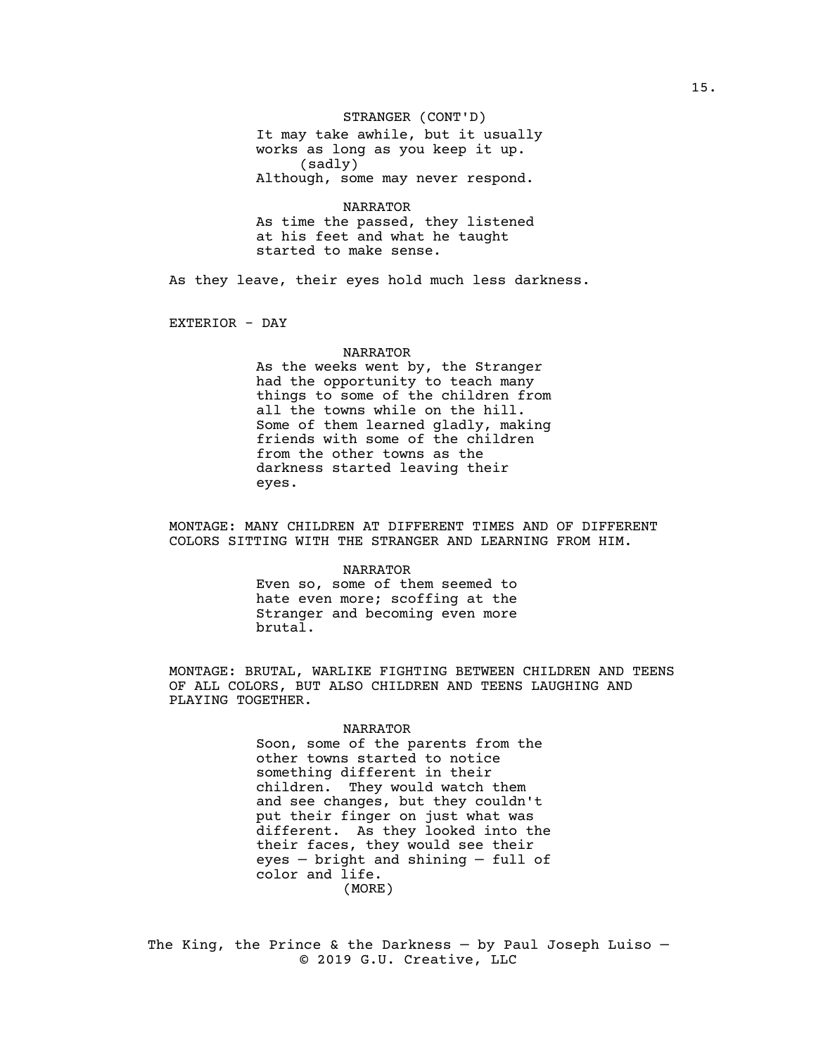STRANGER (CONT'D)
It may take awhile, but it usually works as long as you keep it up.
(sadly)
Although, some may never respond.

NARRATOR
As time the passed, they listened at his feet and what he taught started to make sense.

As they leave, their eyes hold much less darkness.

EXTERIOR - DAY

NARRATOR
As the weeks went by, the Stranger had the opportunity to teach many things to some of the children from all the towns while on the hill. Some of them learned gladly, making friends with some of the children from the other towns as the darkness started leaving their eyes.

MONTAGE: MANY CHILDREN AT DIFFERENT TIMES AND OF DIFFERENT COLORS SITTING WITH THE STRANGER AND LEARNING FROM HIM.

NARRATOR
Even so, some of them seemed to hate even more; scoffing at the Stranger and becoming even more brutal.

MONTAGE: BRUTAL, WARLIKE FIGHTING BETWEEN CHILDREN AND TEENS OF ALL COLORS, BUT ALSO CHILDREN AND TEENS LAUGHING AND PLAYING TOGETHER.

NARRATOR
Soon, some of the parents from the other towns started to notice something different in their children. They would watch them and see changes, but they couldn't put their finger on just what was different. As they looked into the their faces, they would see their eyes — bright and shining — full of color and life.
(MORE)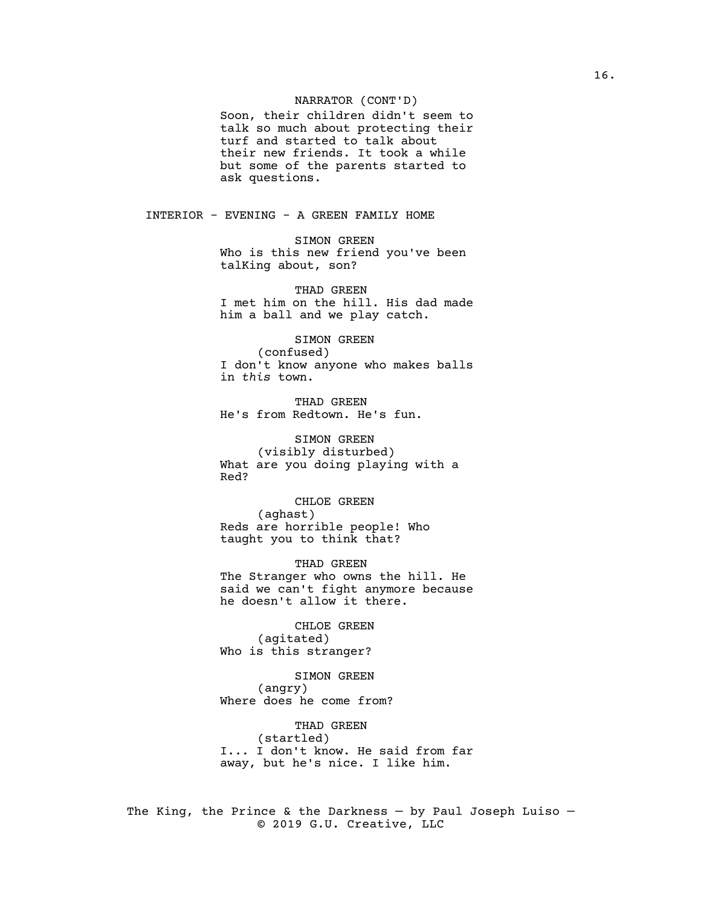NARRATOR (CONT'D)

Soon, their children didn't seem to talk so much about protecting their turf and started to talk about their new friends. It took a while but some of the parents started to ask questions.

INTERIOR - EVENING - A GREEN FAMILY HOME

SIMON GREEN

Who is this new friend you've been talKing about, son?

THAD GREEN

I met him on the hill. His dad made him a ball and we play catch.

SIMON GREEN

(confused)

I don't know anyone who makes balls in *this* town.

THAD GREEN

He's from Redtown. He's fun.

SIMON GREEN

(visibly disturbed)

What are you doing playing with a Red?

CHLOE GREEN

(aghast)

Reds are horrible people! Who taught you to think that?

THAD GREEN

The Stranger who owns the hill. He said we can't fight anymore because he doesn't allow it there.

CHLOE GREEN

(agitated)

Who is this stranger?

SIMON GREEN

(angry)

Where does he come from?

THAD GREEN

(startled)

I... I don't know. He said from far away, but he's nice. I like him.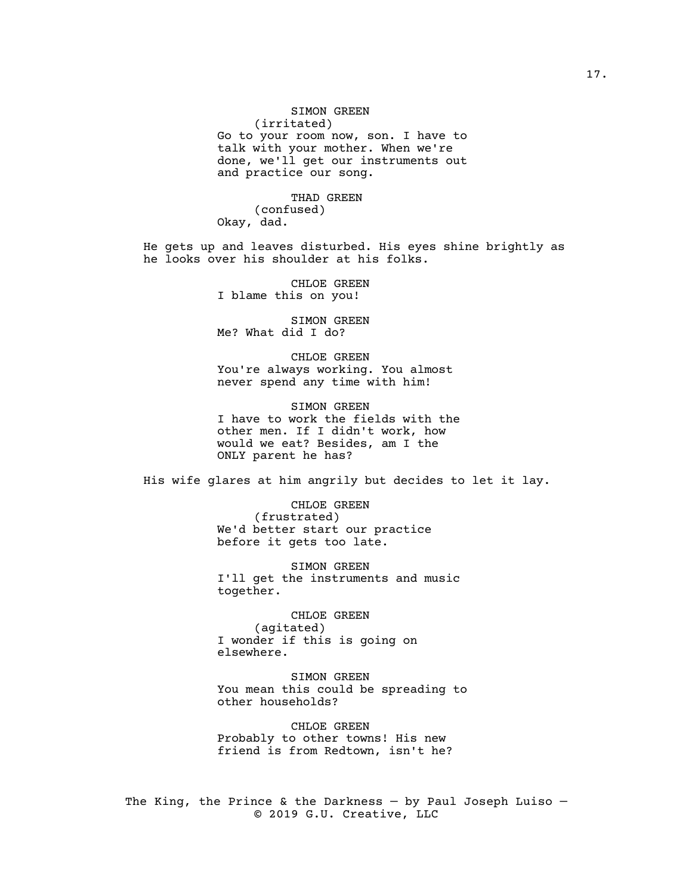SIMON GREEN
(irritated)
Go to your room now, son. I have to talk with your mother. When we're done, we'll get our instruments out and practice our song.

THAD GREEN
(confused)
Okay, dad.

He gets up and leaves disturbed. His eyes shine brightly as he looks over his shoulder at his folks.

CHLOE GREEN
I blame this on you!

SIMON GREEN
Me? What did I do?

CHLOE GREEN
You're always working. You almost never spend any time with him!

SIMON GREEN
I have to work the fields with the other men. If I didn't work, how would we eat? Besides, am I the ONLY parent he has?

His wife glares at him angrily but decides to let it lay.

CHLOE GREEN
(frustrated)
We'd better start our practice before it gets too late.

SIMON GREEN
I'll get the instruments and music together.

CHLOE GREEN
(agitated)
I wonder if this is going on elsewhere.

SIMON GREEN
You mean this could be spreading to other households?

CHLOE GREEN
Probably to other towns! His new friend is from Redtown, isn't he?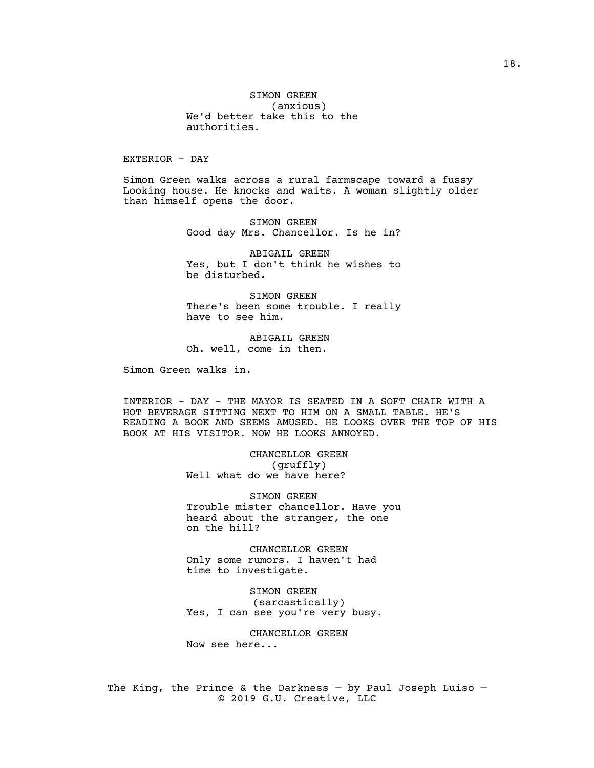SIMON GREEN
(anxious)
We'd better take this to the authorities.

EXTERIOR - DAY

Simon Green walks across a rural farmscape toward a fussy Looking house. He knocks and waits. A woman slightly older than himself opens the door.

SIMON GREEN
Good day Mrs. Chancellor. Is he in?

ABIGAIL GREEN
Yes, but I don't think he wishes to be disturbed.

SIMON GREEN
There's been some trouble. I really have to see him.

ABIGAIL GREEN
Oh. well, come in then.

Simon Green walks in.

INTERIOR - DAY - THE MAYOR IS SEATED IN A SOFT CHAIR WITH A HOT BEVERAGE SITTING NEXT TO HIM ON A SMALL TABLE. HE'S READING A BOOK AND SEEMS AMUSED. HE LOOKS OVER THE TOP OF HIS BOOK AT HIS VISITOR. NOW HE LOOKS ANNOYED.

CHANCELLOR GREEN
(gruffly)
Well what do we have here?

SIMON GREEN
Trouble mister chancellor. Have you heard about the stranger, the one on the hill?

CHANCELLOR GREEN
Only some rumors. I haven't had time to investigate.

SIMON GREEN
(sarcastically)
Yes, I can see you're very busy.

CHANCELLOR GREEN
Now see here...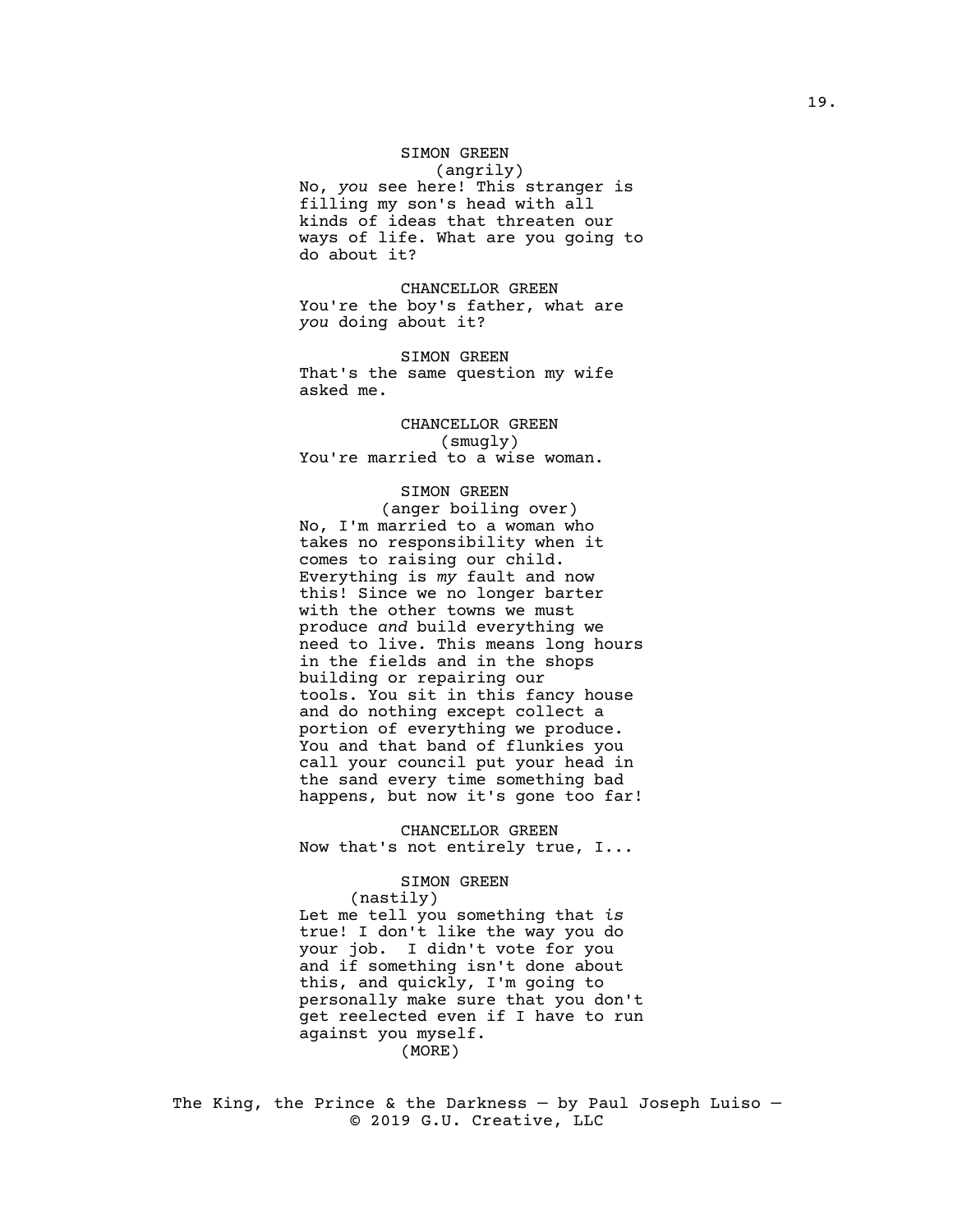SIMON GREEN
(angrily)
No, *you* see here! This stranger is filling my son's head with all kinds of ideas that threaten our ways of life. What are you going to do about it?

CHANCELLOR GREEN
You're the boy's father, what are *you* doing about it?

SIMON GREEN
That's the same question my wife asked me.

CHANCELLOR GREEN
(smugly)
You're married to a wise woman.

SIMON GREEN
(anger boiling over)
No, I'm married to a woman who takes no responsibility when it comes to raising our child. Everything is *my* fault and now this! Since we no longer barter with the other towns we must produce *and* build everything we need to live. This means long hours in the fields and in the shops building or repairing our tools. You sit in this fancy house and do nothing except collect a portion of everything we produce. You and that band of flunkies you call your council put your head in the sand every time something bad happens, but now it's gone too far!

CHANCELLOR GREEN
Now that's not entirely true, I...

SIMON GREEN
(nastily)
Let me tell you something that *is* true! I don't like the way you do your job. I didn't vote for you and if something isn't done about this, and quickly, I'm going to personally make sure that you don't get reelected even if I have to run against you myself.
(MORE)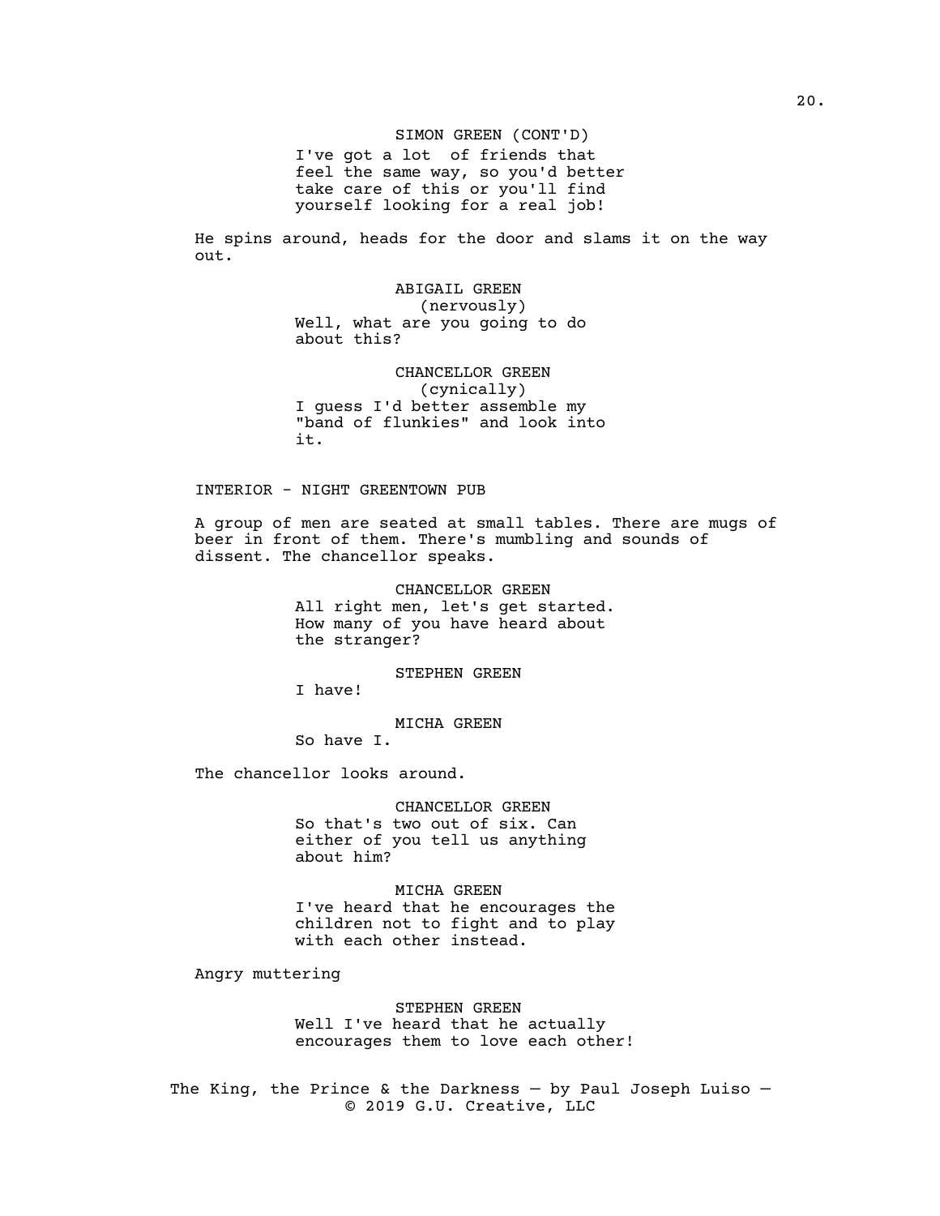SIMON GREEN (CONT'D)
I've got a lot of friends that feel the same way, so you'd better take care of this or you'll find yourself looking for a real job!

He spins around, heads for the door and slams it on the way out.

ABIGAIL GREEN
(nervously)
Well, what are you going to do about this?

CHANCELLOR GREEN
(cynically)
I guess I'd better assemble my "band of flunkies" and look into it.

INTERIOR - NIGHT GREENTOWN PUB

A group of men are seated at small tables. There are mugs of beer in front of them. There's mumbling and sounds of dissent. The chancellor speaks.

CHANCELLOR GREEN
All right men, let's get started. How many of you have heard about the stranger?

STEPHEN GREEN
I have!

MICHA GREEN
So have I.

The chancellor looks around.

CHANCELLOR GREEN
So that's two out of six. Can either of you tell us anything about him?

MICHA GREEN
I've heard that he encourages the children not to fight and to play with each other instead.

Angry muttering

STEPHEN GREEN
Well I've heard that he actually encourages them to love each other!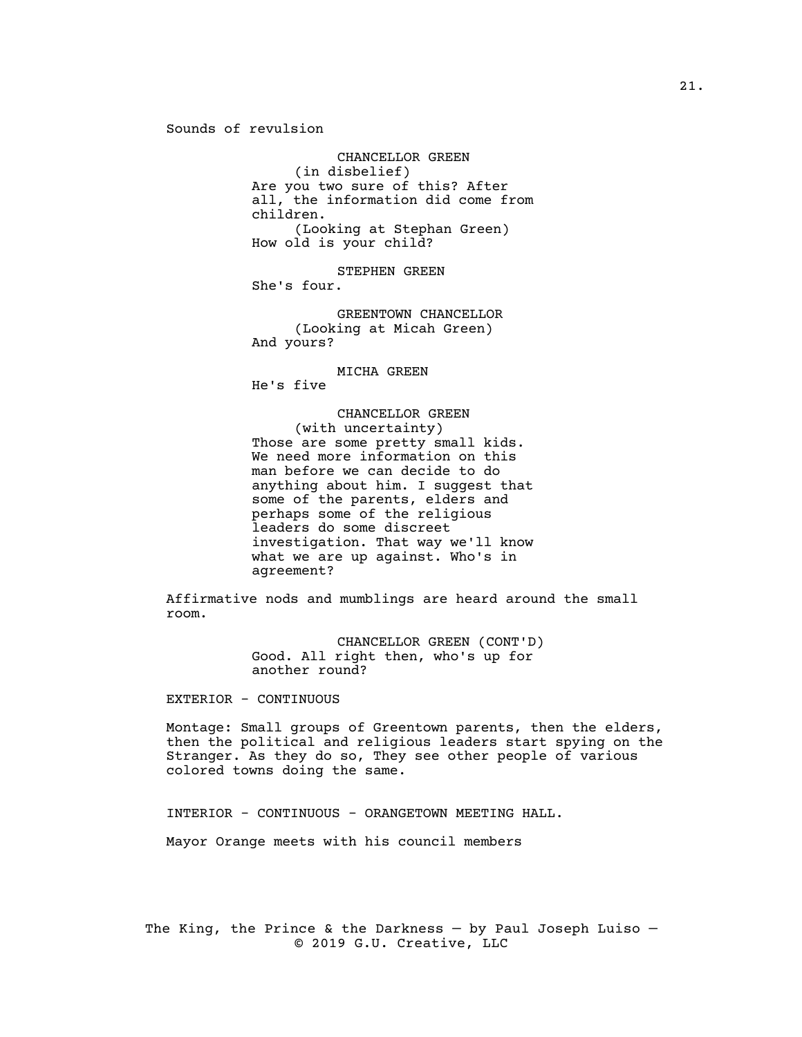Sounds of revulsion

CHANCELLOR GREEN
(in disbelief)
Are you two sure of this? After all, the information did come from children.
(Looking at Stephan Green)
How old is your child?

STEPHEN GREEN
She's four.

GREENTOWN CHANCELLOR
(Looking at Micah Green)
And yours?

MICHA GREEN
He's five

CHANCELLOR GREEN
(with uncertainty)
Those are some pretty small kids. We need more information on this man before we can decide to do anything about him. I suggest that some of the parents, elders and perhaps some of the religious leaders do some discreet investigation. That way we'll know what we are up against. Who's in agreement?

Affirmative nods and mumblings are heard around the small room.

CHANCELLOR GREEN (CONT'D)
Good. All right then, who's up for another round?

EXTERIOR - CONTINUOUS

Montage: Small groups of Greentown parents, then the elders, then the political and religious leaders start spying on the Stranger. As they do so, They see other people of various colored towns doing the same.

INTERIOR - CONTINUOUS - ORANGETOWN MEETING HALL.

Mayor Orange meets with his council members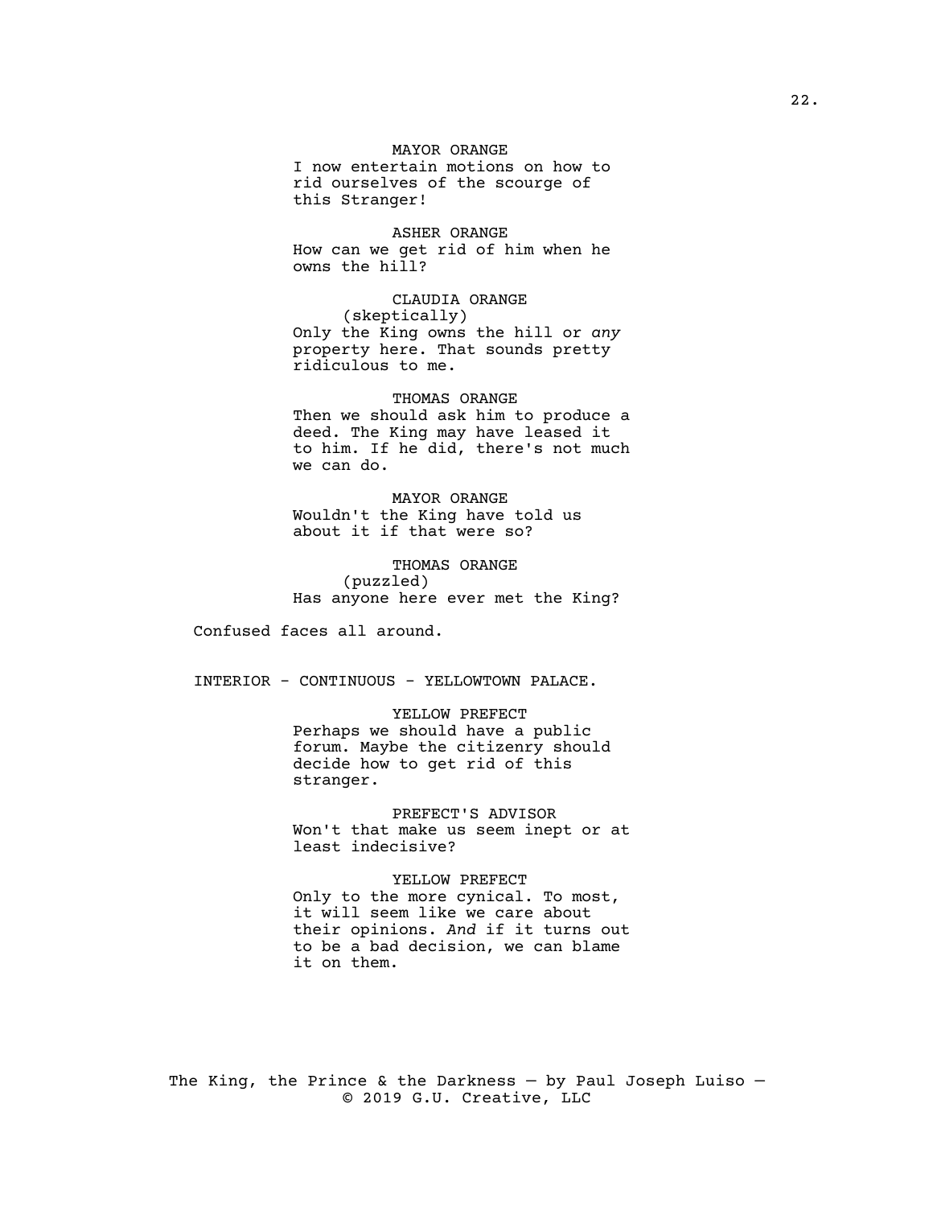MAYOR ORANGE
I now entertain motions on how to rid ourselves of the scourge of this Stranger!

ASHER ORANGE
How can we get rid of him when he owns the hill?

CLAUDIA ORANGE
(skeptically)
Only the King owns the hill or *any* property here. That sounds pretty ridiculous to me.

THOMAS ORANGE
Then we should ask him to produce a deed. The King may have leased it to him. If he did, there's not much we can do.

MAYOR ORANGE
Wouldn't the King have told us about it if that were so?

THOMAS ORANGE
(puzzled)
Has anyone here ever met the King?

Confused faces all around.

INTERIOR - CONTINUOUS - YELLOWTOWN PALACE.

YELLOW PREFECT
Perhaps we should have a public forum. Maybe the citizenry should decide how to get rid of this stranger.

PREFECT'S ADVISOR
Won't that make us seem inept or at least indecisive?

YELLOW PREFECT
Only to the more cynical. To most, it will seem like we care about their opinions. *And* if it turns out to be a bad decision, we can blame it on them.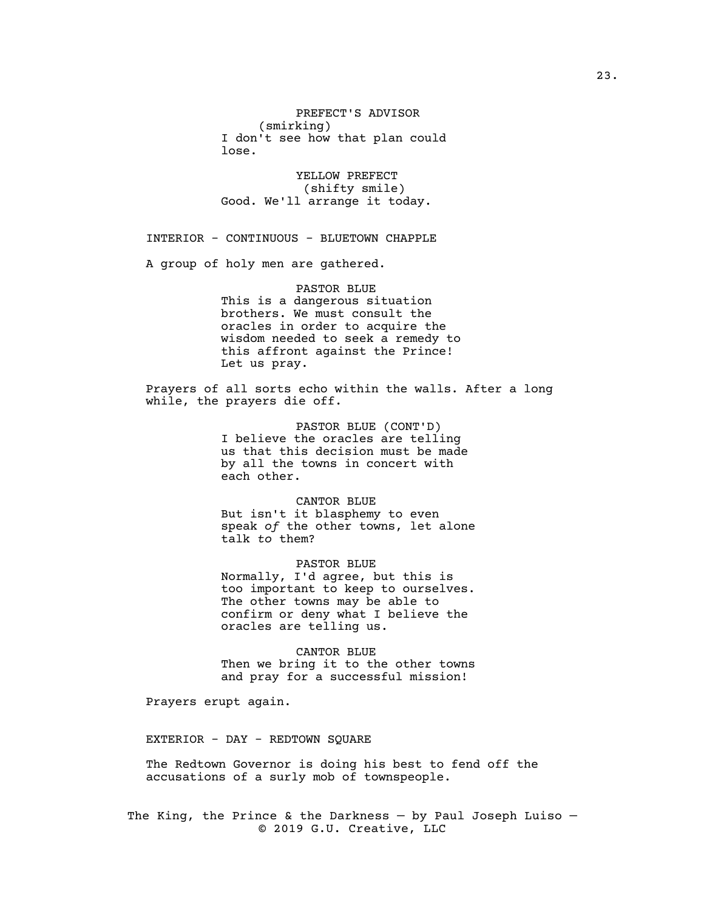PREFECT'S ADVISOR
(smirking)
I don't see how that plan could lose.

YELLOW PREFECT
(shifty smile)
Good. We'll arrange it today.

INTERIOR - CONTINUOUS - BLUETOWN CHAPPLE

A group of holy men are gathered.

PASTOR BLUE
This is a dangerous situation brothers. We must consult the oracles in order to acquire the wisdom needed to seek a remedy to this affront against the Prince! Let us pray.

Prayers of all sorts echo within the walls. After a long while, the prayers die off.

PASTOR BLUE (CONT'D)
I believe the oracles are telling us that this decision must be made by all the towns in concert with each other.

CANTOR BLUE
But isn't it blasphemy to even speak *of* the other towns, let alone talk *to* them?

PASTOR BLUE
Normally, I'd agree, but this is too important to keep to ourselves. The other towns may be able to confirm or deny what I believe the oracles are telling us.

CANTOR BLUE
Then we bring it to the other towns and pray for a successful mission!

Prayers erupt again.

EXTERIOR - DAY - REDTOWN SQUARE

The Redtown Governor is doing his best to fend off the accusations of a surly mob of townspeople.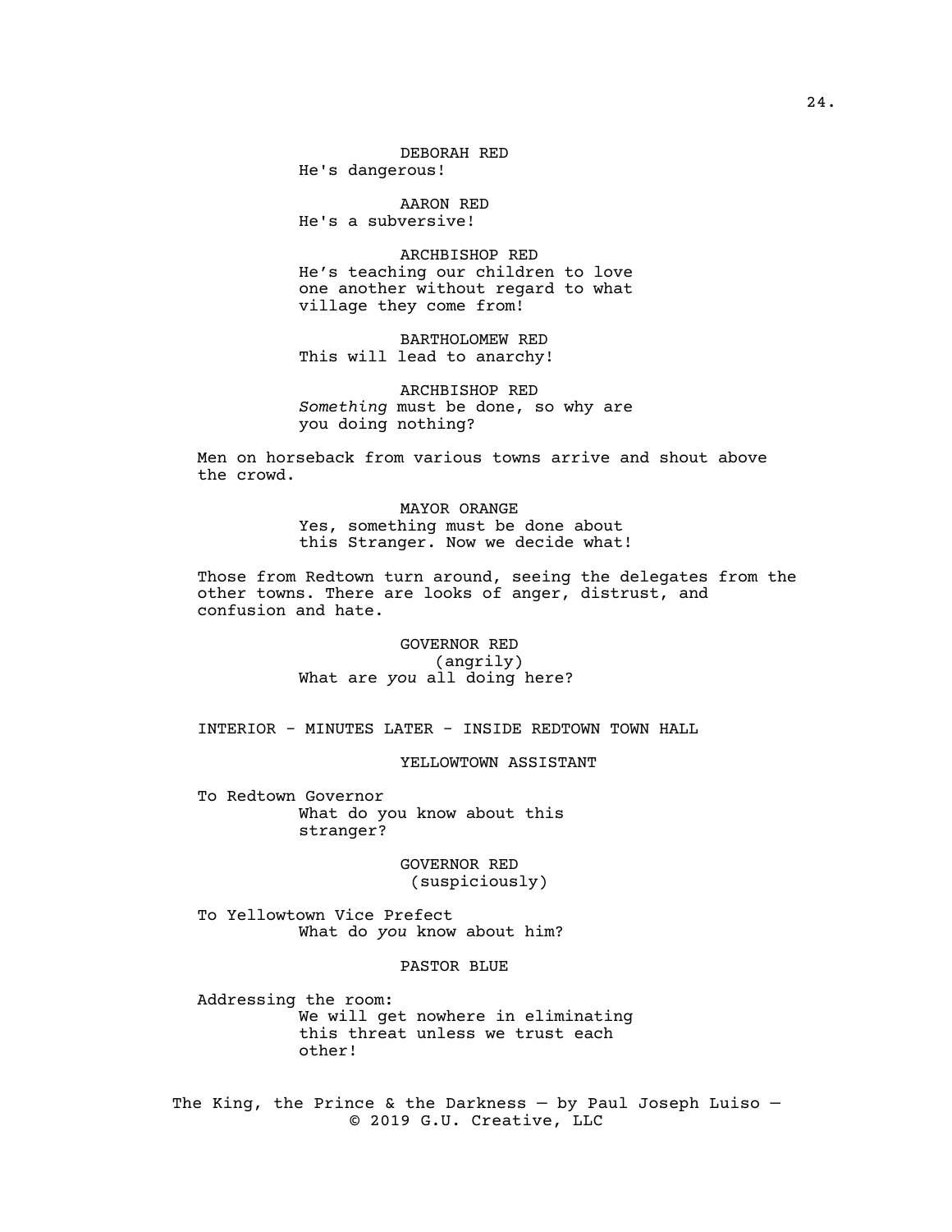DEBORAH RED

He's dangerous!

AARON RED

He's a subversive!

ARCHBISHOP RED

He's teaching our children to love one another without regard to what village they come from!

BARTHOLOMEW RED

This will lead to anarchy!

ARCHBISHOP RED

*Something* must be done, so why are you doing nothing?

Men on horseback from various towns arrive and shout above the crowd.

MAYOR ORANGE

Yes, something must be done about this Stranger. Now we decide what!

Those from Redtown turn around, seeing the delegates from the other towns. There are looks of anger, distrust, and confusion and hate.

GOVERNOR RED

(angrily)

What are *you* all doing here?

INTERIOR - MINUTES LATER - INSIDE REDTOWN TOWN HALL

YELLOWTOWN ASSISTANT

To Redtown Governor

What do you know about this stranger?

GOVERNOR RED

(suspiciously)

To Yellowtown Vice Prefect

What do *you* know about him?

PASTOR BLUE

Addressing the room:

We will get nowhere in eliminating this threat unless we trust each other!

The King, the Prince & the Darkness — by Paul Joseph Luiso — © 2019 G.U. Creative, LLC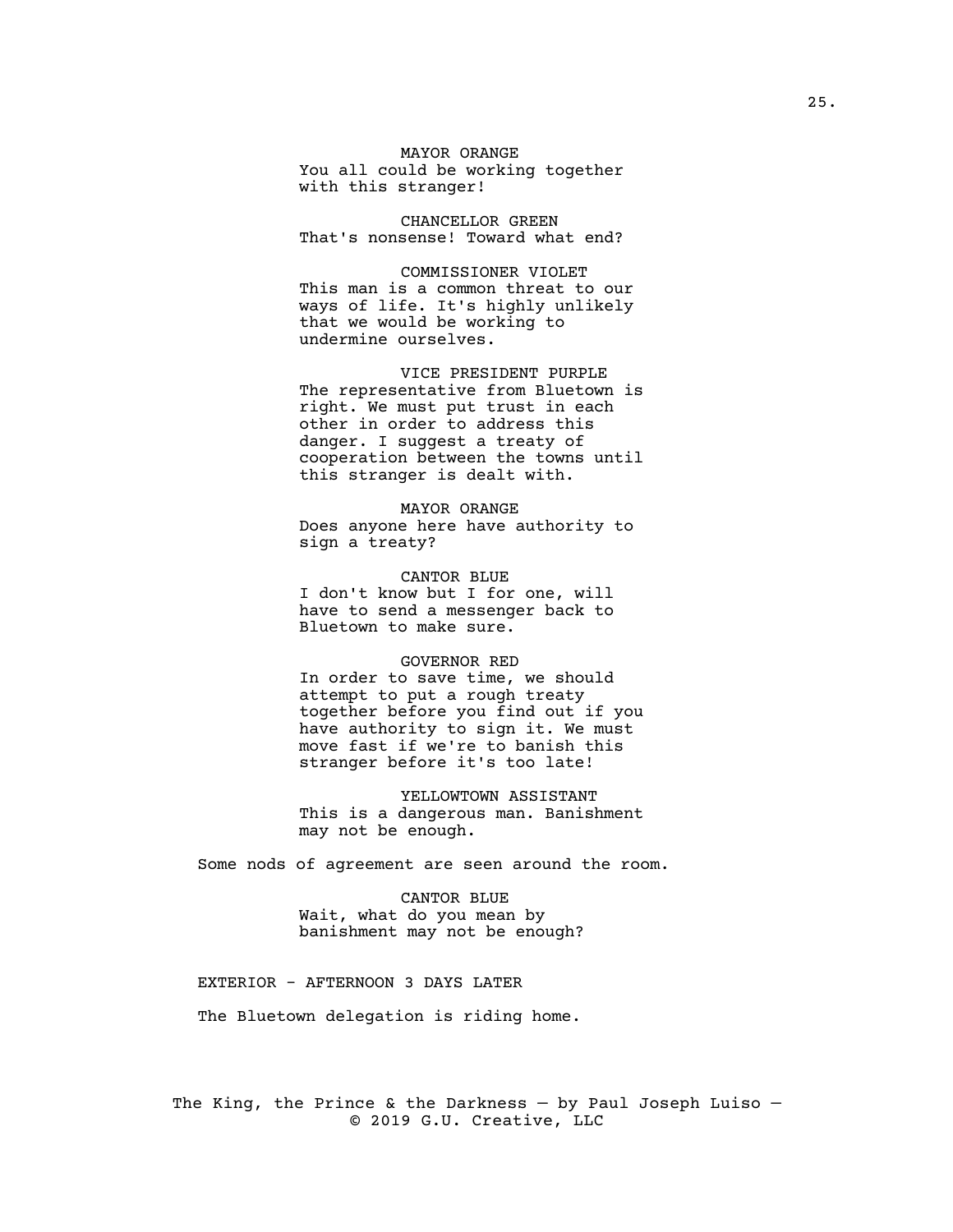MAYOR ORANGE
You all could be working together with this stranger!

CHANCELLOR GREEN
That's nonsense! Toward what end?

COMMISSIONER VIOLET
This man is a common threat to our ways of life. It's highly unlikely that we would be working to undermine ourselves.

VICE PRESIDENT PURPLE
The representative from Bluetown is right. We must put trust in each other in order to address this danger. I suggest a treaty of cooperation between the towns until this stranger is dealt with.

MAYOR ORANGE
Does anyone here have authority to sign a treaty?

CANTOR BLUE
I don't know but I for one, will have to send a messenger back to Bluetown to make sure.

GOVERNOR RED
In order to save time, we should attempt to put a rough treaty together before you find out if you have authority to sign it. We must move fast if we're to banish this stranger before it's too late!

YELLOWTOWN ASSISTANT
This is a dangerous man. Banishment may not be enough.

Some nods of agreement are seen around the room.

CANTOR BLUE
Wait, what do you mean by banishment may not be enough?

EXTERIOR - AFTERNOON 3 DAYS LATER

The Bluetown delegation is riding home.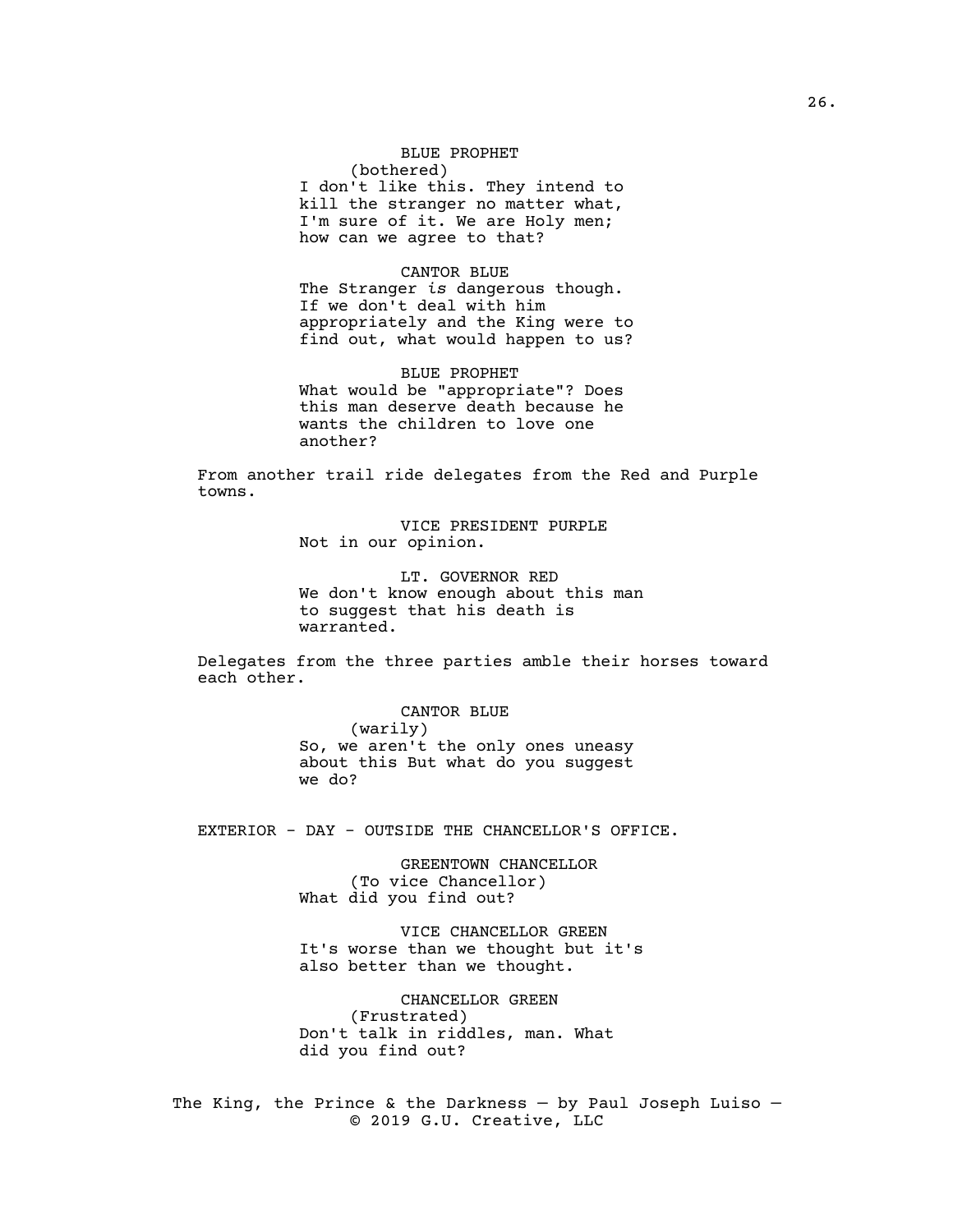BLUE PROPHET
(bothered)
I don't like this. They intend to kill the stranger no matter what, I'm sure of it. We are Holy men; how can we agree to that?

CANTOR BLUE
The Stranger *is* dangerous though. If we don't deal with him appropriately and the King were to find out, what would happen to us?

BLUE PROPHET
What would be "appropriate"? Does this man deserve death because he wants the children to love one another?

From another trail ride delegates from the Red and Purple towns.

VICE PRESIDENT PURPLE
Not in our opinion.

LT. GOVERNOR RED
We don't know enough about this man to suggest that his death is warranted.

Delegates from the three parties amble their horses toward each other.

CANTOR BLUE
(warily)
So, we aren't the only ones uneasy about this But what do you suggest we do?

EXTERIOR - DAY - OUTSIDE THE CHANCELLOR'S OFFICE.

GREENTOWN CHANCELLOR
(To vice Chancellor)
What did you find out?

VICE CHANCELLOR GREEN
It's worse than we thought but it's also better than we thought.

CHANCELLOR GREEN
(Frustrated)
Don't talk in riddles, man. What did you find out?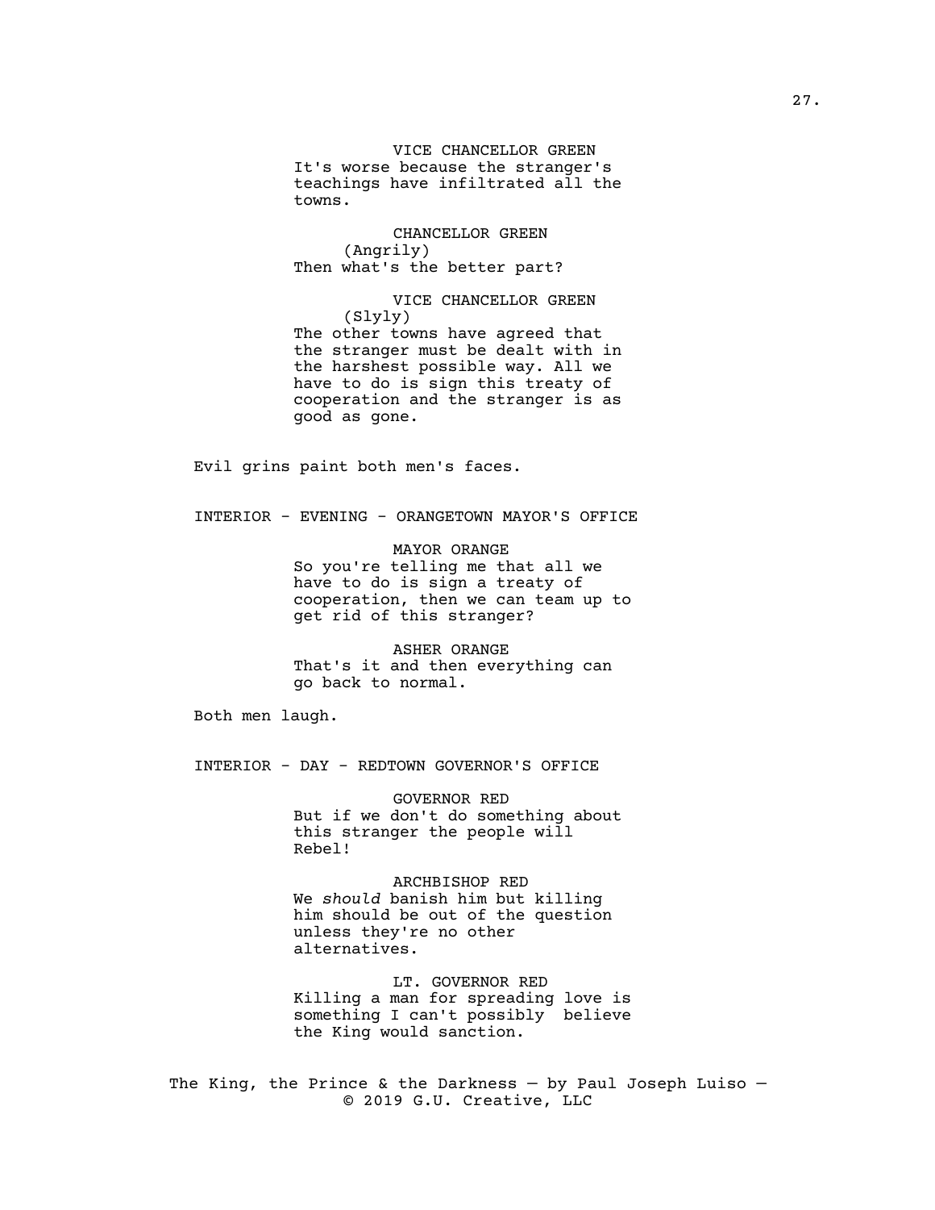VICE CHANCELLOR GREEN
It's worse because the stranger's teachings have infiltrated all the towns.

CHANCELLOR GREEN
(Angrily)
Then what's the better part?

VICE CHANCELLOR GREEN
(Slyly)
The other towns have agreed that the stranger must be dealt with in the harshest possible way. All we have to do is sign this treaty of cooperation and the stranger is as good as gone.

Evil grins paint both men's faces.

INTERIOR - EVENING - ORANGETOWN MAYOR'S OFFICE

MAYOR ORANGE
So you're telling me that all we have to do is sign a treaty of cooperation, then we can team up to get rid of this stranger?

ASHER ORANGE
That's it and then everything can go back to normal.

Both men laugh.

INTERIOR - DAY - REDTOWN GOVERNOR'S OFFICE

GOVERNOR RED
But if we don't do something about this stranger the people will Rebel!

ARCHBISHOP RED
We *should* banish him but killing him should be out of the question unless they're no other alternatives.

LT. GOVERNOR RED
Killing a man for spreading love is something I can't possibly believe the King would sanction.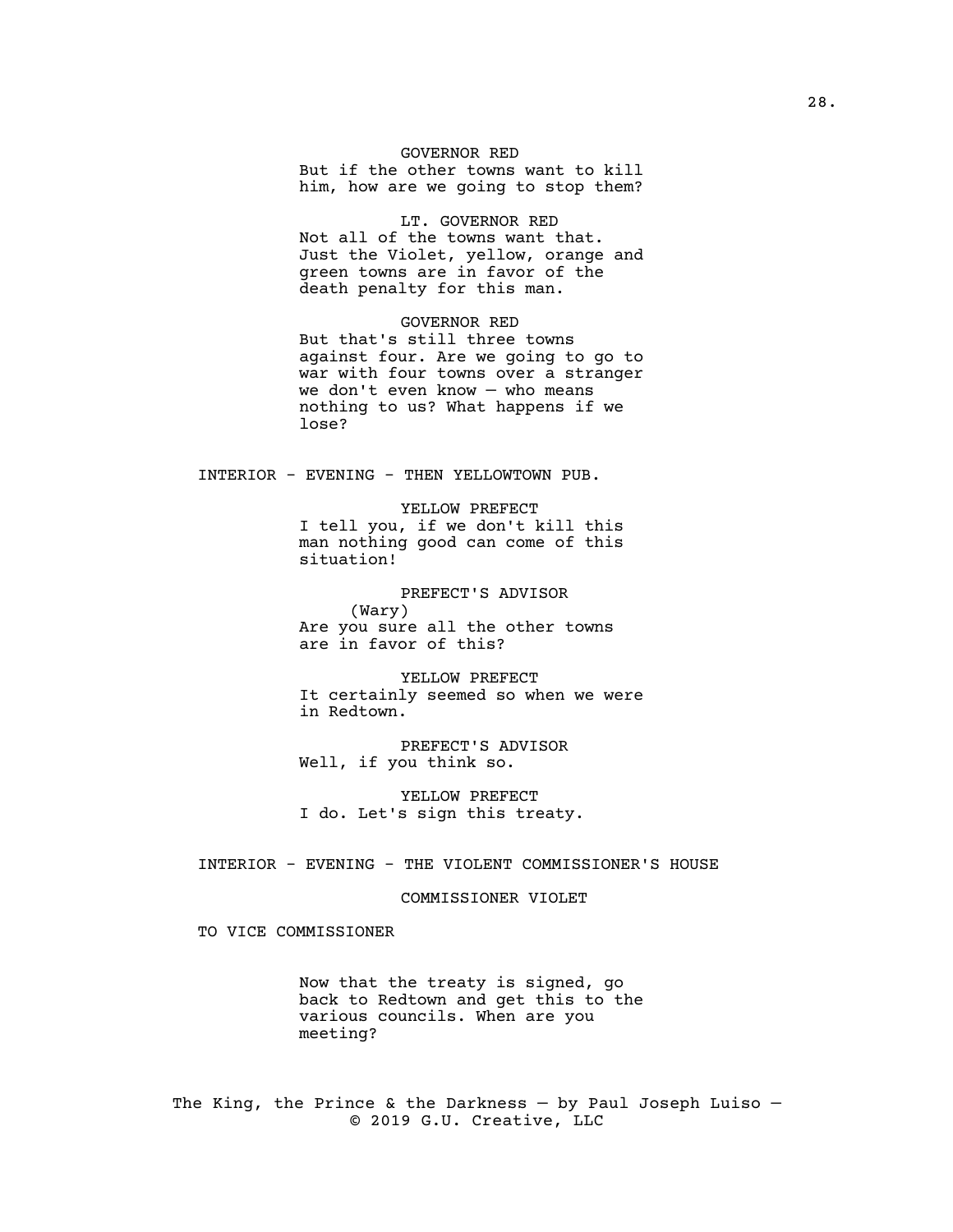GOVERNOR RED

But if the other towns want to kill him, how are we going to stop them?

LT. GOVERNOR RED

Not all of the towns want that. Just the Violet, yellow, orange and green towns are in favor of the death penalty for this man.

GOVERNOR RED

But that's still three towns against four. Are we going to go to war with four towns over a stranger we don't even know — who means nothing to us? What happens if we lose?

INTERIOR - EVENING - THEN YELLOWTOWN PUB.

YELLOW PREFECT

I tell you, if we don't kill this man nothing good can come of this situation!

PREFECT'S ADVISOR

(Wary)

Are you sure all the other towns are in favor of this?

YELLOW PREFECT

It certainly seemed so when we were in Redtown.

PREFECT'S ADVISOR

Well, if you think so.

YELLOW PREFECT

I do. Let's sign this treaty.

INTERIOR - EVENING - THE VIOLENT COMMISSIONER'S HOUSE

COMMISSIONER VIOLET

TO VICE COMMISSIONER

Now that the treaty is signed, go back to Redtown and get this to the various councils. When are you meeting?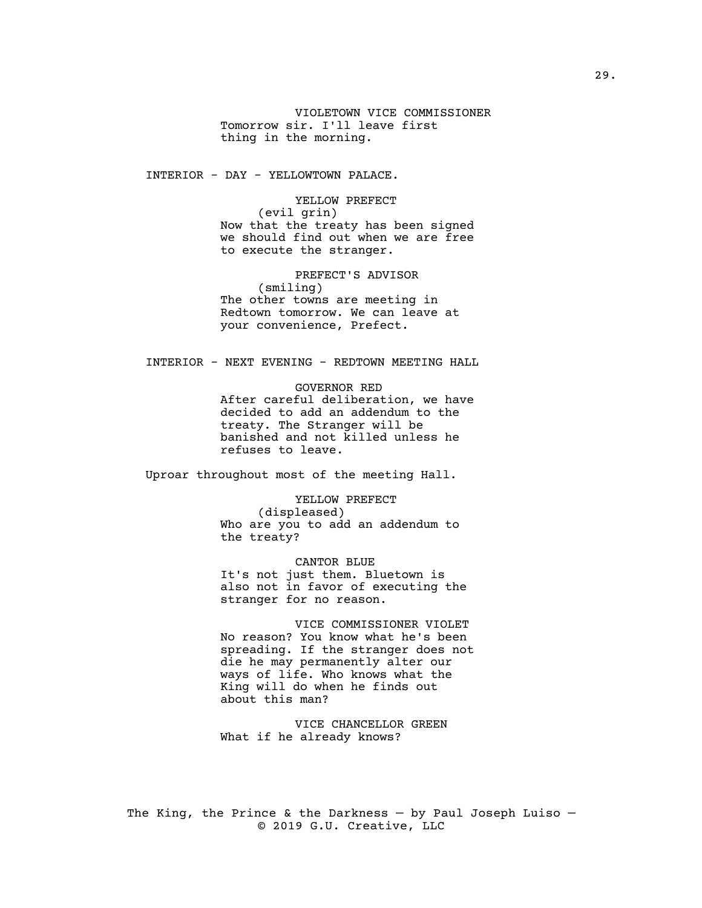VIOLETOWN VICE COMMISSIONER
Tomorrow sir. I'll leave first thing in the morning.

INTERIOR - DAY - YELLOWTOWN PALACE.

YELLOW PREFECT
(evil grin)
Now that the treaty has been signed we should find out when we are free to execute the stranger.

PREFECT'S ADVISOR
(smiling)
The other towns are meeting in Redtown tomorrow. We can leave at your convenience, Prefect.

INTERIOR - NEXT EVENING - REDTOWN MEETING HALL

GOVERNOR RED
After careful deliberation, we have decided to add an addendum to the treaty. The Stranger will be banished and not killed unless he refuses to leave.

Uproar throughout most of the meeting Hall.

YELLOW PREFECT
(displeased)
Who are you to add an addendum to the treaty?

CANTOR BLUE
It's not just them. Bluetown is also not in favor of executing the stranger for no reason.

VICE COMMISSIONER VIOLET
No reason? You know what he's been spreading. If the stranger does not die he may permanently alter our ways of life. Who knows what the King will do when he finds out about this man?

VICE CHANCELLOR GREEN
What if he already knows?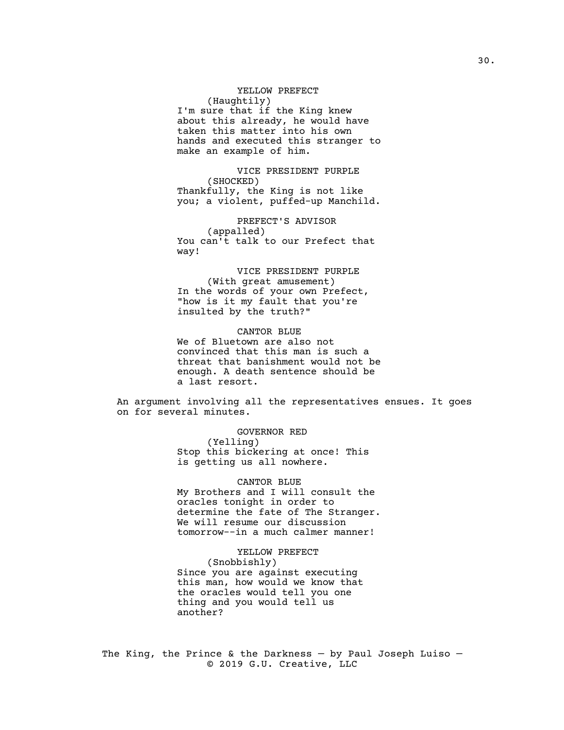YELLOW PREFECT

(Haughtily)

I'm sure that if the King knew about this already, he would have taken this matter into his own hands and executed this stranger to make an example of him.

VICE PRESIDENT PURPLE

(SHOCKED)

Thankfully, the King is not like you; a violent, puffed-up Manchild.

PREFECT'S ADVISOR

(appalled)

You can't talk to our Prefect that way!

VICE PRESIDENT PURPLE

(With great amusement)

In the words of your own Prefect, "how is it my fault that you're insulted by the truth?"

CANTOR BLUE

We of Bluetown are also not convinced that this man is such a threat that banishment would not be enough. A death sentence should be a last resort.

An argument involving all the representatives ensues. It goes on for several minutes.

GOVERNOR RED

(Yelling)

Stop this bickering at once! This is getting us all nowhere.

CANTOR BLUE

My Brothers and I will consult the oracles tonight in order to determine the fate of The Stranger. We will resume our discussion tomorrow--in a much calmer manner!

YELLOW PREFECT

(Snobbishly)

Since you are against executing this man, how would we know that the oracles would tell you one thing and you would tell us another?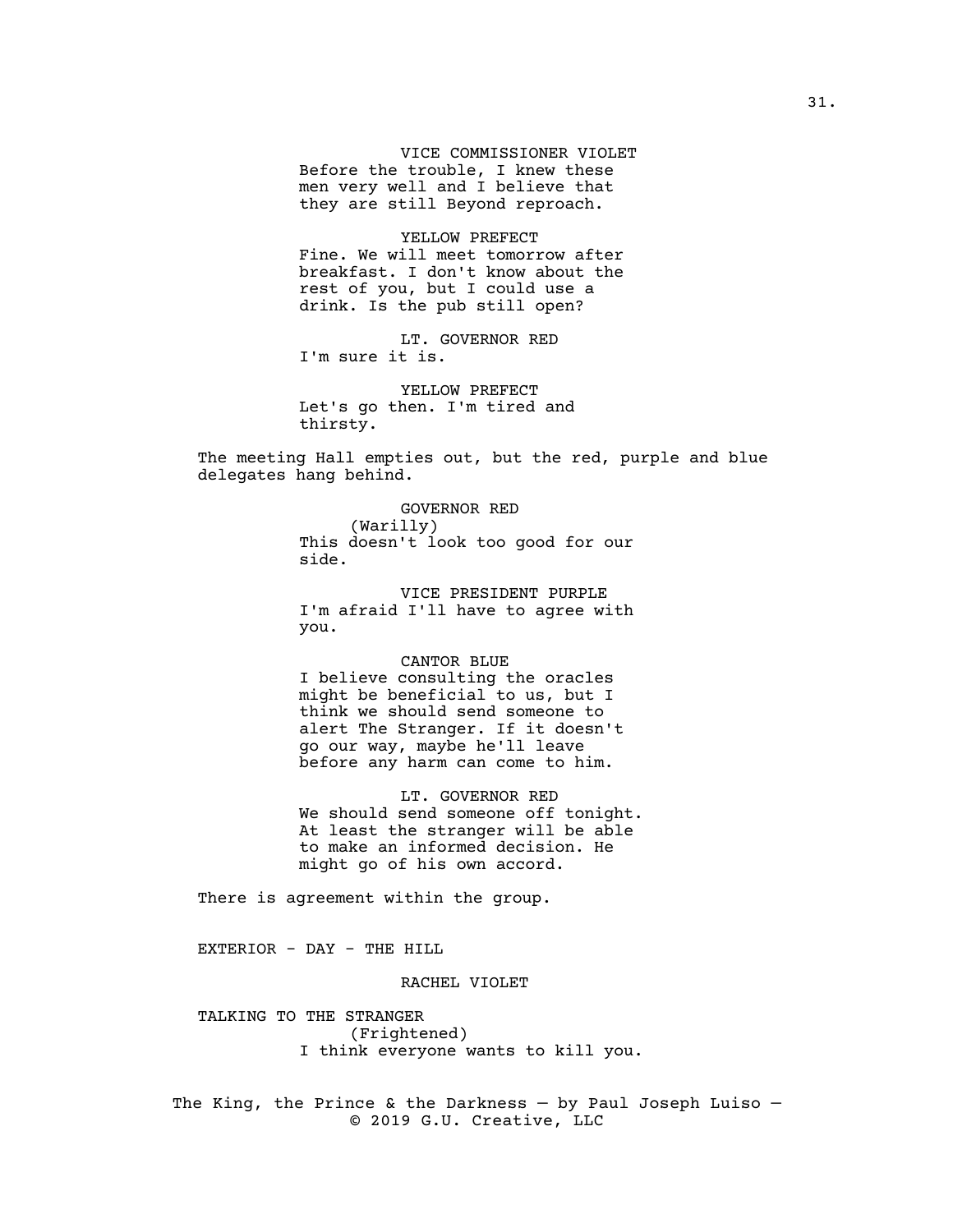VICE COMMISSIONER VIOLET
Before the trouble, I knew these men very well and I believe that they are still Beyond reproach.

YELLOW PREFECT
Fine. We will meet tomorrow after breakfast. I don't know about the rest of you, but I could use a drink. Is the pub still open?

LT. GOVERNOR RED
I'm sure it is.

YELLOW PREFECT
Let's go then. I'm tired and thirsty.

The meeting Hall empties out, but the red, purple and blue delegates hang behind.

GOVERNOR RED
(Warilly)
This doesn't look too good for our side.

VICE PRESIDENT PURPLE
I'm afraid I'll have to agree with you.

CANTOR BLUE
I believe consulting the oracles might be beneficial to us, but I think we should send someone to alert The Stranger. If it doesn't go our way, maybe he'll leave before any harm can come to him.

LT. GOVERNOR RED
We should send someone off tonight. At least the stranger will be able to make an informed decision. He might go of his own accord.

There is agreement within the group.

EXTERIOR - DAY - THE HILL

RACHEL VIOLET

TALKING TO THE STRANGER
(Frightened)
I think everyone wants to kill you.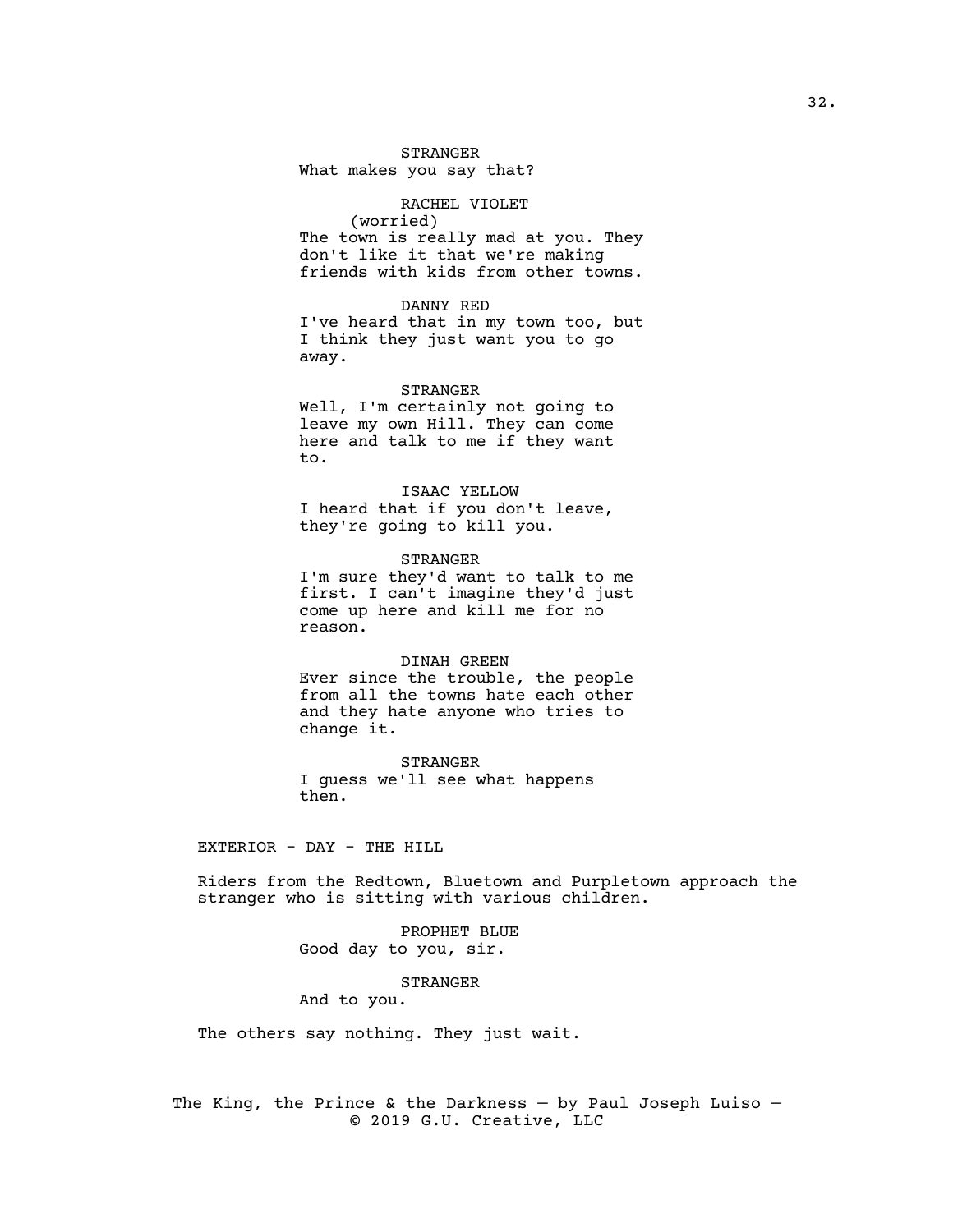STRANGER
What makes you say that?

RACHEL VIOLET
(worried)
The town is really mad at you. They don't like it that we're making friends with kids from other towns.

DANNY RED
I've heard that in my town too, but I think they just want you to go away.

STRANGER
Well, I'm certainly not going to leave my own Hill. They can come here and talk to me if they want to.

ISAAC YELLOW
I heard that if you don't leave, they're going to kill you.

STRANGER
I'm sure they'd want to talk to me first. I can't imagine they'd just come up here and kill me for no reason.

DINAH GREEN
Ever since the trouble, the people from all the towns hate each other and they hate anyone who tries to change it.

STRANGER
I guess we'll see what happens then.

EXTERIOR - DAY - THE HILL

Riders from the Redtown, Bluetown and Purpletown approach the stranger who is sitting with various children.

PROPHET BLUE
Good day to you, sir.

STRANGER
And to you.

The others say nothing. They just wait.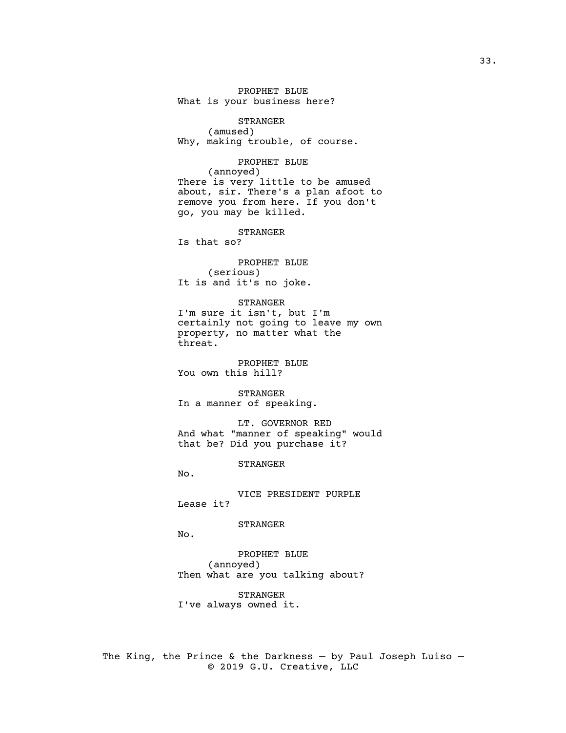PROPHET BLUE
What is your business here?

STRANGER
(amused)
Why, making trouble, of course.

PROPHET BLUE
(annoyed)
There is very little to be amused about, sir. There's a plan afoot to remove you from here. If you don't go, you may be killed.

STRANGER
Is that so?

PROPHET BLUE
(serious)
It is and it's no joke.

STRANGER
I'm sure it isn't, but I'm certainly not going to leave my own property, no matter what the threat.

PROPHET BLUE
You own this hill?

STRANGER
In a manner of speaking.

LT. GOVERNOR RED
And what "manner of speaking" would that be? Did you purchase it?

STRANGER
No.

VICE PRESIDENT PURPLE
Lease it?

STRANGER
No.

PROPHET BLUE
(annoyed)
Then what are you talking about?

STRANGER
I've always owned it.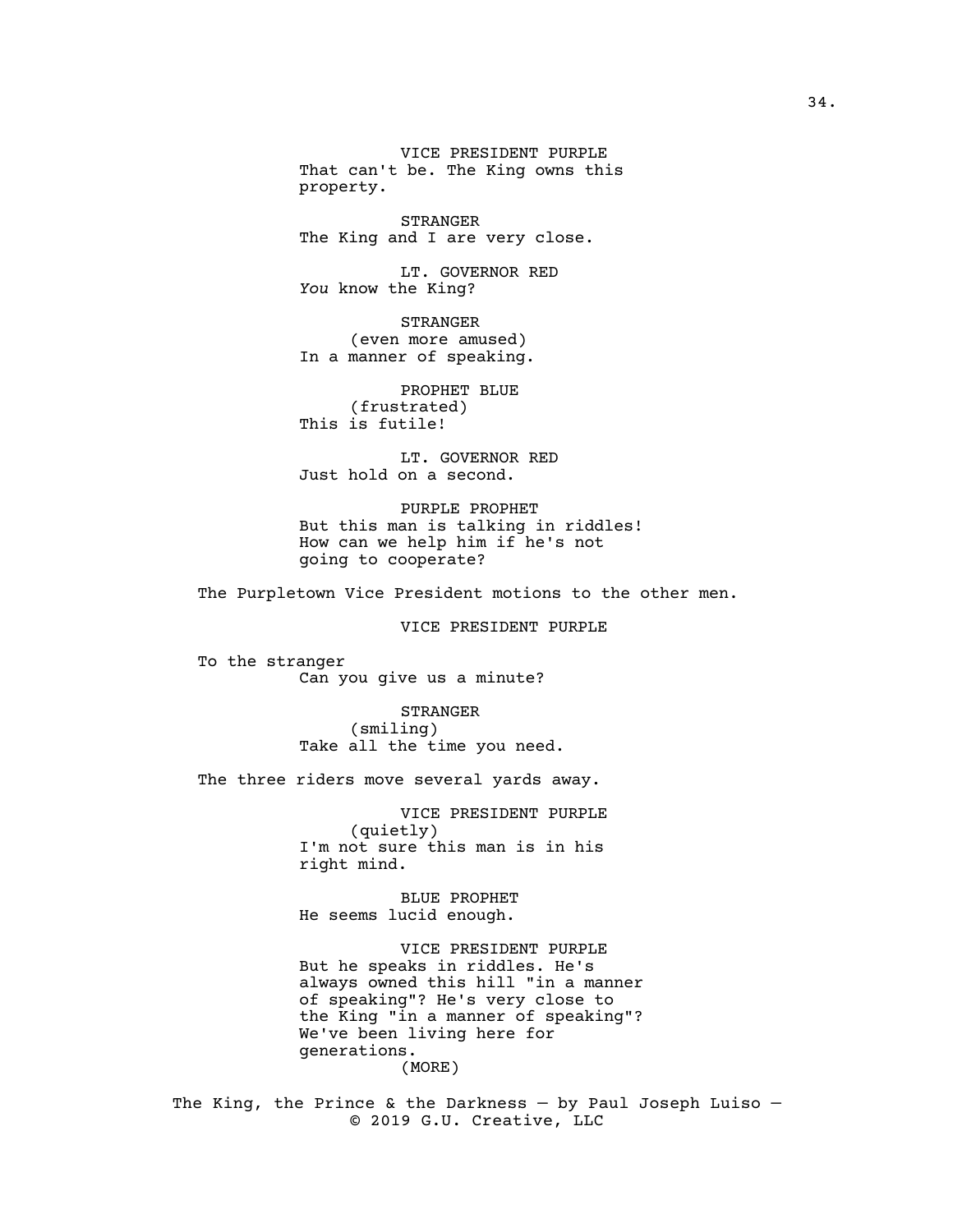VICE PRESIDENT PURPLE
That can't be. The King owns this property.

STRANGER
The King and I are very close.

LT. GOVERNOR RED
*You* know the King?

STRANGER
(even more amused)
In a manner of speaking.

PROPHET BLUE
(frustrated)
This is futile!

LT. GOVERNOR RED
Just hold on a second.

PURPLE PROPHET
But this man is talking in riddles! How can we help him if he's not going to cooperate?

The Purpletown Vice President motions to the other men.

VICE PRESIDENT PURPLE

To the stranger
Can you give us a minute?

STRANGER
(smiling)
Take all the time you need.

The three riders move several yards away.

VICE PRESIDENT PURPLE
(quietly)
I'm not sure this man is in his right mind.

BLUE PROPHET
He seems lucid enough.

VICE PRESIDENT PURPLE
But he speaks in riddles. He's always owned this hill "in a manner of speaking"? He's very close to the King "in a manner of speaking"? We've been living here for generations.
(MORE)

The King, the Prince & the Darkness — by Paul Joseph Luiso — © 2019 G.U. Creative, LLC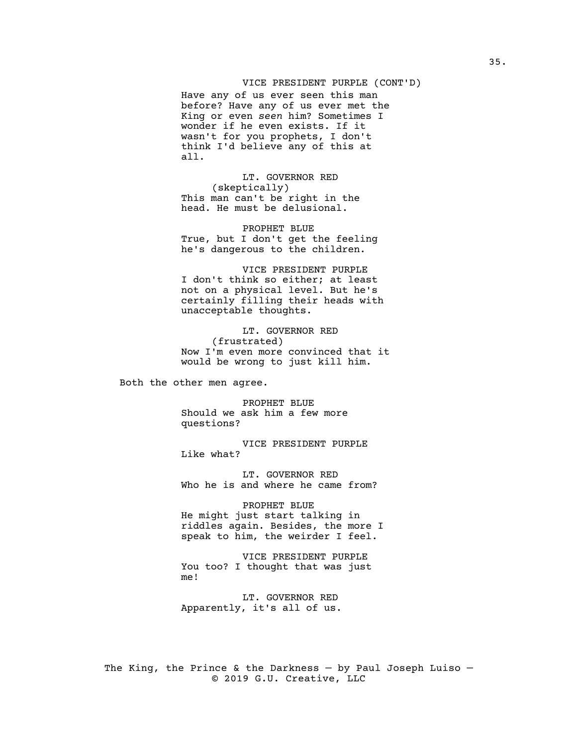VICE PRESIDENT PURPLE (CONT'D)

Have any of us ever seen this man before? Have any of us ever met the King or even *seen* him? Sometimes I wonder if he even exists. If it wasn't for you prophets, I don't think I'd believe any of this at all.

LT. GOVERNOR RED

(skeptically)

This man can't be right in the head. He must be delusional.

PROPHET BLUE

True, but I don't get the feeling he's dangerous to the children.

VICE PRESIDENT PURPLE

I don't think so either; at least not on a physical level. But he's certainly filling their heads with unacceptable thoughts.

LT. GOVERNOR RED

(frustrated)

Now I'm even more convinced that it would be wrong to just kill him.

Both the other men agree.

PROPHET BLUE

Should we ask him a few more questions?

VICE PRESIDENT PURPLE

Like what?

LT. GOVERNOR RED

Who he is and where he came from?

PROPHET BLUE

He might just start talking in riddles again. Besides, the more I speak to him, the weirder I feel.

VICE PRESIDENT PURPLE

You too? I thought that was just me!

LT. GOVERNOR RED

Apparently, it's all of us.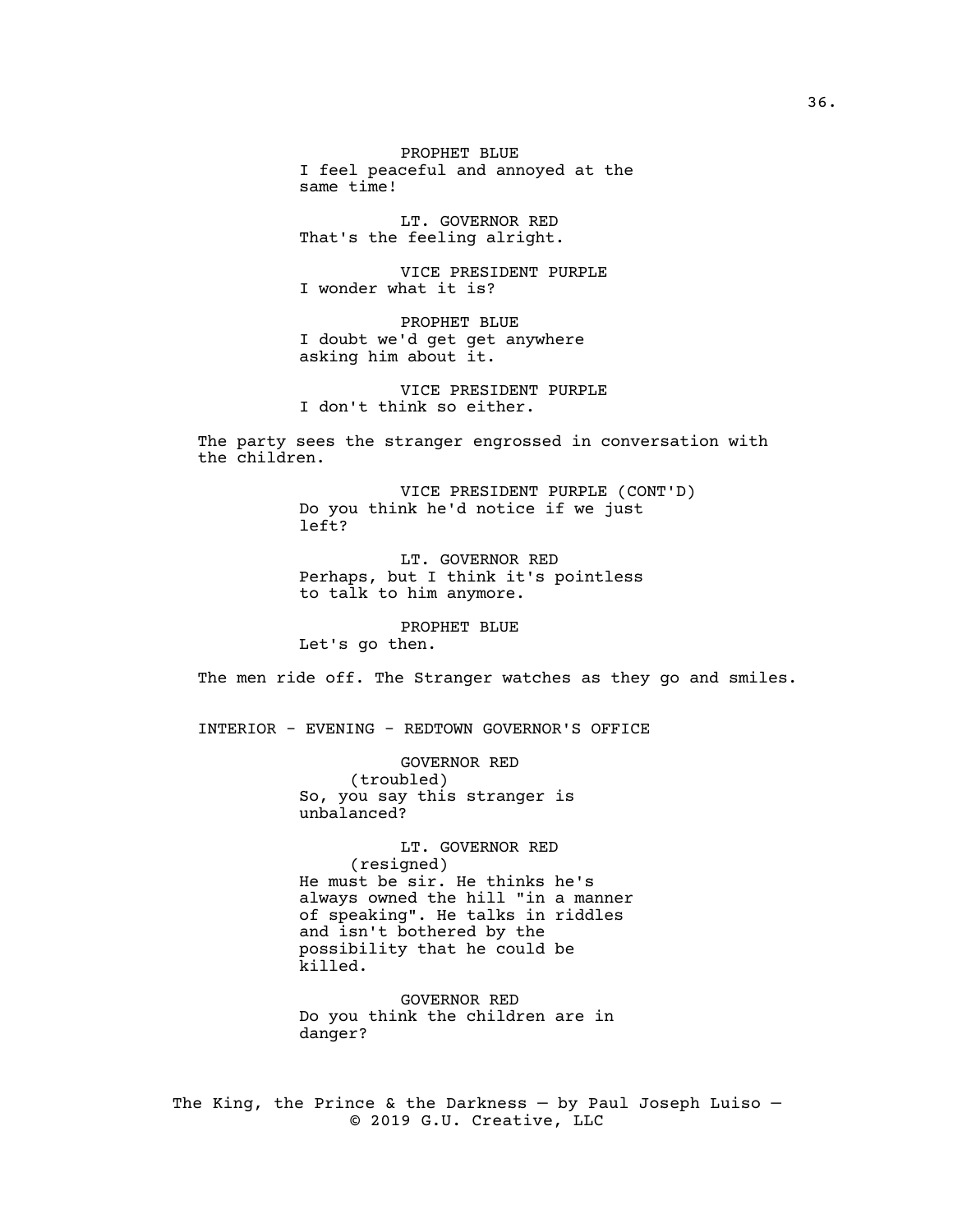PROPHET BLUE
I feel peaceful and annoyed at the same time!

LT. GOVERNOR RED
That's the feeling alright.

VICE PRESIDENT PURPLE
I wonder what it is?

PROPHET BLUE
I doubt we'd get get anywhere asking him about it.

VICE PRESIDENT PURPLE
I don't think so either.

The party sees the stranger engrossed in conversation with the children.

VICE PRESIDENT PURPLE (CONT'D)
Do you think he'd notice if we just left?

LT. GOVERNOR RED
Perhaps, but I think it's pointless to talk to him anymore.

PROPHET BLUE
Let's go then.

The men ride off. The Stranger watches as they go and smiles.

INTERIOR - EVENING - REDTOWN GOVERNOR'S OFFICE

GOVERNOR RED
(troubled)
So, you say this stranger is unbalanced?

LT. GOVERNOR RED
(resigned)
He must be sir. He thinks he's always owned the hill "in a manner of speaking". He talks in riddles and isn't bothered by the possibility that he could be killed.

GOVERNOR RED
Do you think the children are in danger?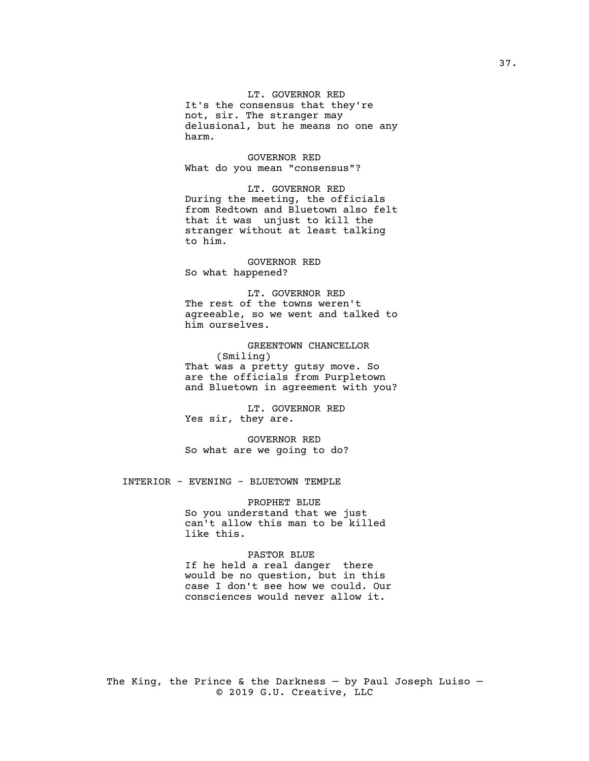LT. GOVERNOR RED
It's the consensus that they're not, sir. The stranger may delusional, but he means no one any harm.

GOVERNOR RED
What do you mean "consensus"?

LT. GOVERNOR RED
During the meeting, the officials from Redtown and Bluetown also felt that it was unjust to kill the stranger without at least talking to him.

GOVERNOR RED
So what happened?

LT. GOVERNOR RED
The rest of the towns weren't agreeable, so we went and talked to him ourselves.

GREENTOWN CHANCELLOR
(Smiling)
That was a pretty gutsy move. So are the officials from Purpletown and Bluetown in agreement with you?

LT. GOVERNOR RED
Yes sir, they are.

GOVERNOR RED
So what are we going to do?

INTERIOR - EVENING - BLUETOWN TEMPLE

PROPHET BLUE
So you understand that we just can't allow this man to be killed like this.

PASTOR BLUE
If he held a real danger there would be no question, but in this case I don't see how we could. Our consciences would never allow it.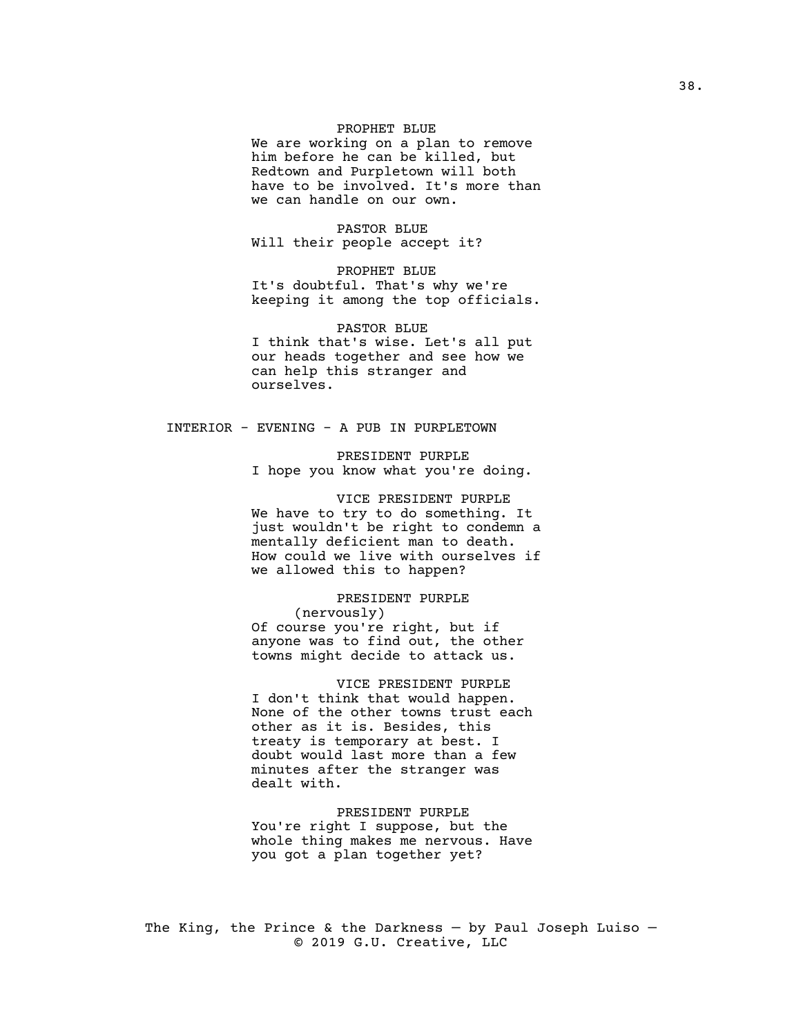PROPHET BLUE

We are working on a plan to remove him before he can be killed, but Redtown and Purpletown will both have to be involved. It's more than we can handle on our own.

PASTOR BLUE

Will their people accept it?

PROPHET BLUE

It's doubtful. That's why we're keeping it among the top officials.

PASTOR BLUE

I think that's wise. Let's all put our heads together and see how we can help this stranger and ourselves.

INTERIOR - EVENING - A PUB IN PURPLETOWN

PRESIDENT PURPLE

I hope you know what you're doing.

VICE PRESIDENT PURPLE

We have to try to do something. It just wouldn't be right to condemn a mentally deficient man to death. How could we live with ourselves if we allowed this to happen?

PRESIDENT PURPLE

(nervously)

Of course you're right, but if anyone was to find out, the other towns might decide to attack us.

VICE PRESIDENT PURPLE

I don't think that would happen. None of the other towns trust each other as it is. Besides, this treaty is temporary at best. I doubt would last more than a few minutes after the stranger was dealt with.

PRESIDENT PURPLE

You're right I suppose, but the whole thing makes me nervous. Have you got a plan together yet?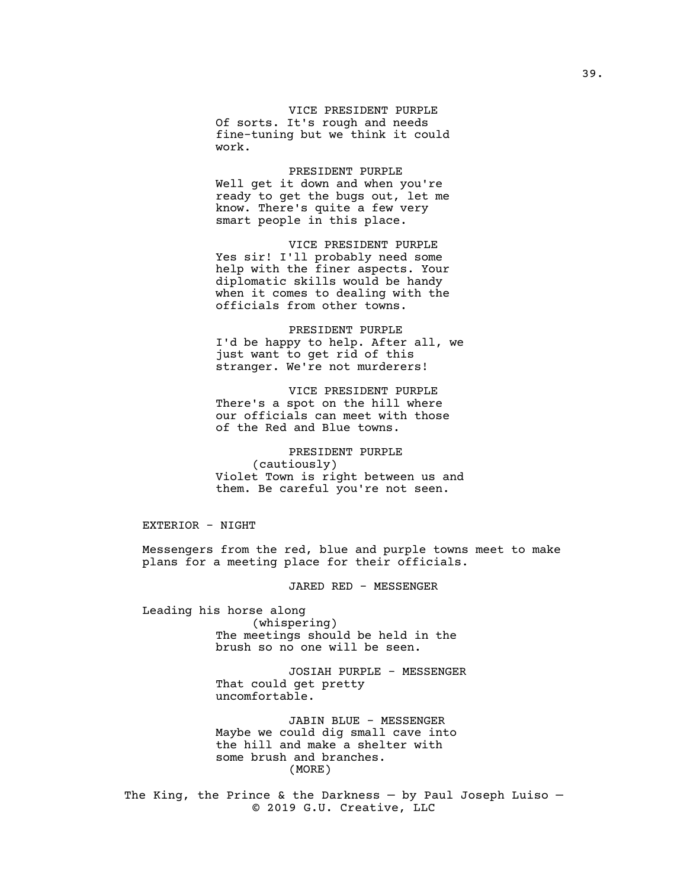VICE PRESIDENT PURPLE
Of sorts. It's rough and needs fine-tuning but we think it could work.

PRESIDENT PURPLE
Well get it down and when you're ready to get the bugs out, let me know. There's quite a few very smart people in this place.

VICE PRESIDENT PURPLE
Yes sir! I'll probably need some help with the finer aspects. Your diplomatic skills would be handy when it comes to dealing with the officials from other towns.

PRESIDENT PURPLE
I'd be happy to help. After all, we just want to get rid of this stranger. We're not murderers!

VICE PRESIDENT PURPLE
There's a spot on the hill where our officials can meet with those of the Red and Blue towns.

PRESIDENT PURPLE
(cautiously)
Violet Town is right between us and them. Be careful you're not seen.

EXTERIOR - NIGHT

Messengers from the red, blue and purple towns meet to make plans for a meeting place for their officials.

JARED RED - MESSENGER

Leading his horse along
(whispering)
The meetings should be held in the brush so no one will be seen.

JOSIAH PURPLE - MESSENGER
That could get pretty uncomfortable.

JABIN BLUE - MESSENGER
Maybe we could dig small cave into the hill and make a shelter with some brush and branches.
(MORE)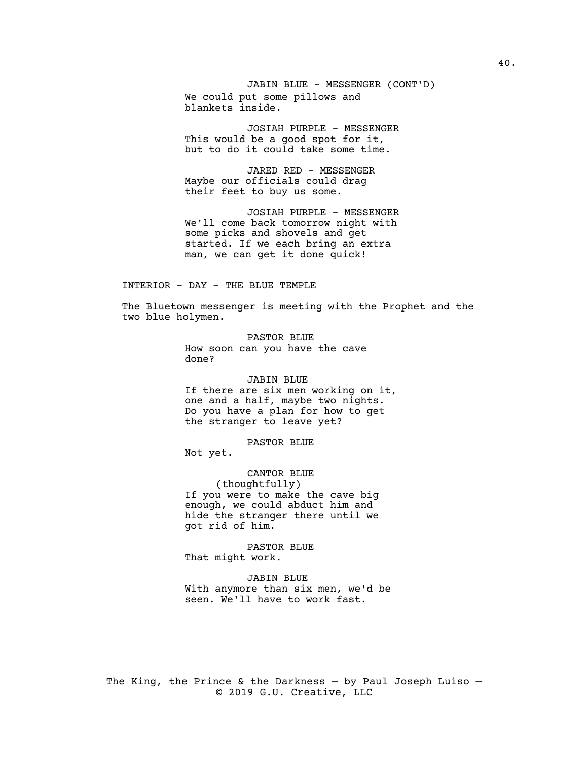JABIN BLUE - MESSENGER (CONT'D)
We could put some pillows and blankets inside.

JOSIAH PURPLE - MESSENGER
This would be a good spot for it, but to do it could take some time.

JARED RED - MESSENGER
Maybe our officials could drag their feet to buy us some.

JOSIAH PURPLE - MESSENGER
We'll come back tomorrow night with some picks and shovels and get started. If we each bring an extra man, we can get it done quick!

INTERIOR - DAY - THE BLUE TEMPLE

The Bluetown messenger is meeting with the Prophet and the two blue holymen.

PASTOR BLUE
How soon can you have the cave done?

JABIN BLUE
If there are six men working on it, one and a half, maybe two nights. Do you have a plan for how to get the stranger to leave yet?

PASTOR BLUE
Not yet.

CANTOR BLUE
(thoughtfully)
If you were to make the cave big enough, we could abduct him and hide the stranger there until we got rid of him.

PASTOR BLUE
That might work.

JABIN BLUE
With anymore than six men, we'd be seen. We'll have to work fast.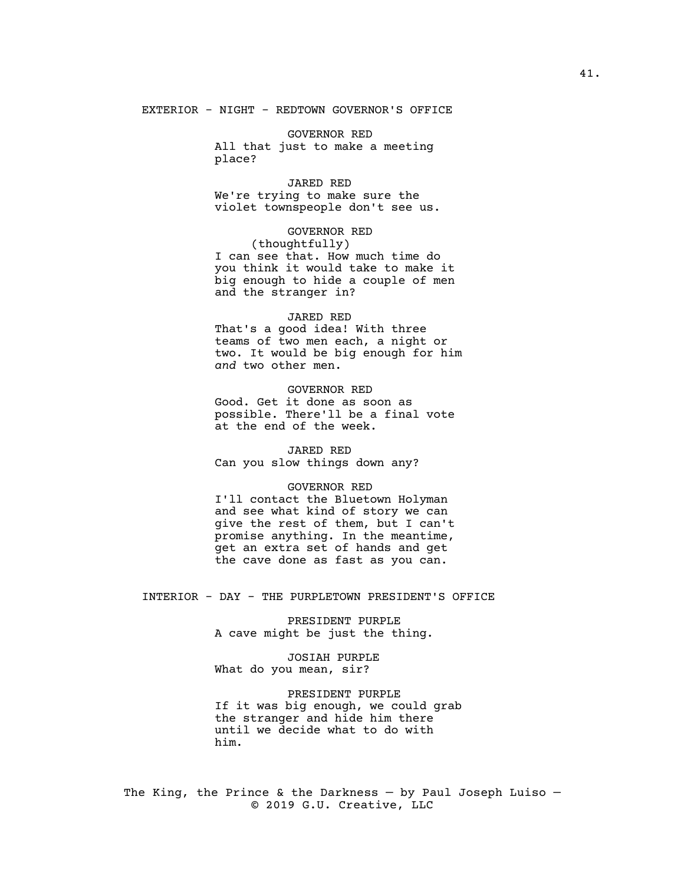EXTERIOR - NIGHT - REDTOWN GOVERNOR'S OFFICE

GOVERNOR RED
All that just to make a meeting place?

JARED RED
We're trying to make sure the violet townspeople don't see us.

GOVERNOR RED
(thoughtfully)
I can see that. How much time do you think it would take to make it big enough to hide a couple of men and the stranger in?

JARED RED
That's a good idea! With three teams of two men each, a night or two. It would be big enough for him *and* two other men.

GOVERNOR RED
Good. Get it done as soon as possible. There'll be a final vote at the end of the week.

JARED RED
Can you slow things down any?

GOVERNOR RED
I'll contact the Bluetown Holyman and see what kind of story we can give the rest of them, but I can't promise anything. In the meantime, get an extra set of hands and get the cave done as fast as you can.

INTERIOR - DAY - THE PURPLETOWN PRESIDENT'S OFFICE

PRESIDENT PURPLE
A cave might be just the thing.

JOSIAH PURPLE
What do you mean, sir?

PRESIDENT PURPLE
If it was big enough, we could grab the stranger and hide him there until we decide what to do with him.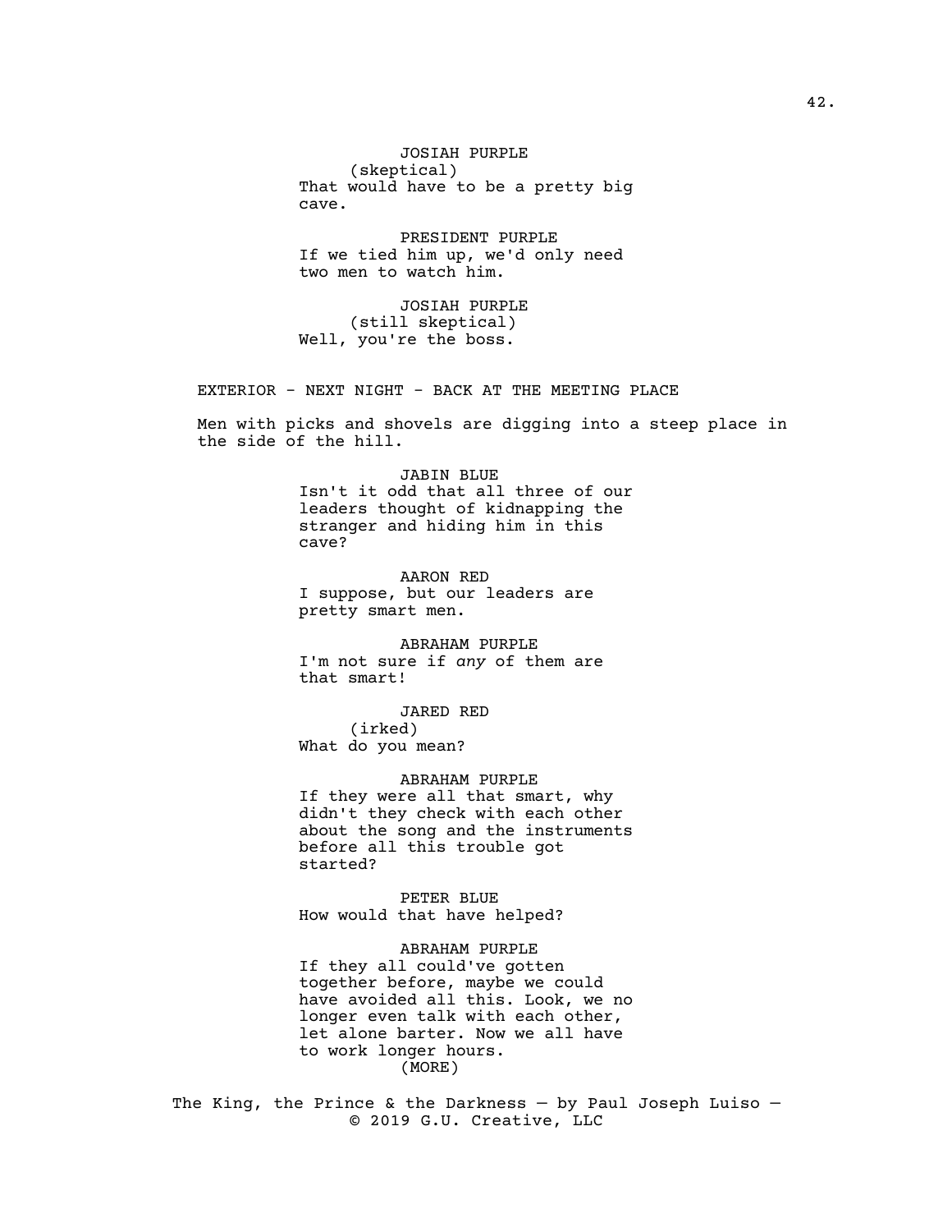JOSIAH PURPLE
(skeptical)
That would have to be a pretty big cave.

PRESIDENT PURPLE
If we tied him up, we'd only need two men to watch him.

JOSIAH PURPLE
(still skeptical)
Well, you're the boss.

EXTERIOR - NEXT NIGHT - BACK AT THE MEETING PLACE

Men with picks and shovels are digging into a steep place in the side of the hill.

JABIN BLUE
Isn't it odd that all three of our leaders thought of kidnapping the stranger and hiding him in this cave?

AARON RED
I suppose, but our leaders are pretty smart men.

ABRAHAM PURPLE
I'm not sure if *any* of them are that smart!

JARED RED
(irked)
What do you mean?

ABRAHAM PURPLE
If they were all that smart, why didn't they check with each other about the song and the instruments before all this trouble got started?

PETER BLUE
How would that have helped?

ABRAHAM PURPLE
If they all could've gotten together before, maybe we could have avoided all this. Look, we no longer even talk with each other, let alone barter. Now we all have to work longer hours.
(MORE)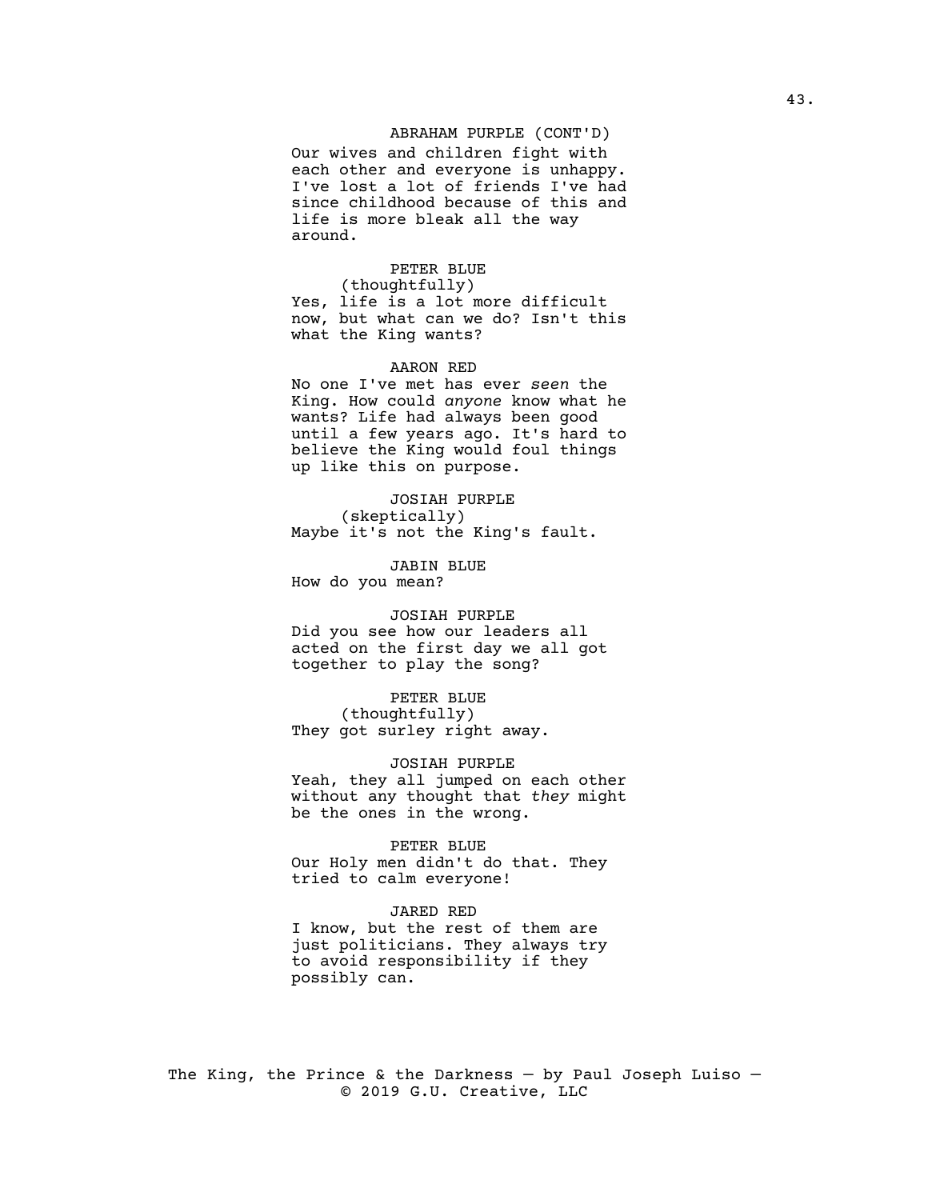ABRAHAM PURPLE (CONT'D)

Our wives and children fight with each other and everyone is unhappy. I've lost a lot of friends I've had since childhood because of this and life is more bleak all the way around.

PETER BLUE

(thoughtfully)

Yes, life is a lot more difficult now, but what can we do? Isn't this what the King wants?

AARON RED

No one I've met has ever *seen* the King. How could *anyone* know what he wants? Life had always been good until a few years ago. It's hard to believe the King would foul things up like this on purpose.

JOSIAH PURPLE

(skeptically)

Maybe it's not the King's fault.

JABIN BLUE

How do you mean?

JOSIAH PURPLE

Did you see how our leaders all acted on the first day we all got together to play the song?

PETER BLUE

(thoughtfully)

They got surley right away.

JOSIAH PURPLE

Yeah, they all jumped on each other without any thought that *they* might be the ones in the wrong.

PETER BLUE

Our Holy men didn't do that. They tried to calm everyone!

JARED RED

I know, but the rest of them are just politicians. They always try to avoid responsibility if they possibly can.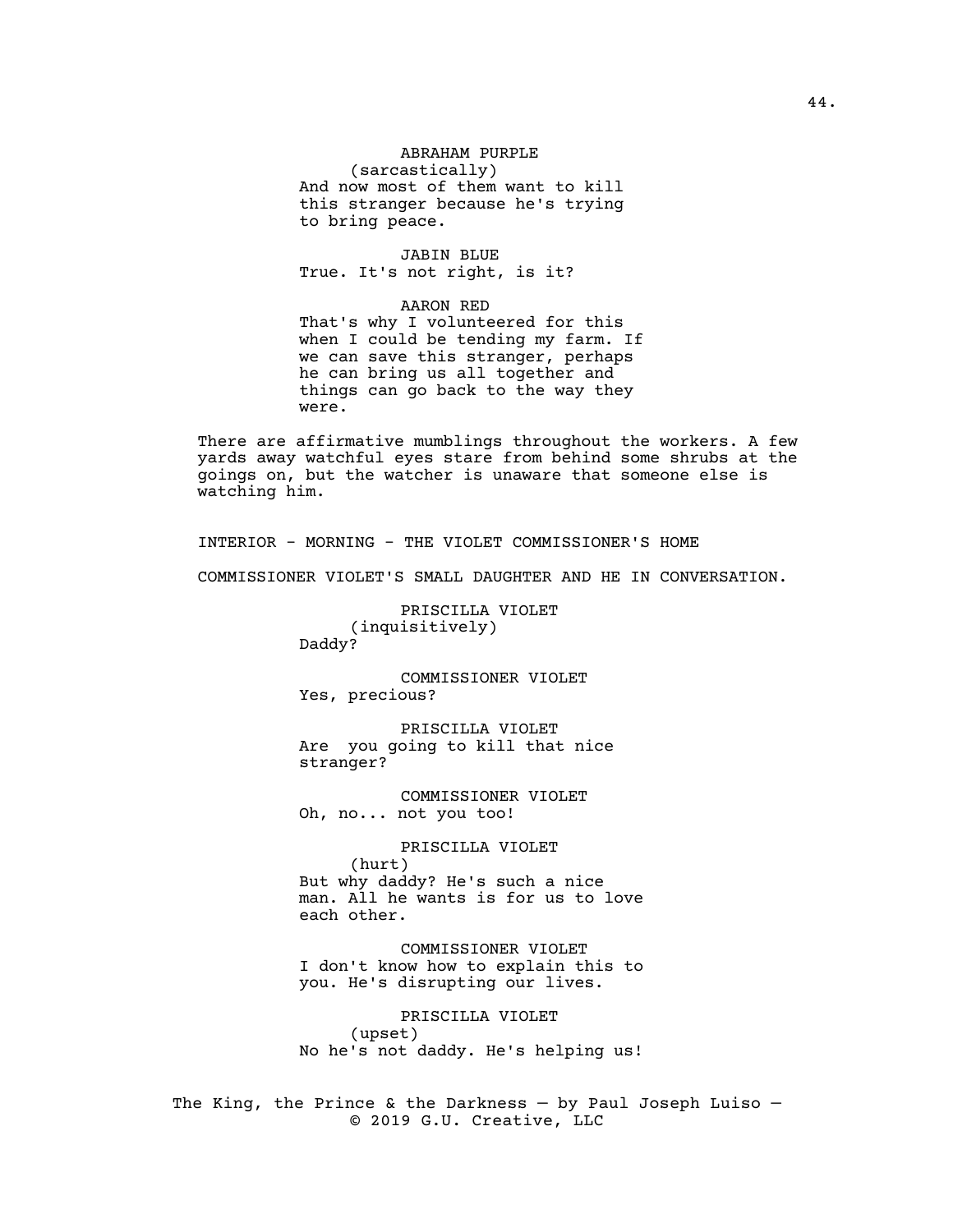ABRAHAM PURPLE
(sarcastically)
And now most of them want to kill this stranger because he's trying to bring peace.

JABIN BLUE
True. It's not right, is it?

AARON RED
That's why I volunteered for this when I could be tending my farm. If we can save this stranger, perhaps he can bring us all together and things can go back to the way they were.

There are affirmative mumblings throughout the workers. A few yards away watchful eyes stare from behind some shrubs at the goings on, but the watcher is unaware that someone else is watching him.

INTERIOR - MORNING - THE VIOLET COMMISSIONER'S HOME

COMMISSIONER VIOLET'S SMALL DAUGHTER AND HE IN CONVERSATION.

PRISCILLA VIOLET
(inquisitively)
Daddy?

COMMISSIONER VIOLET
Yes, precious?

PRISCILLA VIOLET
Are  you going to kill that nice stranger?

COMMISSIONER VIOLET
Oh, no... not you too!

PRISCILLA VIOLET
(hurt)
But why daddy? He's such a nice man. All he wants is for us to love each other.

COMMISSIONER VIOLET
I don't know how to explain this to you. He's disrupting our lives.

PRISCILLA VIOLET
(upset)
No he's not daddy. He's helping us!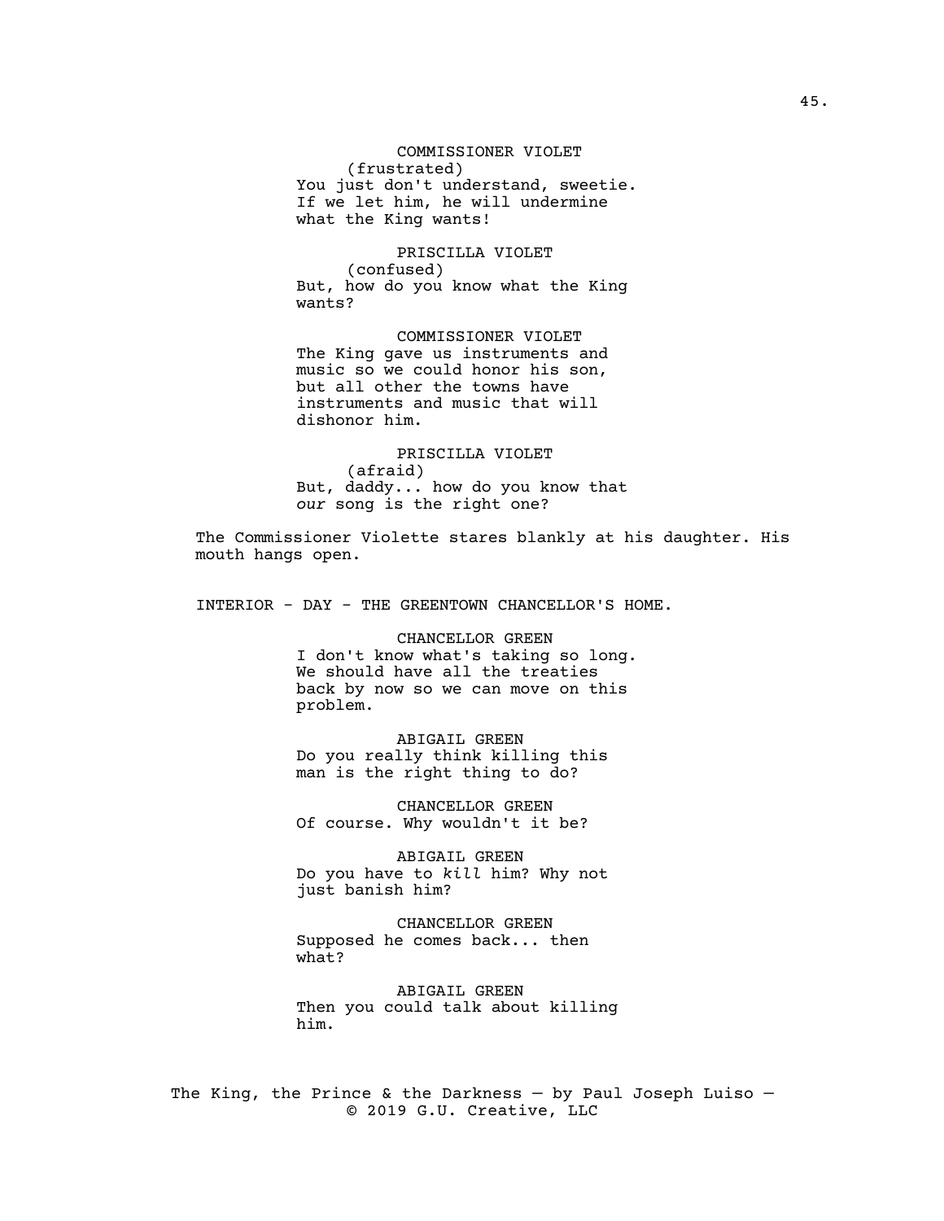COMMISSIONER VIOLET
(frustrated)
You just don't understand, sweetie. If we let him, he will undermine what the King wants!

PRISCILLA VIOLET
(confused)
But, how do you know what the King wants?

COMMISSIONER VIOLET
The King gave us instruments and music so we could honor his son, but all other the towns have instruments and music that will dishonor him.

PRISCILLA VIOLET
(afraid)
But, daddy... how do you know that *our* song is the right one?

The Commissioner Violette stares blankly at his daughter. His mouth hangs open.

INTERIOR - DAY - THE GREENTOWN CHANCELLOR'S HOME.

CHANCELLOR GREEN
I don't know what's taking so long. We should have all the treaties back by now so we can move on this problem.

ABIGAIL GREEN
Do you really think killing this man is the right thing to do?

CHANCELLOR GREEN
Of course. Why wouldn't it be?

ABIGAIL GREEN
Do you have to *kill* him? Why not just banish him?

CHANCELLOR GREEN
Supposed he comes back... then what?

ABIGAIL GREEN
Then you could talk about killing him.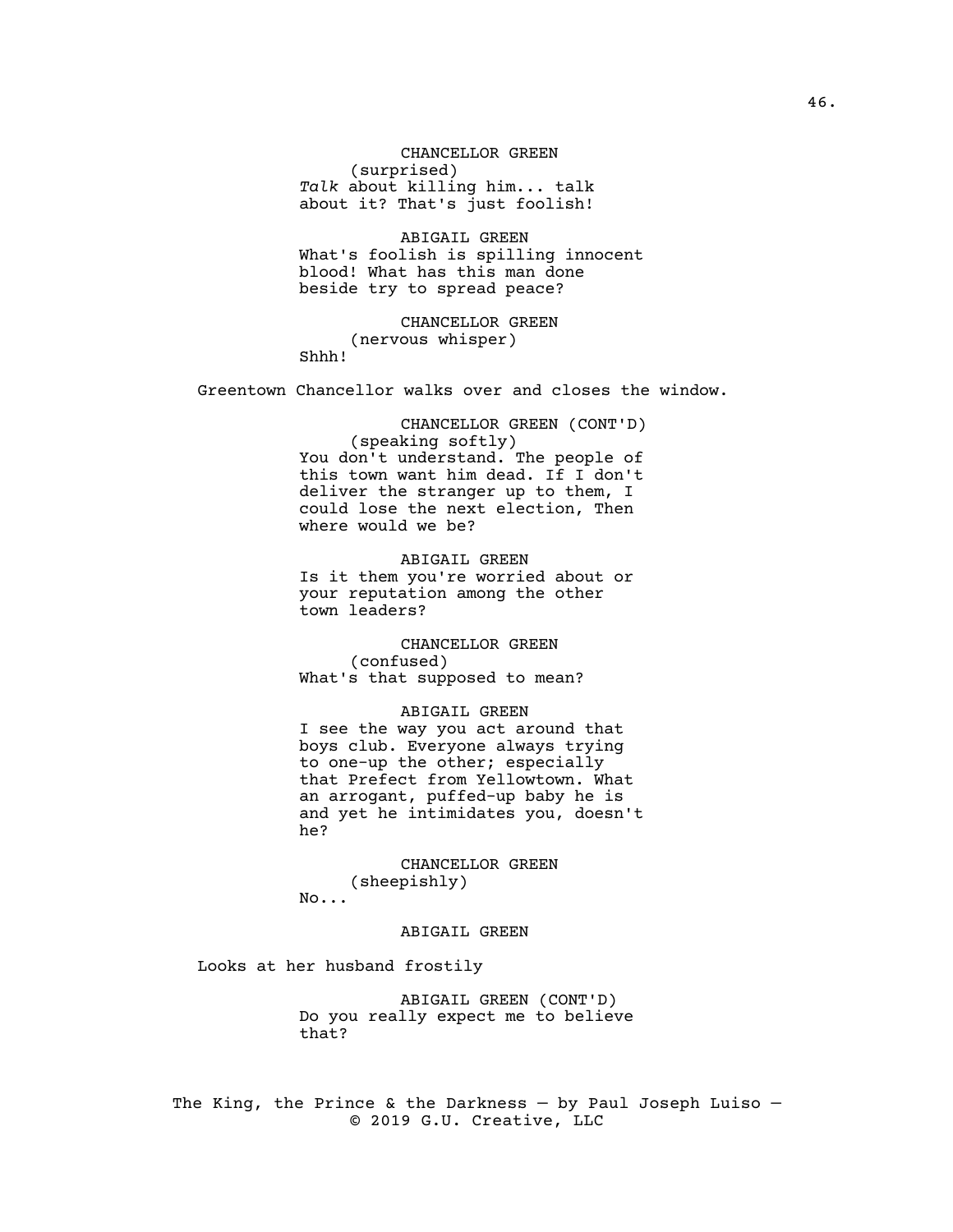CHANCELLOR GREEN
(surprised)
*Talk* about killing him... talk about it? That's just foolish!

ABIGAIL GREEN
What's foolish is spilling innocent blood! What has this man done beside try to spread peace?

CHANCELLOR GREEN
(nervous whisper)
Shhh!

Greentown Chancellor walks over and closes the window.

CHANCELLOR GREEN (CONT'D)
(speaking softly)
You don't understand. The people of this town want him dead. If I don't deliver the stranger up to them, I could lose the next election, Then where would we be?

ABIGAIL GREEN
Is it them you're worried about or your reputation among the other town leaders?

CHANCELLOR GREEN
(confused)
What's that supposed to mean?

ABIGAIL GREEN
I see the way you act around that boys club. Everyone always trying to one-up the other; especially that Prefect from Yellowtown. What an arrogant, puffed-up baby he is and yet he intimidates you, doesn't he?

CHANCELLOR GREEN
(sheepishly)
No...

ABIGAIL GREEN

Looks at her husband frostily

ABIGAIL GREEN (CONT'D)
Do you really expect me to believe that?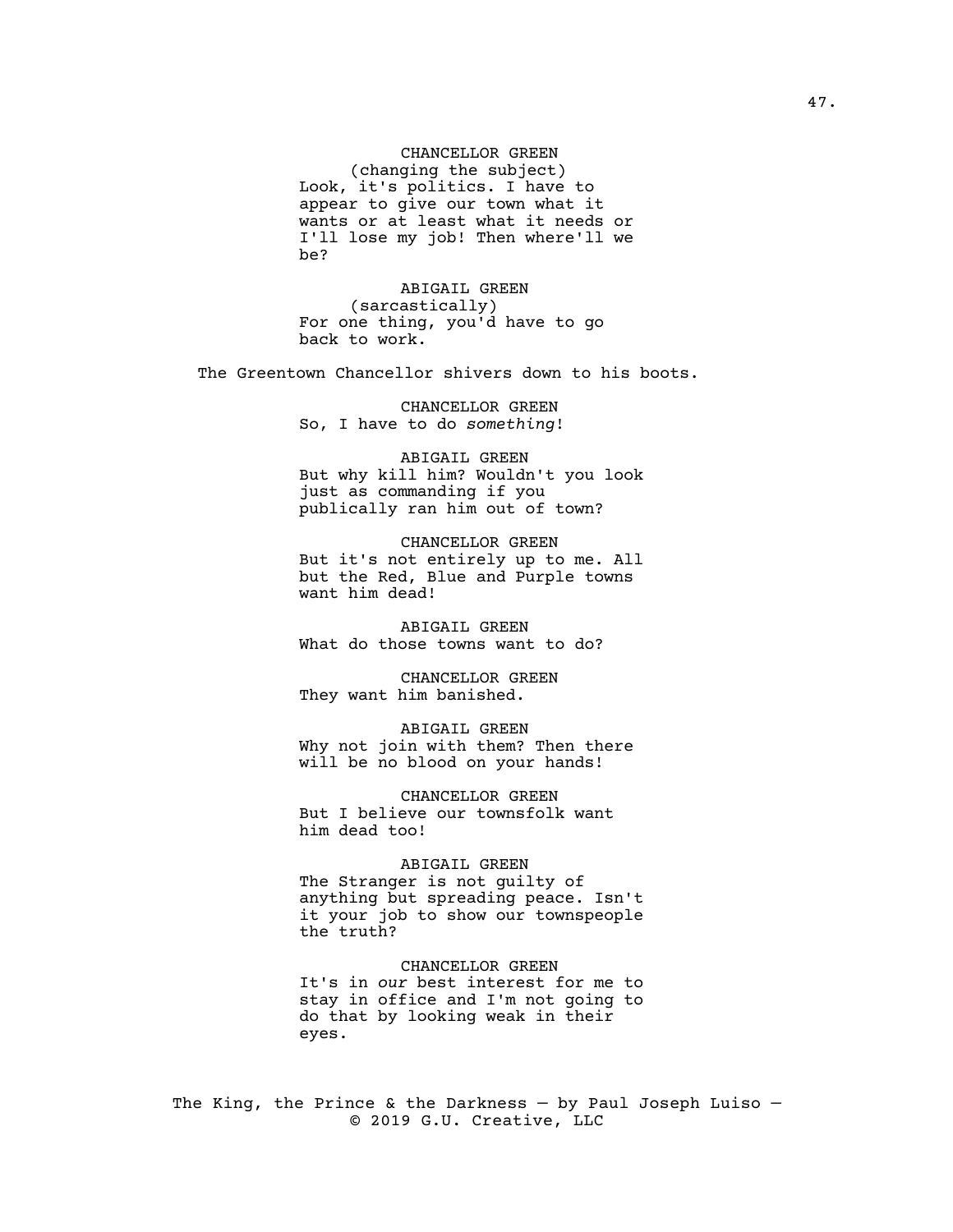CHANCELLOR GREEN
(changing the subject)
Look, it's politics. I have to appear to give our town what it wants or at least what it needs or I'll lose my job! Then where'll we be?

ABIGAIL GREEN
(sarcastically)
For one thing, you'd have to go back to work.

The Greentown Chancellor shivers down to his boots.

CHANCELLOR GREEN
So, I have to do *something*!

ABIGAIL GREEN
But why kill him? Wouldn't you look just as commanding if you publically ran him out of town?

CHANCELLOR GREEN
But it's not entirely up to me. All but the Red, Blue and Purple towns want him dead!

ABIGAIL GREEN
What do those towns want to do?

CHANCELLOR GREEN
They want him banished.

ABIGAIL GREEN
Why not join with them? Then there will be no blood on your hands!

CHANCELLOR GREEN
But I believe our townsfolk want him dead too!

ABIGAIL GREEN
The Stranger is not guilty of anything but spreading peace. Isn't it your job to show our townspeople the truth?

CHANCELLOR GREEN
It's in *our* best interest for me to stay in office and I'm not going to do that by looking weak in their eyes.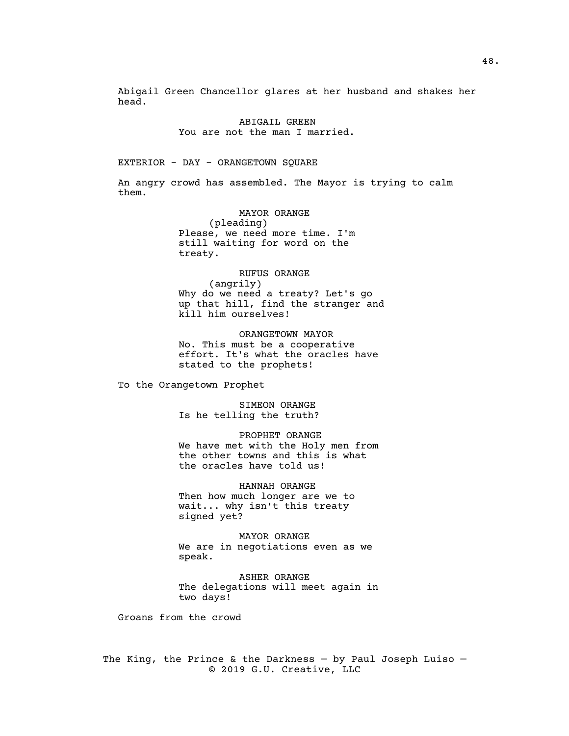Abigail Green Chancellor glares at her husband and shakes her head.

ABIGAIL GREEN
You are not the man I married.

EXTERIOR - DAY - ORANGETOWN SQUARE

An angry crowd has assembled. The Mayor is trying to calm them.

MAYOR ORANGE
(pleading)
Please, we need more time. I'm still waiting for word on the treaty.

RUFUS ORANGE
(angrily)
Why do we need a treaty? Let's go up that hill, find the stranger and kill him ourselves!

ORANGETOWN MAYOR
No. This must be a cooperative effort. It's what the oracles have stated to the prophets!

To the Orangetown Prophet

SIMEON ORANGE
Is he telling the truth?

PROPHET ORANGE
We have met with the Holy men from the other towns and this is what the oracles have told us!

HANNAH ORANGE
Then how much longer are we to wait... why isn't this treaty signed yet?

MAYOR ORANGE
We are in negotiations even as we speak.

ASHER ORANGE
The delegations will meet again in two days!

Groans from the crowd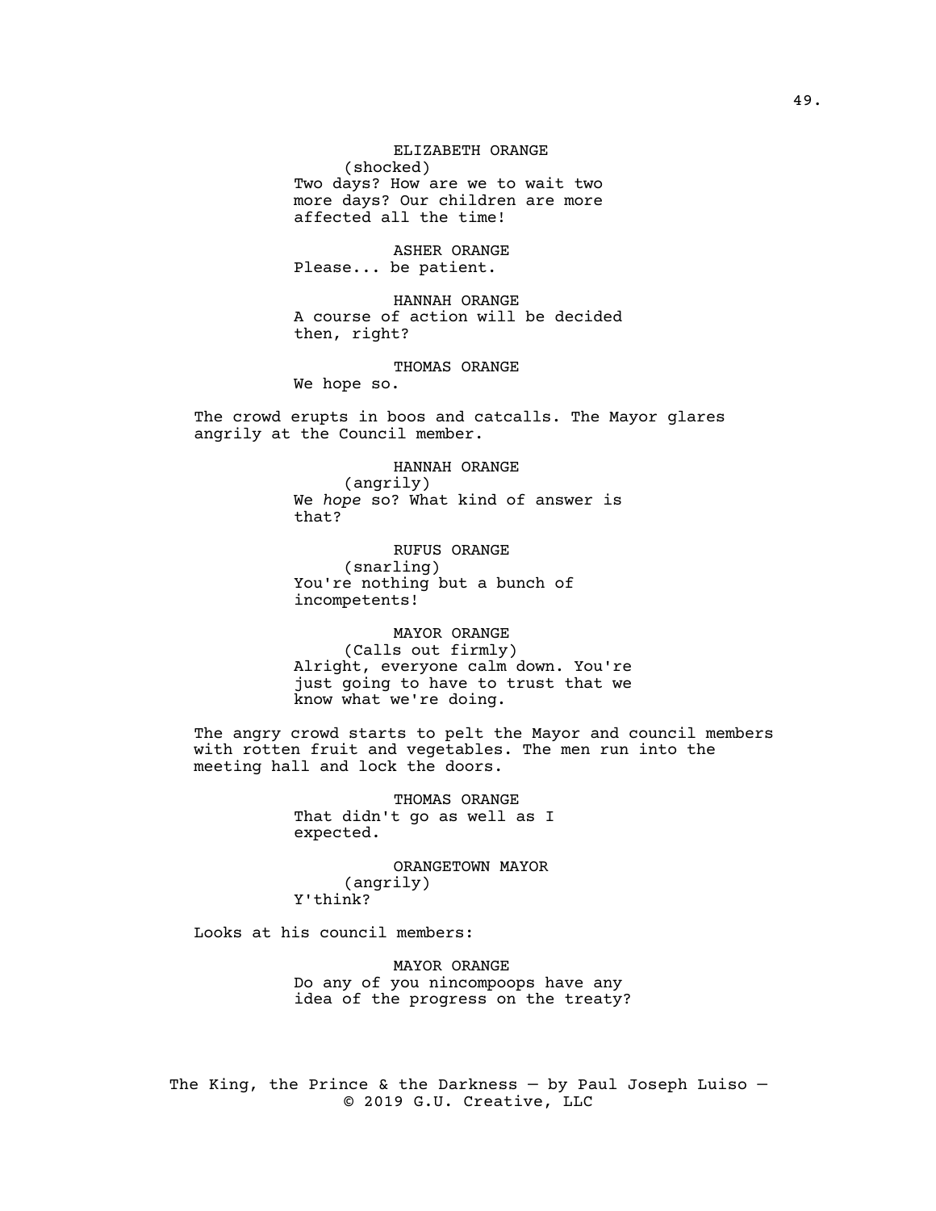ELIZABETH ORANGE
(shocked)
Two days? How are we to wait two more days? Our children are more affected all the time!

ASHER ORANGE
Please... be patient.

HANNAH ORANGE
A course of action will be decided then, right?

THOMAS ORANGE
We hope so.

The crowd erupts in boos and catcalls. The Mayor glares angrily at the Council member.

HANNAH ORANGE
(angrily)
We *hope* so? What kind of answer is that?

RUFUS ORANGE
(snarling)
You're nothing but a bunch of incompetents!

MAYOR ORANGE
(Calls out firmly)
Alright, everyone calm down. You're just going to have to trust that we know what we're doing.

The angry crowd starts to pelt the Mayor and council members with rotten fruit and vegetables. The men run into the meeting hall and lock the doors.

THOMAS ORANGE
That didn't go as well as I expected.

ORANGETOWN MAYOR
(angrily)
Y'think?

Looks at his council members:

MAYOR ORANGE
Do any of you nincompoops have any idea of the progress on the treaty?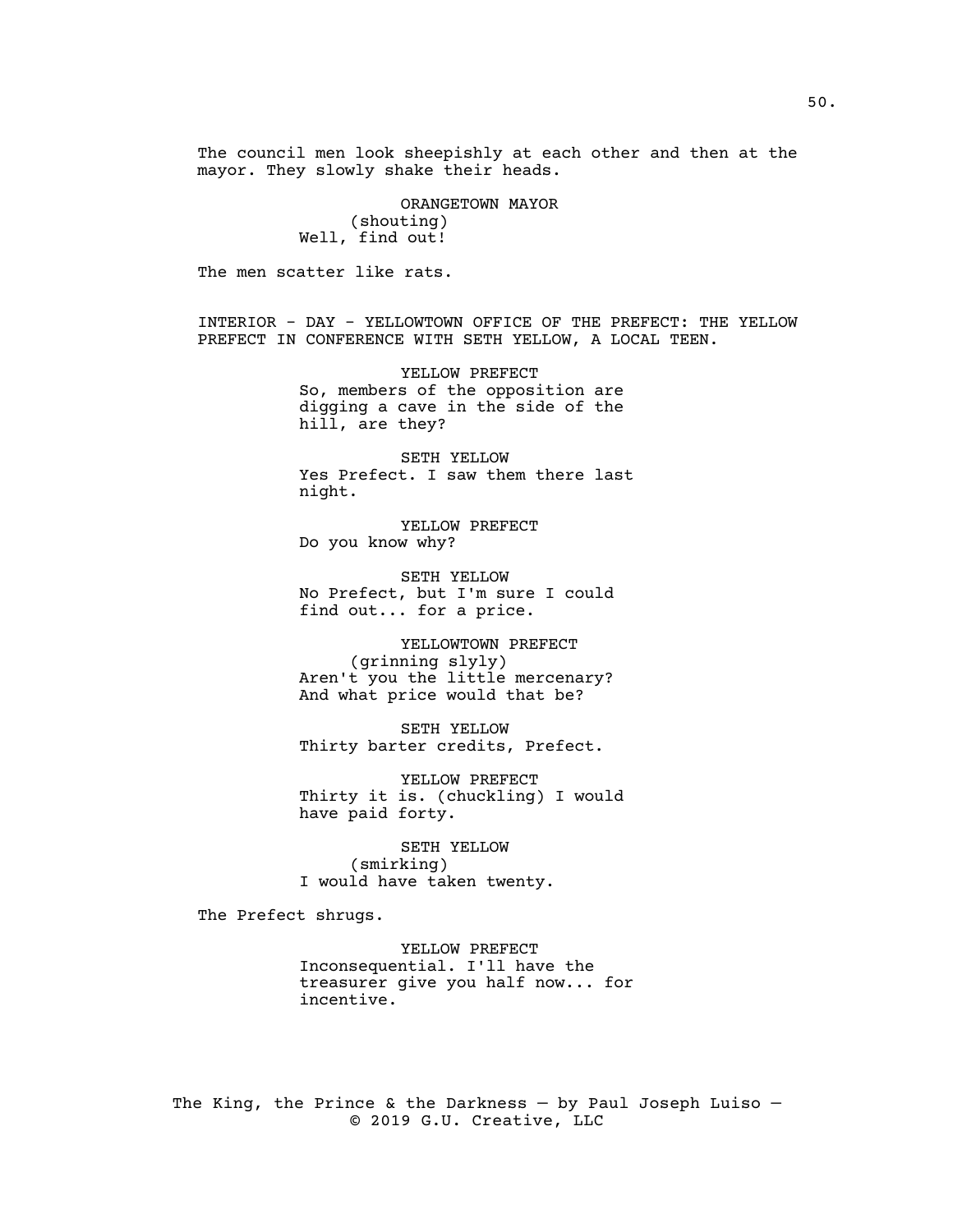The council men look sheepishly at each other and then at the mayor. They slowly shake their heads.

ORANGETOWN MAYOR
(shouting)
Well, find out!

The men scatter like rats.

INTERIOR - DAY - YELLOWTOWN OFFICE OF THE PREFECT: THE YELLOW PREFECT IN CONFERENCE WITH SETH YELLOW, A LOCAL TEEN.

YELLOW PREFECT
So, members of the opposition are digging a cave in the side of the hill, are they?

SETH YELLOW
Yes Prefect. I saw them there last night.

YELLOW PREFECT
Do you know why?

SETH YELLOW
No Prefect, but I'm sure I could find out... for a price.

YELLOWTOWN PREFECT
(grinning slyly)
Aren't you the little mercenary? And what price would that be?

SETH YELLOW
Thirty barter credits, Prefect.

YELLOW PREFECT
Thirty it is. (chuckling) I would have paid forty.

SETH YELLOW
(smirking)
I would have taken twenty.

The Prefect shrugs.

YELLOW PREFECT
Inconsequential. I'll have the treasurer give you half now... for incentive.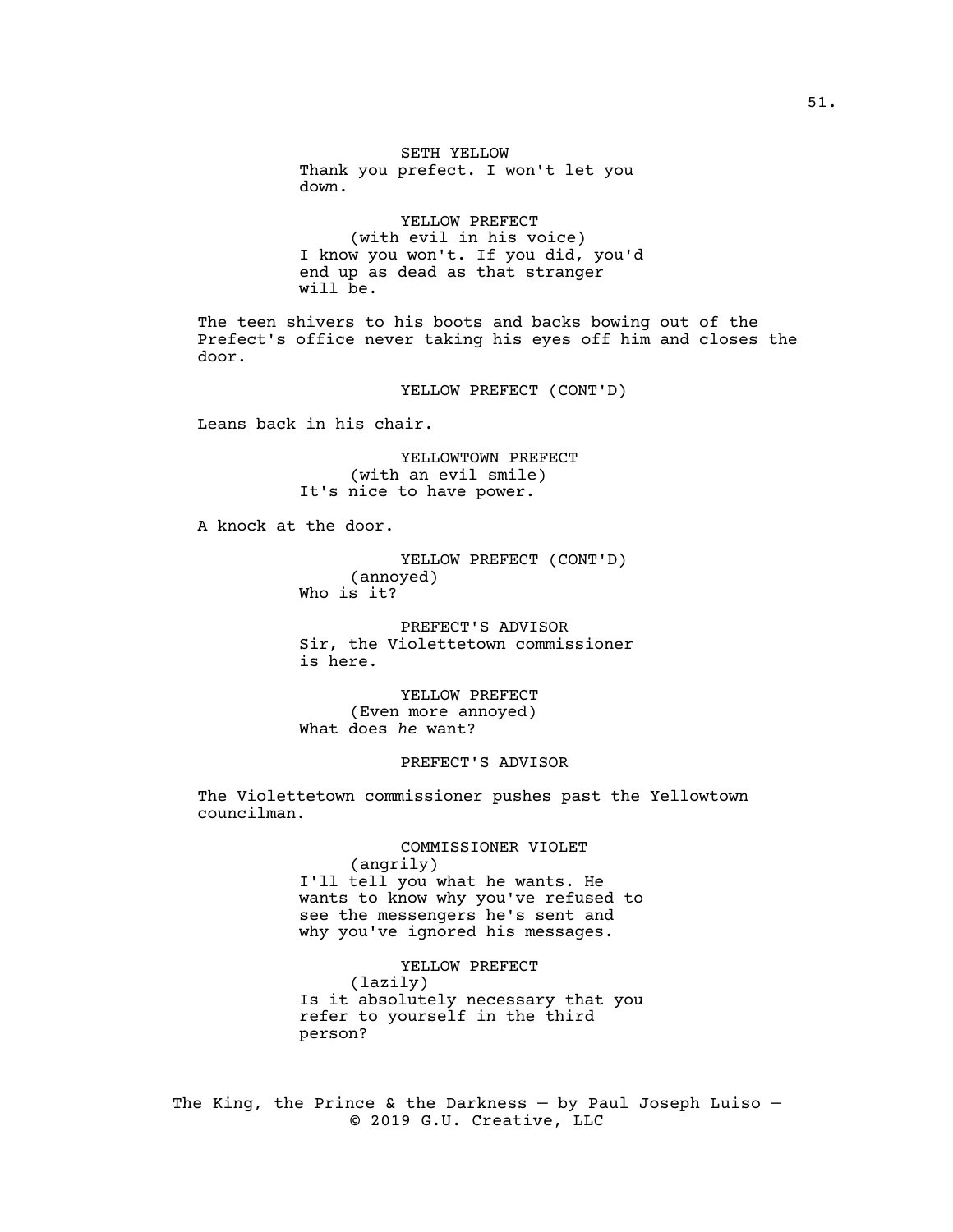SETH YELLOW
Thank you prefect. I won't let you down.

YELLOW PREFECT
(with evil in his voice)
I know you won't. If you did, you'd end up as dead as that stranger will be.

The teen shivers to his boots and backs bowing out of the Prefect's office never taking his eyes off him and closes the door.

YELLOW PREFECT (CONT'D)

Leans back in his chair.

YELLOWTOWN PREFECT
(with an evil smile)
It's nice to have power.

A knock at the door.

YELLOW PREFECT (CONT'D)
(annoyed)
Who is it?

PREFECT'S ADVISOR
Sir, the Violettetown commissioner is here.

YELLOW PREFECT
(Even more annoyed)
What does *he* want?

PREFECT'S ADVISOR

The Violettetown commissioner pushes past the Yellowtown councilman.

COMMISSIONER VIOLET
(angrily)
I'll tell you what he wants. He wants to know why you've refused to see the messengers he's sent and why you've ignored his messages.

YELLOW PREFECT
(lazily)
Is it absolutely necessary that you refer to yourself in the third person?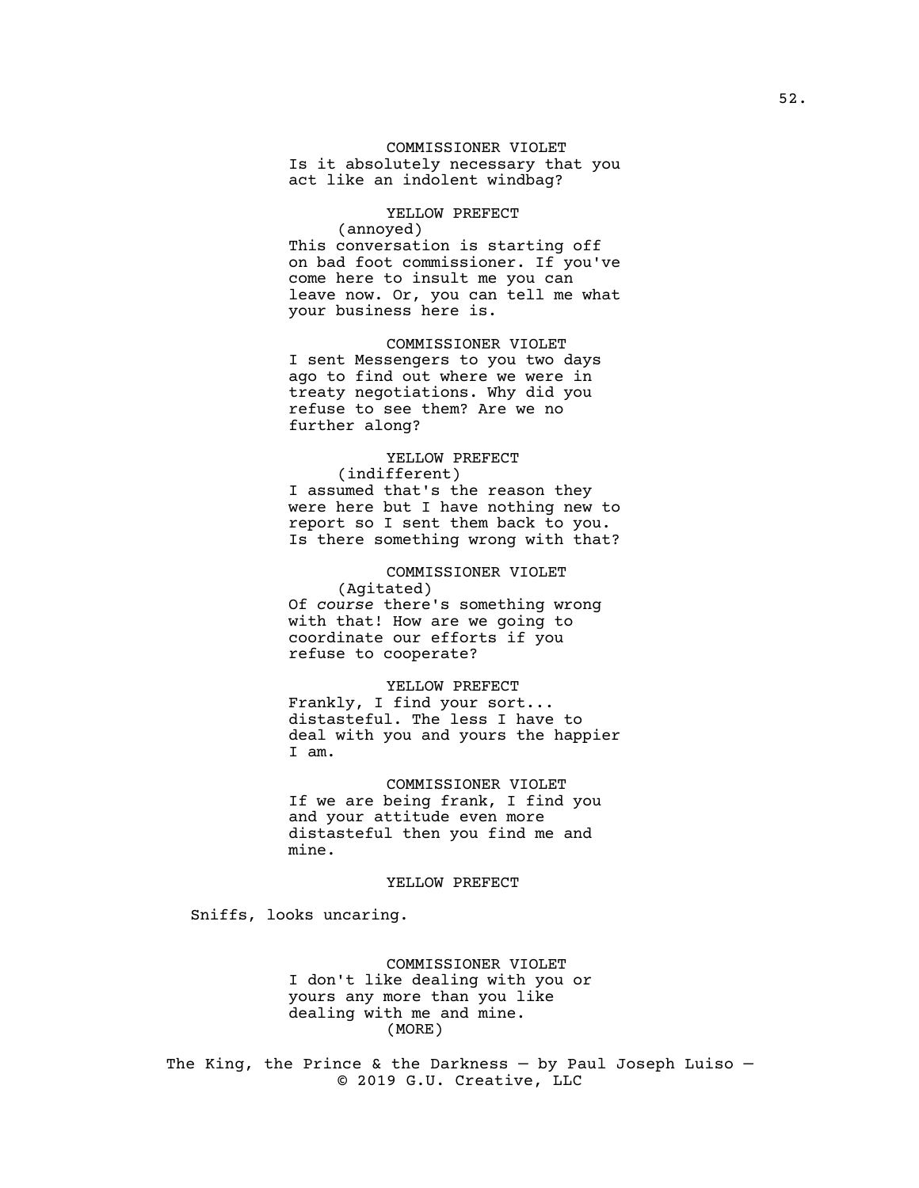COMMISSIONER VIOLET

Is it absolutely necessary that you act like an indolent windbag?

YELLOW PREFECT

(annoyed)

This conversation is starting off on bad foot commissioner. If you've come here to insult me you can leave now. Or, you can tell me what your business here is.

COMMISSIONER VIOLET

I sent Messengers to you two days ago to find out where we were in treaty negotiations. Why did you refuse to see them? Are we no further along?

YELLOW PREFECT

(indifferent)

I assumed that's the reason they were here but I have nothing new to report so I sent them back to you. Is there something wrong with that?

COMMISSIONER VIOLET

(Agitated)

Of *course* there's something wrong with that! How are we going to coordinate our efforts if you refuse to cooperate?

YELLOW PREFECT

Frankly, I find your sort... distasteful. The less I have to deal with you and yours the happier I am.

COMMISSIONER VIOLET

If we are being frank, I find you and your attitude even more distasteful then you find me and mine.

YELLOW PREFECT

Sniffs, looks uncaring.

COMMISSIONER VIOLET

I don't like dealing with you or yours any more than you like dealing with me and mine.

(MORE)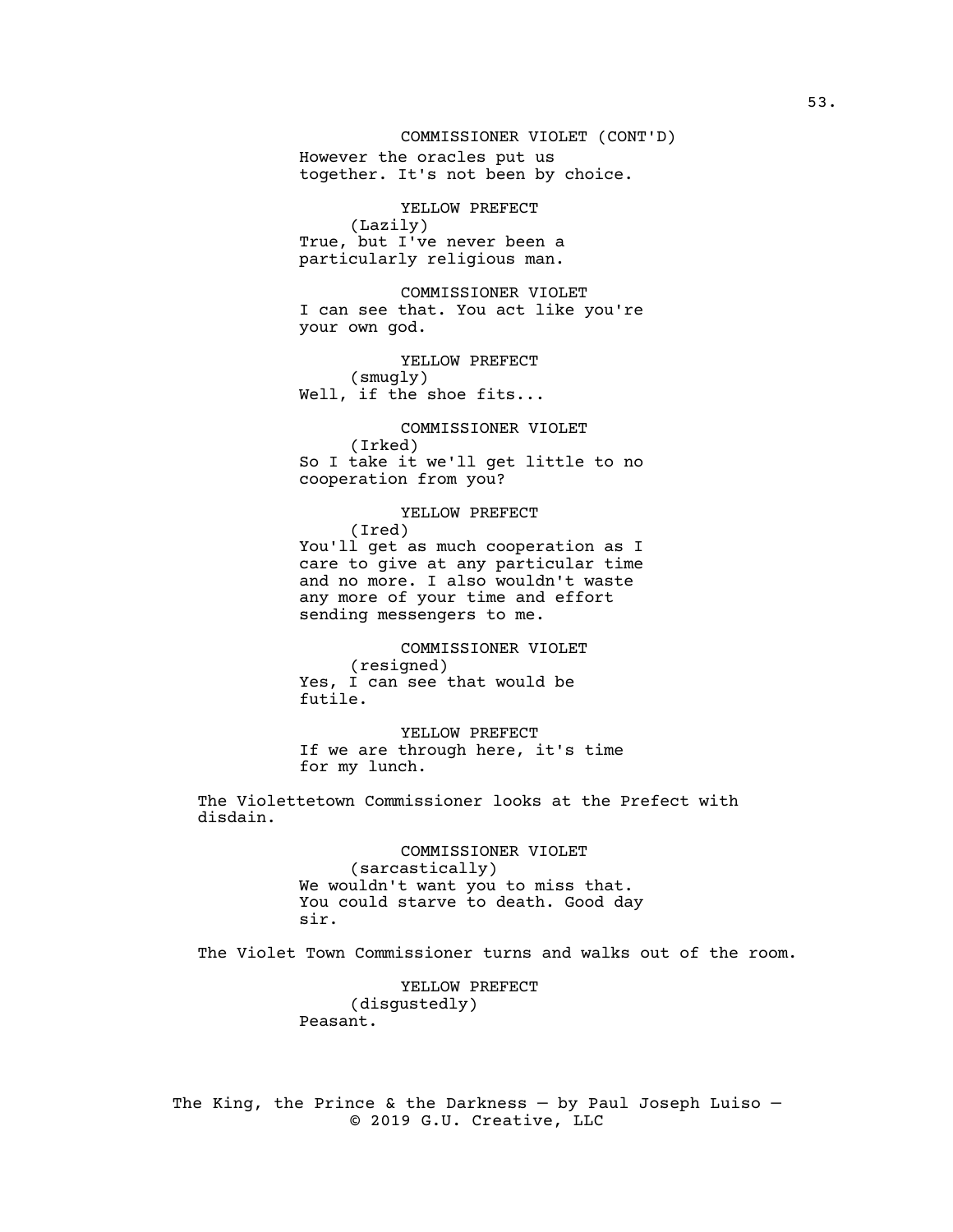COMMISSIONER VIOLET (CONT'D)
However the oracles put us together. It's not been by choice.

YELLOW PREFECT
(Lazily)
True, but I've never been a particularly religious man.

COMMISSIONER VIOLET
I can see that. You act like you're your own god.

YELLOW PREFECT
(smugly)
Well, if the shoe fits...

COMMISSIONER VIOLET
(Irked)
So I take it we'll get little to no cooperation from you?

YELLOW PREFECT
(Ired)
You'll get as much cooperation as I care to give at any particular time and no more. I also wouldn't waste any more of your time and effort sending messengers to me.

COMMISSIONER VIOLET
(resigned)
Yes, I can see that would be futile.

YELLOW PREFECT
If we are through here, it's time for my lunch.

The Violettetown Commissioner looks at the Prefect with disdain.

COMMISSIONER VIOLET
(sarcastically)
We wouldn't want you to miss that. You could starve to death. Good day sir.

The Violet Town Commissioner turns and walks out of the room.

YELLOW PREFECT
(disgustedly)
Peasant.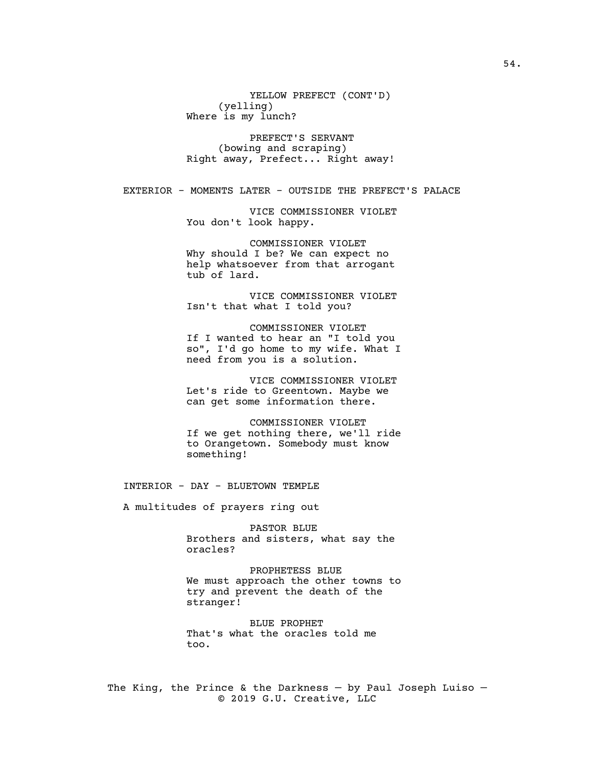YELLOW PREFECT (CONT'D)
(yelling)
Where is my lunch?

PREFECT'S SERVANT
(bowing and scraping)
Right away, Prefect... Right away!

EXTERIOR - MOMENTS LATER - OUTSIDE THE PREFECT'S PALACE

VICE COMMISSIONER VIOLET
You don't look happy.

COMMISSIONER VIOLET
Why should I be? We can expect no help whatsoever from that arrogant tub of lard.

VICE COMMISSIONER VIOLET
Isn't that what I told you?

COMMISSIONER VIOLET
If I wanted to hear an "I told you so", I'd go home to my wife. What I need from you is a solution.

VICE COMMISSIONER VIOLET
Let's ride to Greentown. Maybe we can get some information there.

COMMISSIONER VIOLET
If we get nothing there, we'll ride to Orangetown. Somebody must know something!

INTERIOR - DAY - BLUETOWN TEMPLE

A multitudes of prayers ring out

PASTOR BLUE
Brothers and sisters, what say the oracles?

PROPHETESS BLUE
We must approach the other towns to try and prevent the death of the stranger!

BLUE PROPHET
That's what the oracles told me too.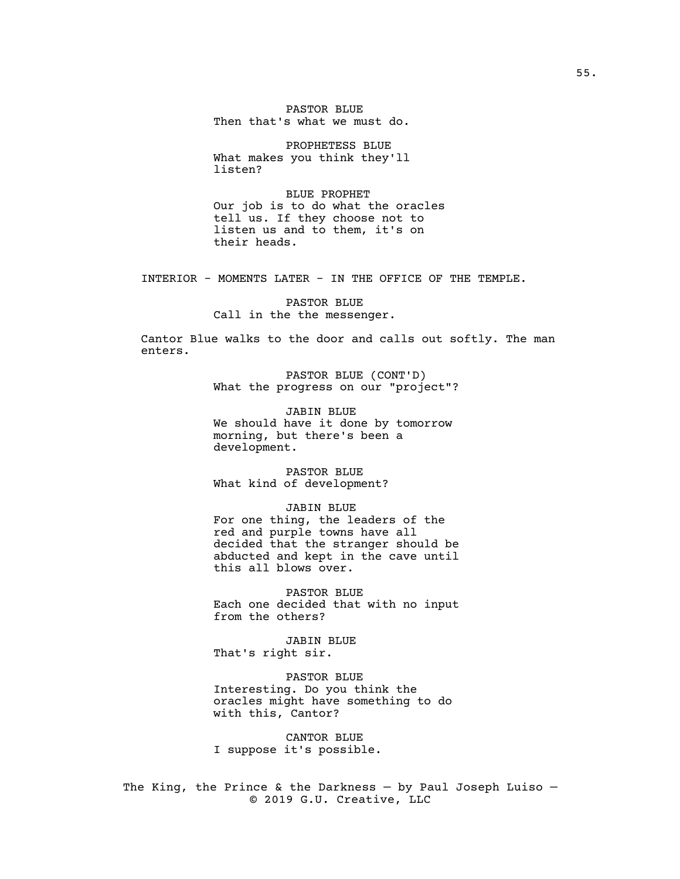PASTOR BLUE
Then that's what we must do.

PROPHETESS BLUE
What makes you think they'll listen?

BLUE PROPHET
Our job is to do what the oracles tell us. If they choose not to listen us and to them, it's on their heads.

INTERIOR - MOMENTS LATER - IN THE OFFICE OF THE TEMPLE.

PASTOR BLUE
Call in the the messenger.

Cantor Blue walks to the door and calls out softly. The man enters.

PASTOR BLUE (CONT'D)
What the progress on our "project"?

JABIN BLUE
We should have it done by tomorrow morning, but there's been a development.

PASTOR BLUE
What kind of development?

JABIN BLUE
For one thing, the leaders of the red and purple towns have all decided that the stranger should be abducted and kept in the cave until this all blows over.

PASTOR BLUE
Each one decided that with no input from the others?

JABIN BLUE
That's right sir.

PASTOR BLUE
Interesting. Do you think the oracles might have something to do with this, Cantor?

CANTOR BLUE
I suppose it's possible.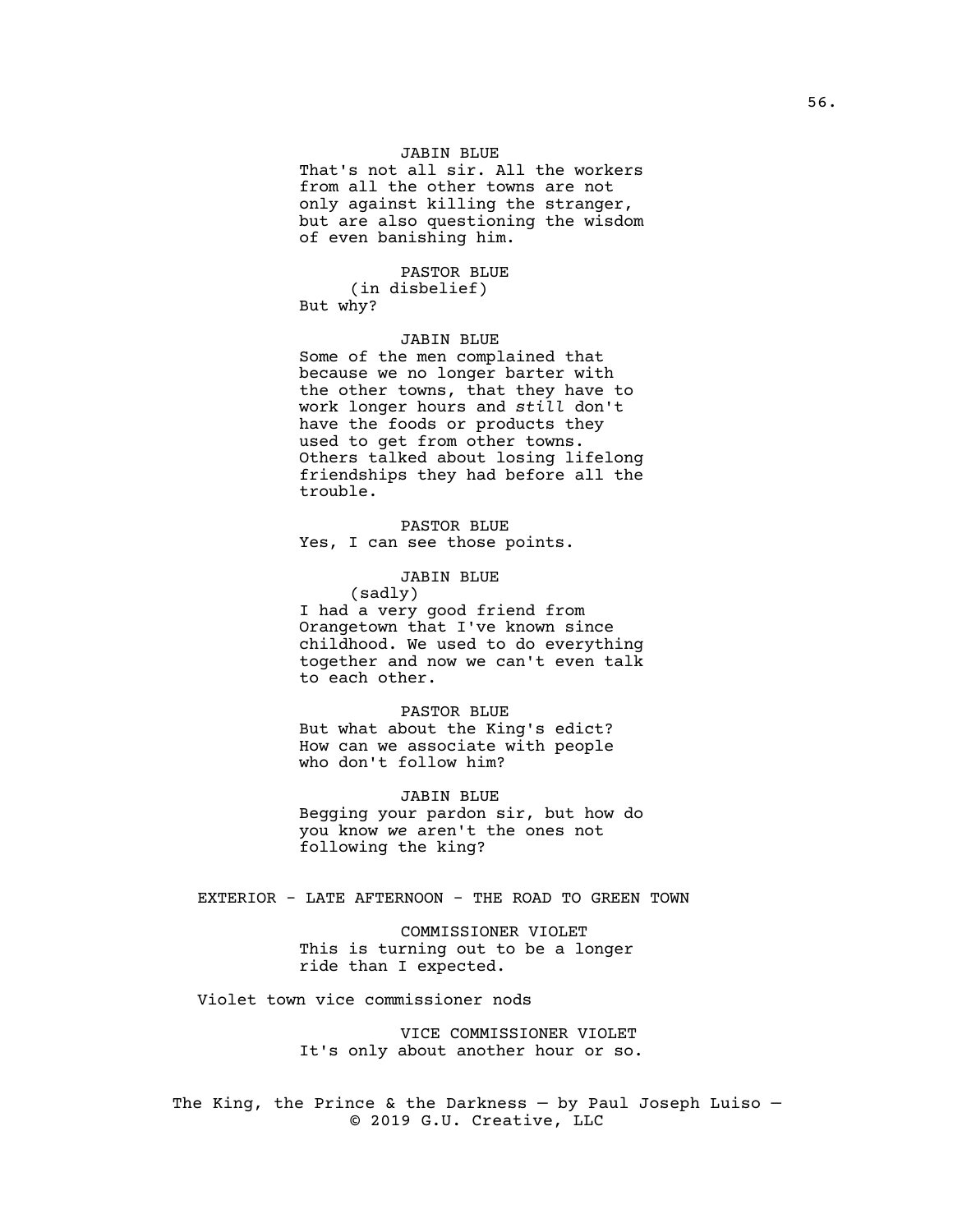JABIN BLUE

That's not all sir. All the workers from all the other towns are not only against killing the stranger, but are also questioning the wisdom of even banishing him.

PASTOR BLUE

(in disbelief)

But why?

JABIN BLUE

Some of the men complained that because we no longer barter with the other towns, that they have to work longer hours and *still* don't have the foods or products they used to get from other towns. Others talked about losing lifelong friendships they had before all the trouble.

PASTOR BLUE

Yes, I can see those points.

JABIN BLUE

(sadly)

I had a very good friend from Orangetown that I've known since childhood. We used to do everything together and now we can't even talk to each other.

PASTOR BLUE

But what about the King's edict? How can we associate with people who don't follow him?

JABIN BLUE

Begging your pardon sir, but how do you know *we* aren't the ones not following the king?

EXTERIOR - LATE AFTERNOON - THE ROAD TO GREEN TOWN

COMMISSIONER VIOLET

This is turning out to be a longer ride than I expected.

Violet town vice commissioner nods

VICE COMMISSIONER VIOLET

It's only about another hour or so.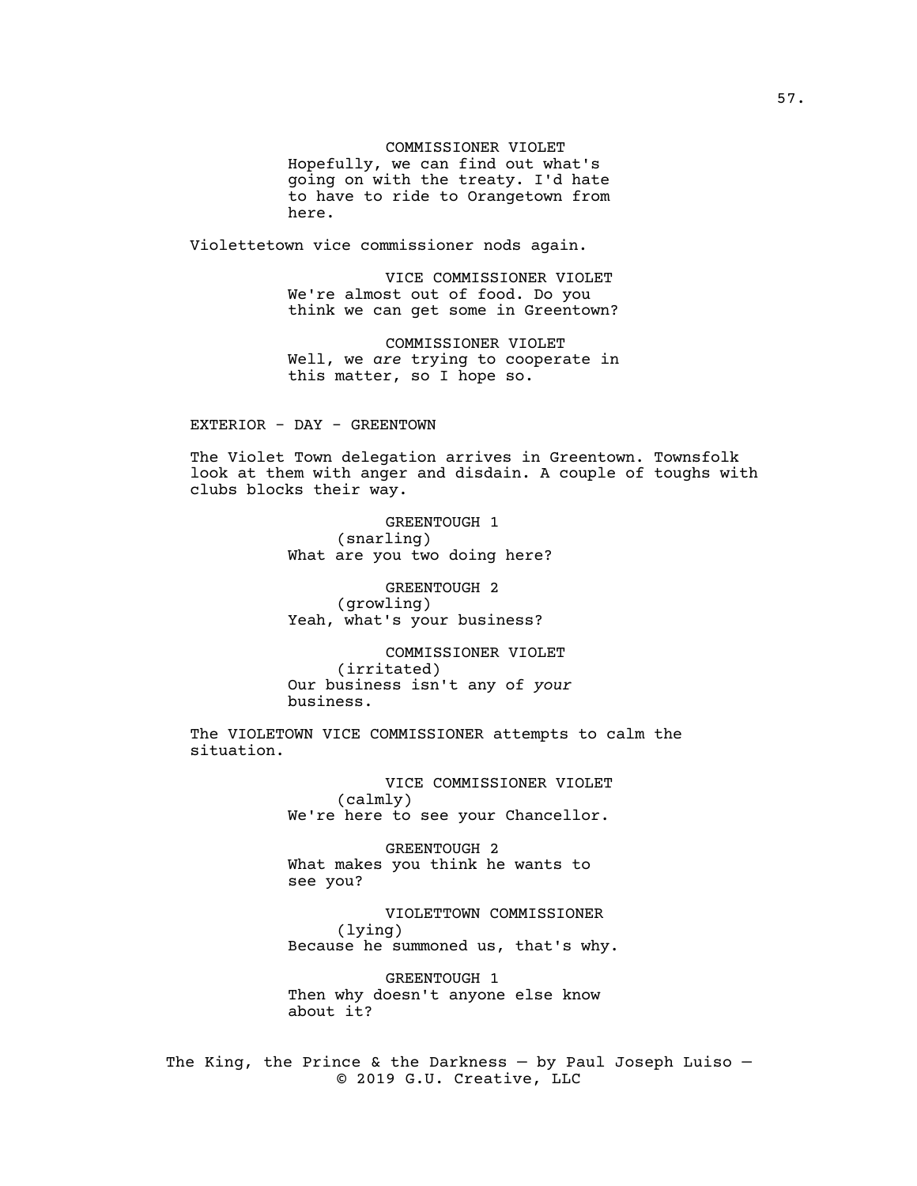COMMISSIONER VIOLET
Hopefully, we can find out what's going on with the treaty. I'd hate to have to ride to Orangetown from here.

Violettetown vice commissioner nods again.

VICE COMMISSIONER VIOLET
We're almost out of food. Do you think we can get some in Greentown?

COMMISSIONER VIOLET
Well, we *are* trying to cooperate in this matter, so I hope so.

EXTERIOR - DAY - GREENTOWN

The Violet Town delegation arrives in Greentown. Townsfolk look at them with anger and disdain. A couple of toughs with clubs blocks their way.

GREENTOUGH 1
(snarling)
What are you two doing here?

GREENTOUGH 2
(growling)
Yeah, what's your business?

COMMISSIONER VIOLET
(irritated)
Our business isn't any of *your* business.

The VIOLETOWN VICE COMMISSIONER attempts to calm the situation.

VICE COMMISSIONER VIOLET
(calmly)
We're here to see your Chancellor.

GREENTOUGH 2
What makes you think he wants to see you?

VIOLETTOWN COMMISSIONER
(lying)
Because he summoned us, that's why.

GREENTOUGH 1
Then why doesn't anyone else know about it?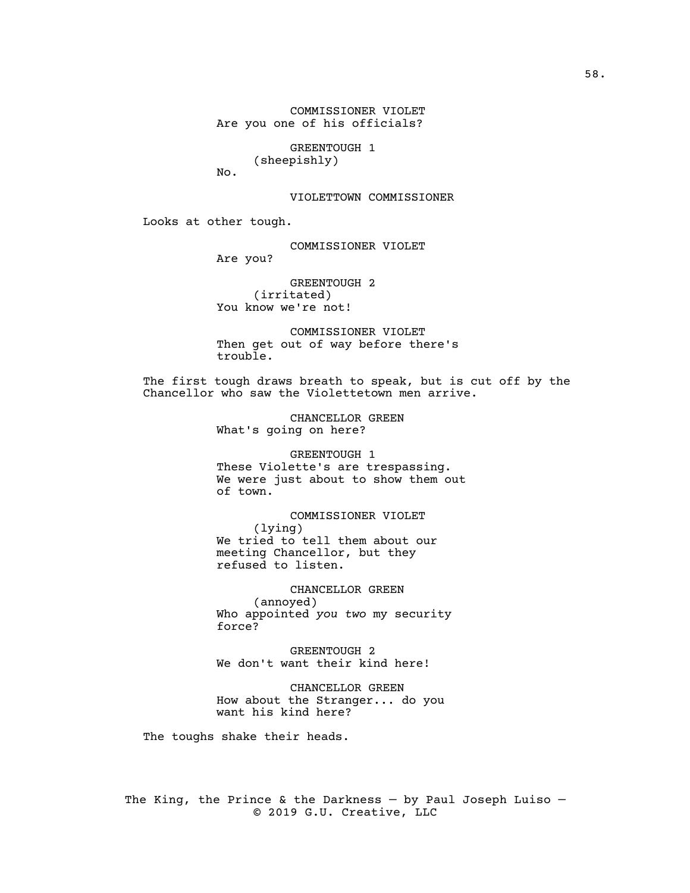COMMISSIONER VIOLET
Are you one of his officials?

GREENTOUGH 1
(sheepishly)
No.

VIOLETTOWN COMMISSIONER

Looks at other tough.

COMMISSIONER VIOLET
Are you?

GREENTOUGH 2
(irritated)
You know we're not!

COMMISSIONER VIOLET
Then get out of way before there's trouble.

The first tough draws breath to speak, but is cut off by the Chancellor who saw the Violettetown men arrive.

CHANCELLOR GREEN
What's going on here?

GREENTOUGH 1
These Violette's are trespassing. We were just about to show them out of town.

COMMISSIONER VIOLET
(lying)
We tried to tell them about our meeting Chancellor, but they refused to listen.

CHANCELLOR GREEN
(annoyed)
Who appointed *you two* my security force?

GREENTOUGH 2
We don't want their kind here!

CHANCELLOR GREEN
How about the Stranger... do you want his kind here?

The toughs shake their heads.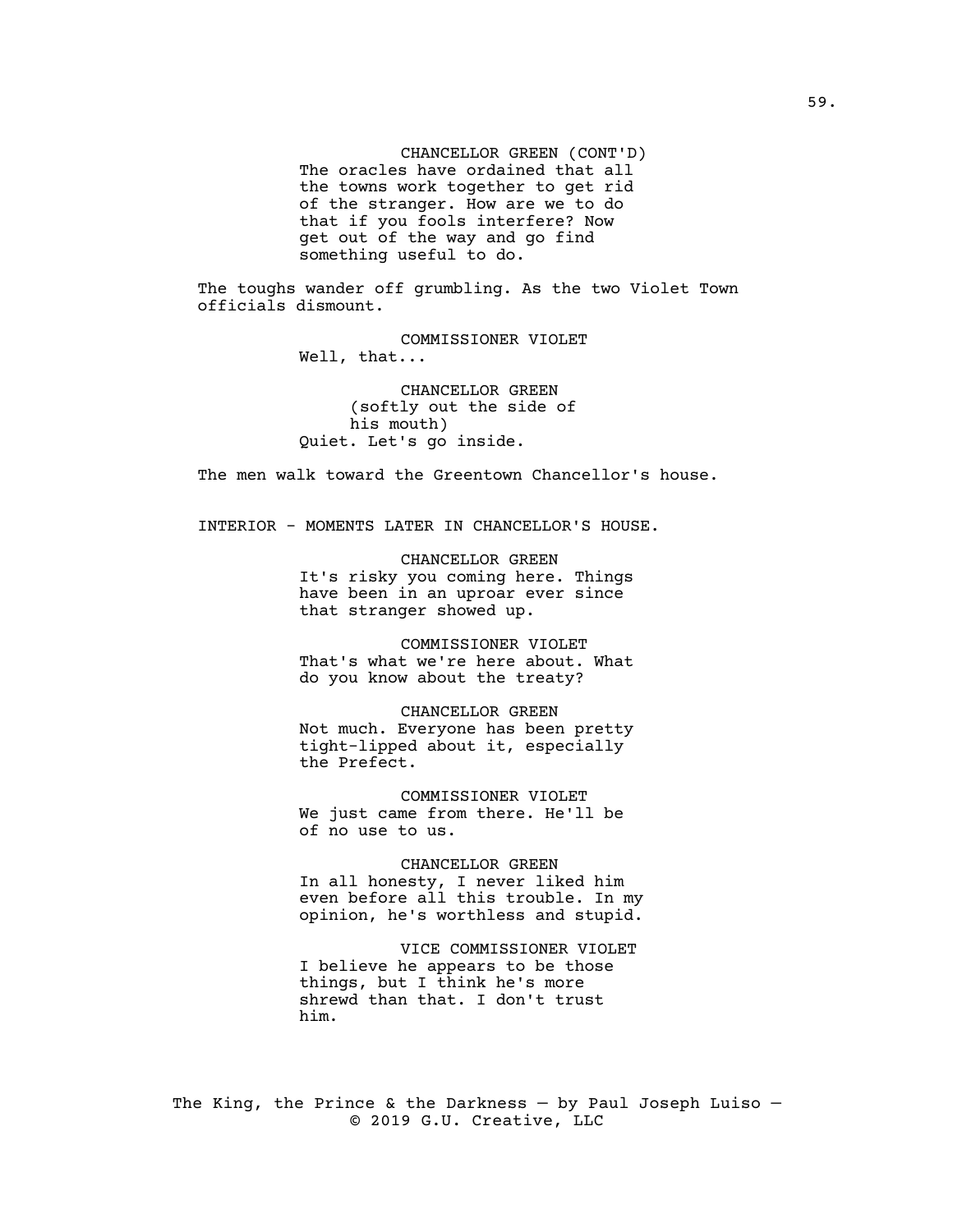CHANCELLOR GREEN (CONT'D)
The oracles have ordained that all the towns work together to get rid of the stranger. How are we to do that if you fools interfere? Now get out of the way and go find something useful to do.

The toughs wander off grumbling. As the two Violet Town officials dismount.

COMMISSIONER VIOLET
Well, that...

CHANCELLOR GREEN
(softly out the side of his mouth)
Quiet. Let's go inside.

The men walk toward the Greentown Chancellor's house.

INTERIOR - MOMENTS LATER IN CHANCELLOR'S HOUSE.

CHANCELLOR GREEN
It's risky you coming here. Things have been in an uproar ever since that stranger showed up.

COMMISSIONER VIOLET
That's what we're here about. What do you know about the treaty?

CHANCELLOR GREEN
Not much. Everyone has been pretty tight-lipped about it, especially the Prefect.

COMMISSIONER VIOLET
We just came from there. He'll be of no use to us.

CHANCELLOR GREEN
In all honesty, I never liked him even before all this trouble. In my opinion, he's worthless and stupid.

VICE COMMISSIONER VIOLET
I believe he appears to be those things, but I think he's more shrewd than that. I don't trust him.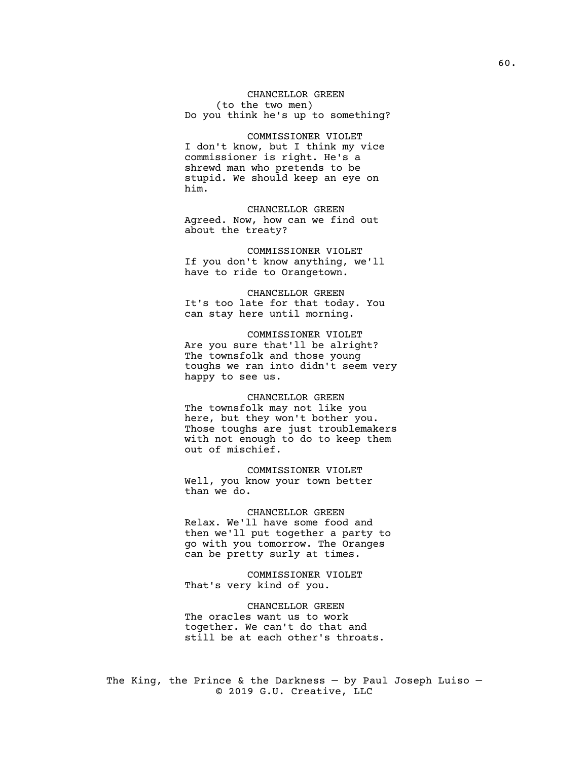CHANCELLOR GREEN
(to the two men)
Do you think he's up to something?

COMMISSIONER VIOLET
I don't know, but I think my vice commissioner is right. He's a shrewd man who pretends to be stupid. We should keep an eye on him.

CHANCELLOR GREEN
Agreed. Now, how can we find out about the treaty?

COMMISSIONER VIOLET
If you don't know anything, we'll have to ride to Orangetown.

CHANCELLOR GREEN
It's too late for that today. You can stay here until morning.

COMMISSIONER VIOLET
Are you sure that'll be alright? The townsfolk and those young toughs we ran into didn't seem very happy to see us.

CHANCELLOR GREEN
The townsfolk may not like you here, but they won't bother you. Those toughs are just troublemakers with not enough to do to keep them out of mischief.

COMMISSIONER VIOLET
Well, you know your town better than we do.

CHANCELLOR GREEN
Relax. We'll have some food and then we'll put together a party to go with you tomorrow. The Oranges can be pretty surly at times.

COMMISSIONER VIOLET
That's very kind of you.

CHANCELLOR GREEN
The oracles want us to work together. We can't do that and still be at each other's throats.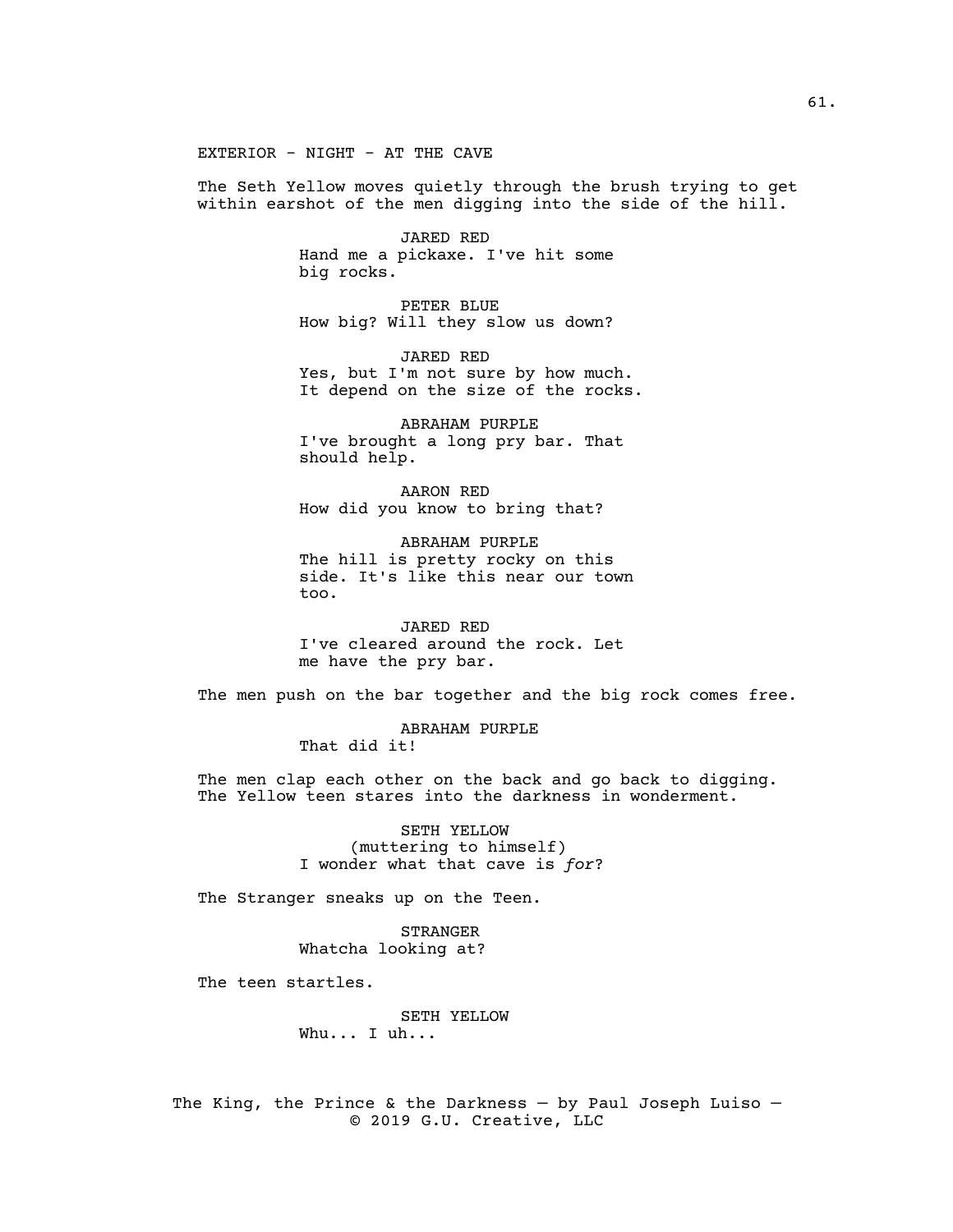EXTERIOR - NIGHT - AT THE CAVE

The Seth Yellow moves quietly through the brush trying to get within earshot of the men digging into the side of the hill.

JARED RED
Hand me a pickaxe. I've hit some big rocks.

PETER BLUE
How big? Will they slow us down?

JARED RED
Yes, but I'm not sure by how much. It depend on the size of the rocks.

ABRAHAM PURPLE
I've brought a long pry bar. That should help.

AARON RED
How did you know to bring that?

ABRAHAM PURPLE
The hill is pretty rocky on this side. It's like this near our town too.

JARED RED
I've cleared around the rock. Let me have the pry bar.

The men push on the bar together and the big rock comes free.

ABRAHAM PURPLE
That did it!

The men clap each other on the back and go back to digging. The Yellow teen stares into the darkness in wonderment.

SETH YELLOW
(muttering to himself)
I wonder what that cave is *for*?

The Stranger sneaks up on the Teen.

STRANGER
Whatcha looking at?

The teen startles.

SETH YELLOW
Whu... I uh...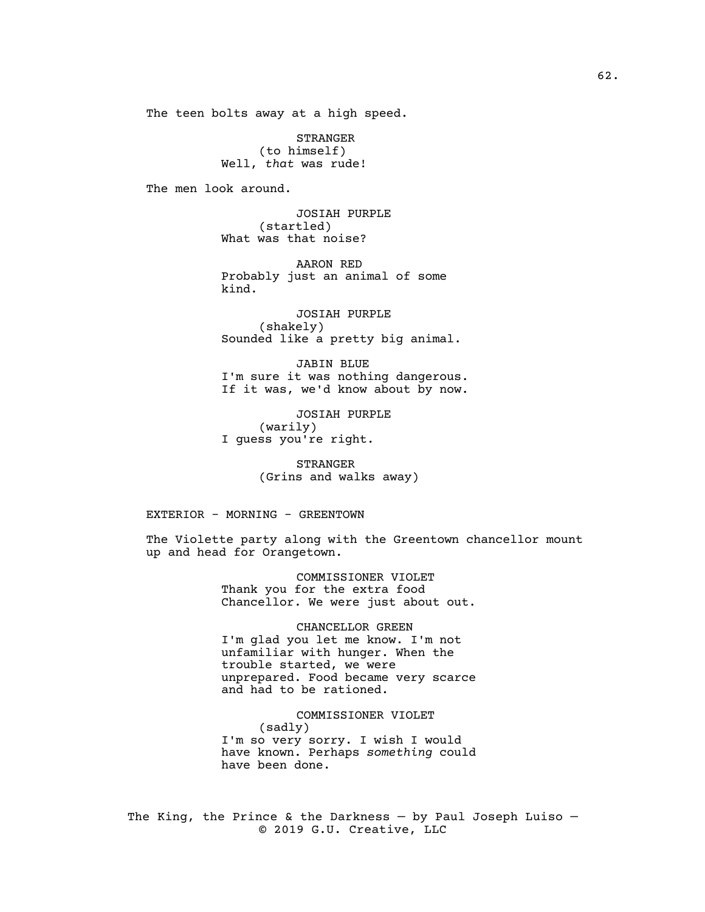The teen bolts away at a high speed.

STRANGER
(to himself)
Well, *that* was rude!

The men look around.

JOSIAH PURPLE
(startled)
What was that noise?

AARON RED
Probably just an animal of some kind.

JOSIAH PURPLE
(shakely)
Sounded like a pretty big animal.

JABIN BLUE
I'm sure it was nothing dangerous. If it was, we'd know about by now.

JOSIAH PURPLE
(warily)
I guess you're right.

STRANGER
(Grins and walks away)

EXTERIOR - MORNING - GREENTOWN

The Violette party along with the Greentown chancellor mount up and head for Orangetown.

COMMISSIONER VIOLET
Thank you for the extra food Chancellor. We were just about out.

CHANCELLOR GREEN
I'm glad you let me know. I'm not unfamiliar with hunger. When the trouble started, we were unprepared. Food became very scarce and had to be rationed.

COMMISSIONER VIOLET
(sadly)
I'm so very sorry. I wish I would have known. Perhaps *something* could have been done.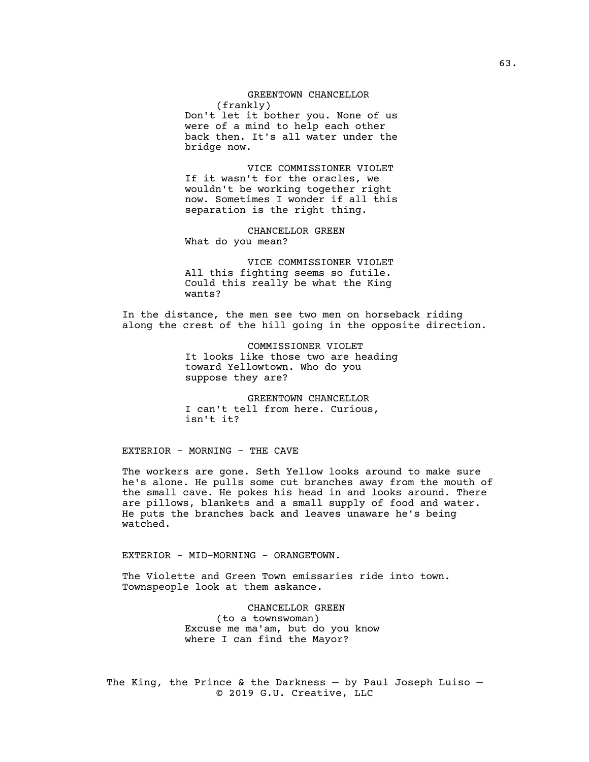GREENTOWN CHANCELLOR
(frankly)
Don't let it bother you. None of us were of a mind to help each other back then. It's all water under the bridge now.

VICE COMMISSIONER VIOLET
If it wasn't for the oracles, we wouldn't be working together right now. Sometimes I wonder if all this separation is the right thing.

CHANCELLOR GREEN
What do you mean?

VICE COMMISSIONER VIOLET
All this fighting seems so futile. Could this really be what the King wants?

In the distance, the men see two men on horseback riding along the crest of the hill going in the opposite direction.

COMMISSIONER VIOLET
It looks like those two are heading toward Yellowtown. Who do you suppose they are?

GREENTOWN CHANCELLOR
I can't tell from here. Curious, isn't it?

EXTERIOR - MORNING - THE CAVE

The workers are gone. Seth Yellow looks around to make sure he's alone. He pulls some cut branches away from the mouth of the small cave. He pokes his head in and looks around. There are pillows, blankets and a small supply of food and water. He puts the branches back and leaves unaware he's being watched.

EXTERIOR - MID-MORNING - ORANGETOWN.

The Violette and Green Town emissaries ride into town. Townspeople look at them askance.

CHANCELLOR GREEN
(to a townswoman)
Excuse me ma'am, but do you know where I can find the Mayor?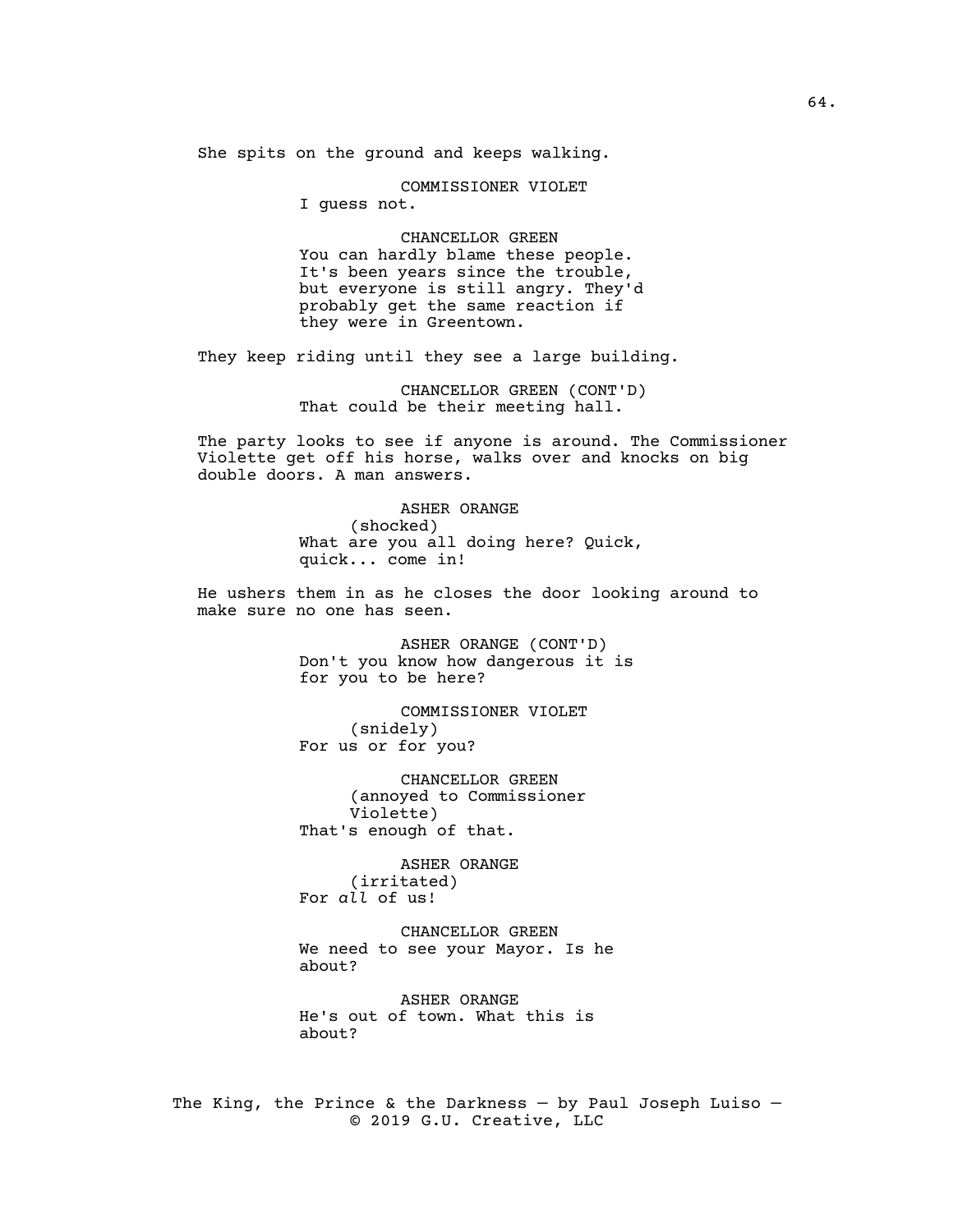She spits on the ground and keeps walking.

COMMISSIONER VIOLET
I guess not.

CHANCELLOR GREEN
You can hardly blame these people. It's been years since the trouble, but everyone is still angry. They'd probably get the same reaction if they were in Greentown.

They keep riding until they see a large building.

CHANCELLOR GREEN (CONT'D)
That could be their meeting hall.

The party looks to see if anyone is around. The Commissioner Violette get off his horse, walks over and knocks on big double doors. A man answers.

ASHER ORANGE
(shocked)
What are you all doing here? Quick, quick... come in!

He ushers them in as he closes the door looking around to make sure no one has seen.

ASHER ORANGE (CONT'D)
Don't you know how dangerous it is for you to be here?

COMMISSIONER VIOLET
(snidely)
For us or for you?

CHANCELLOR GREEN
(annoyed to Commissioner Violette)
That's enough of that.

ASHER ORANGE
(irritated)
For *all* of us!

CHANCELLOR GREEN
We need to see your Mayor. Is he about?

ASHER ORANGE
He's out of town. What this is about?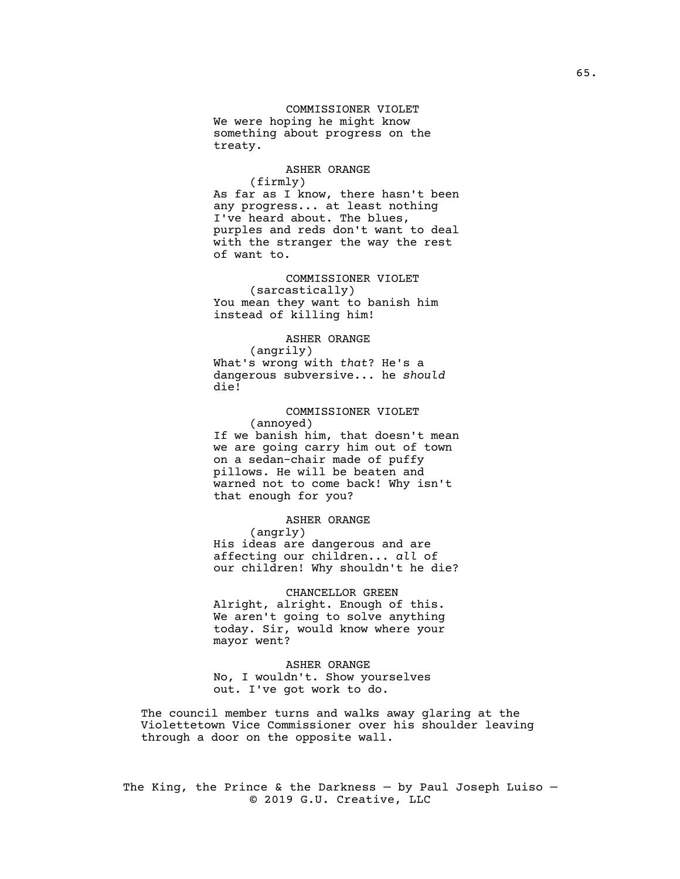COMMISSIONER VIOLET
We were hoping he might know something about progress on the treaty.

ASHER ORANGE
(firmly)
As far as I know, there hasn't been any progress... at least nothing I've heard about. The blues, purples and reds don't want to deal with the stranger the way the rest of want to.

COMMISSIONER VIOLET
(sarcastically)
You mean they want to banish him instead of killing him!

ASHER ORANGE
(angrily)
What's wrong with *that*? He's a dangerous subversive... he *should* die!

COMMISSIONER VIOLET
(annoyed)
If we banish him, that doesn't mean we are going carry him out of town on a sedan-chair made of puffy pillows. He will be beaten and warned not to come back! Why isn't that enough for you?

ASHER ORANGE
(angrly)
His ideas are dangerous and are affecting our children... *all* of our children! Why shouldn't he die?

CHANCELLOR GREEN
Alright, alright. Enough of this. We aren't going to solve anything today. Sir, would know where your mayor went?

ASHER ORANGE
No, I wouldn't. Show yourselves out. I've got work to do.

The council member turns and walks away glaring at the Violettetown Vice Commissioner over his shoulder leaving through a door on the opposite wall.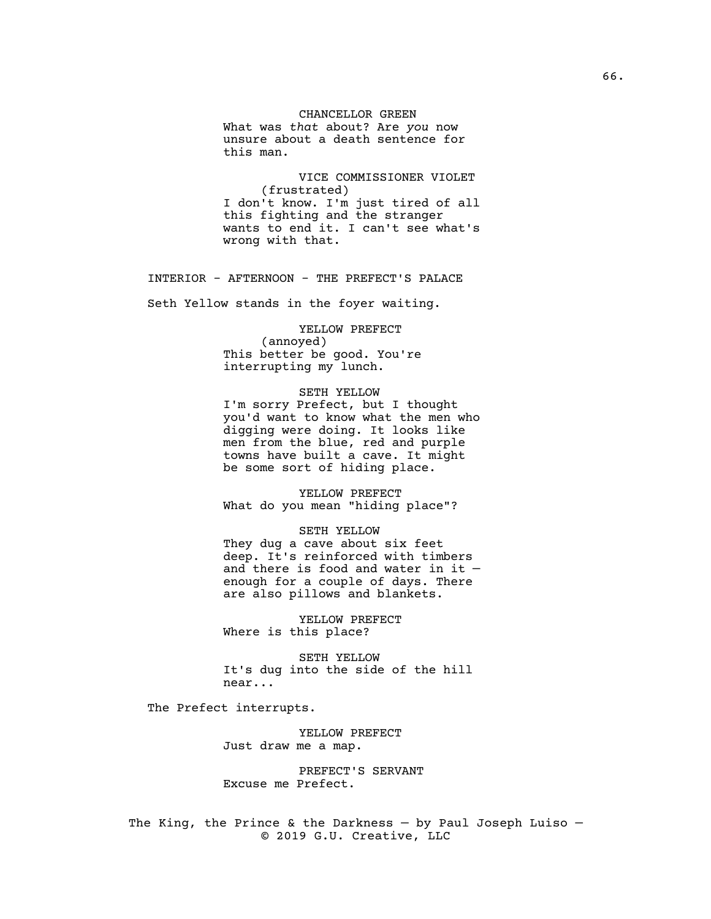CHANCELLOR GREEN
What was *that* about? Are *you* now unsure about a death sentence for this man.

VICE COMMISSIONER VIOLET
(frustrated)
I don't know. I'm just tired of all this fighting and the stranger wants to end it. I can't see what's wrong with that.

INTERIOR - AFTERNOON - THE PREFECT'S PALACE

Seth Yellow stands in the foyer waiting.

YELLOW PREFECT
(annoyed)
This better be good. You're interrupting my lunch.

SETH YELLOW
I'm sorry Prefect, but I thought you'd want to know what the men who digging were doing. It looks like men from the blue, red and purple towns have built a cave. It might be some sort of hiding place.

YELLOW PREFECT
What do you mean "hiding place"?

SETH YELLOW
They dug a cave about six feet deep. It's reinforced with timbers and there is food and water in it — enough for a couple of days. There are also pillows and blankets.

YELLOW PREFECT
Where is this place?

SETH YELLOW
It's dug into the side of the hill near...

The Prefect interrupts.

YELLOW PREFECT
Just draw me a map.

PREFECT'S SERVANT
Excuse me Prefect.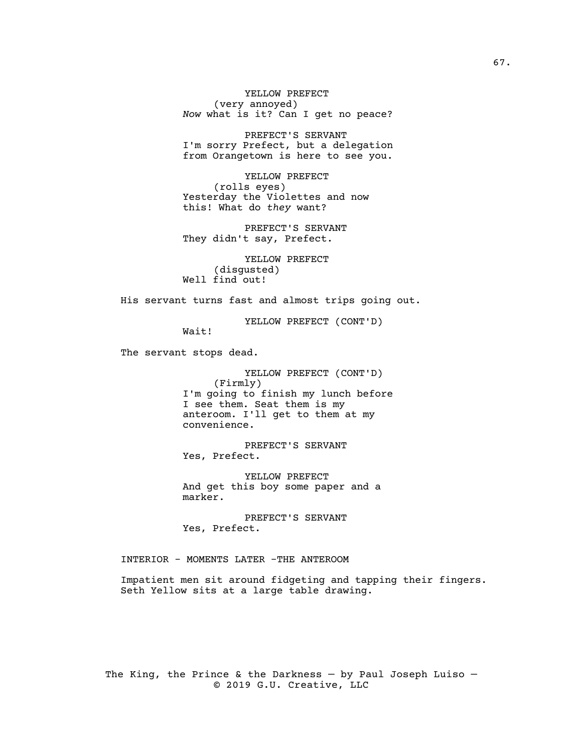YELLOW PREFECT
(very annoyed)
*Now* what is it? Can I get no peace?

PREFECT'S SERVANT
I'm sorry Prefect, but a delegation from Orangetown is here to see you.

YELLOW PREFECT
(rolls eyes)
Yesterday the Violettes and now this! What do *they* want?

PREFECT'S SERVANT
They didn't say, Prefect.

YELLOW PREFECT
(disgusted)
Well find out!

His servant turns fast and almost trips going out.

YELLOW PREFECT (CONT'D)
Wait!

The servant stops dead.

YELLOW PREFECT (CONT'D)
(Firmly)
I'm going to finish my lunch before I see them. Seat them is my anteroom. I'll get to them at my convenience.

PREFECT'S SERVANT
Yes, Prefect.

YELLOW PREFECT
And get this boy some paper and a marker.

PREFECT'S SERVANT
Yes, Prefect.

INTERIOR - MOMENTS LATER -THE ANTEROOM

Impatient men sit around fidgeting and tapping their fingers. Seth Yellow sits at a large table drawing.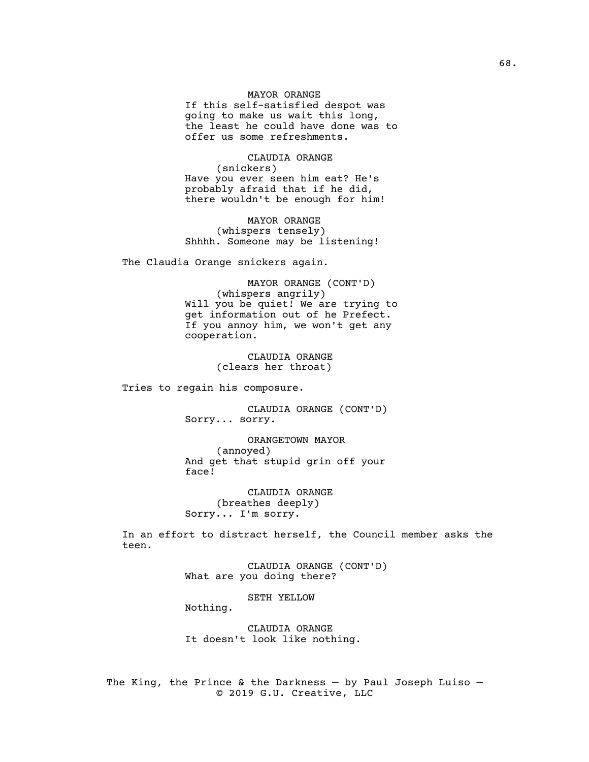MAYOR ORANGE
If this self-satisfied despot was going to make us wait this long, the least he could have done was to offer us some refreshments.

CLAUDIA ORANGE
(snickers)
Have you ever seen him eat? He's probably afraid that if he did, there wouldn't be enough for him!

MAYOR ORANGE
(whispers tensely)
Shhhh. Someone may be listening!

The Claudia Orange snickers again.

MAYOR ORANGE (CONT'D)
(whispers angrily)
Will you be quiet! We are trying to get information out of he Prefect. If you annoy him, we won't get any cooperation.

CLAUDIA ORANGE
(clears her throat)

Tries to regain his composure.

CLAUDIA ORANGE (CONT'D)
Sorry... sorry.

ORANGETOWN MAYOR
(annoyed)
And get that stupid grin off your face!

CLAUDIA ORANGE
(breathes deeply)
Sorry... I'm sorry.

In an effort to distract herself, the Council member asks the teen.

CLAUDIA ORANGE (CONT'D)
What are you doing there?

SETH YELLOW
Nothing.

CLAUDIA ORANGE
It doesn't look like nothing.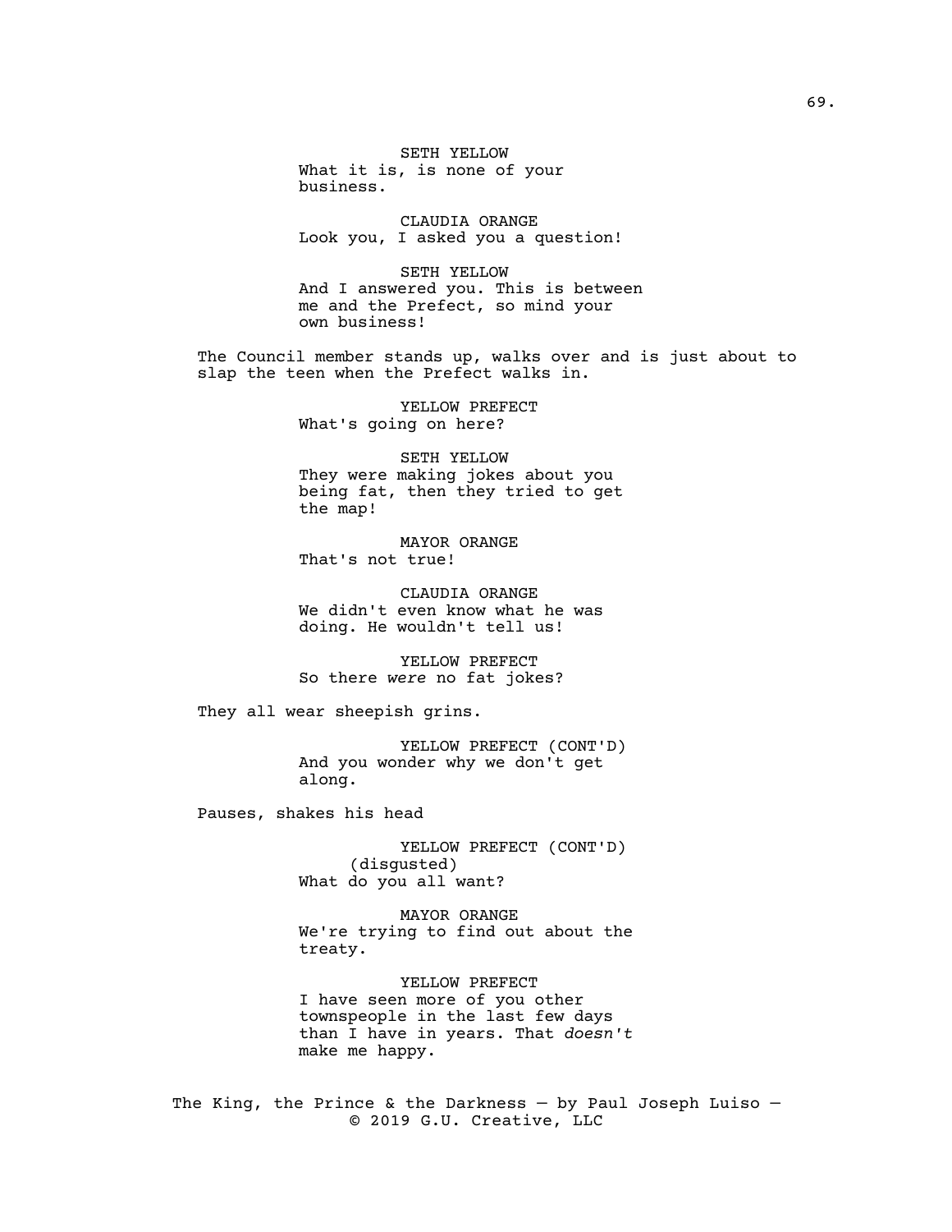SETH YELLOW
What it is, is none of your business.

CLAUDIA ORANGE
Look you, I asked you a question!

SETH YELLOW
And I answered you. This is between me and the Prefect, so mind your own business!

The Council member stands up, walks over and is just about to slap the teen when the Prefect walks in.

YELLOW PREFECT
What's going on here?

SETH YELLOW
They were making jokes about you being fat, then they tried to get the map!

MAYOR ORANGE
That's not true!

CLAUDIA ORANGE
We didn't even know what he was doing. He wouldn't tell us!

YELLOW PREFECT
So there *were* no fat jokes?

They all wear sheepish grins.

YELLOW PREFECT (CONT'D)
And you wonder why we don't get along.

Pauses, shakes his head

YELLOW PREFECT (CONT'D)
(disgusted)
What do you all want?

MAYOR ORANGE
We're trying to find out about the treaty.

YELLOW PREFECT
I have seen more of you other townspeople in the last few days than I have in years. That *doesn't* make me happy.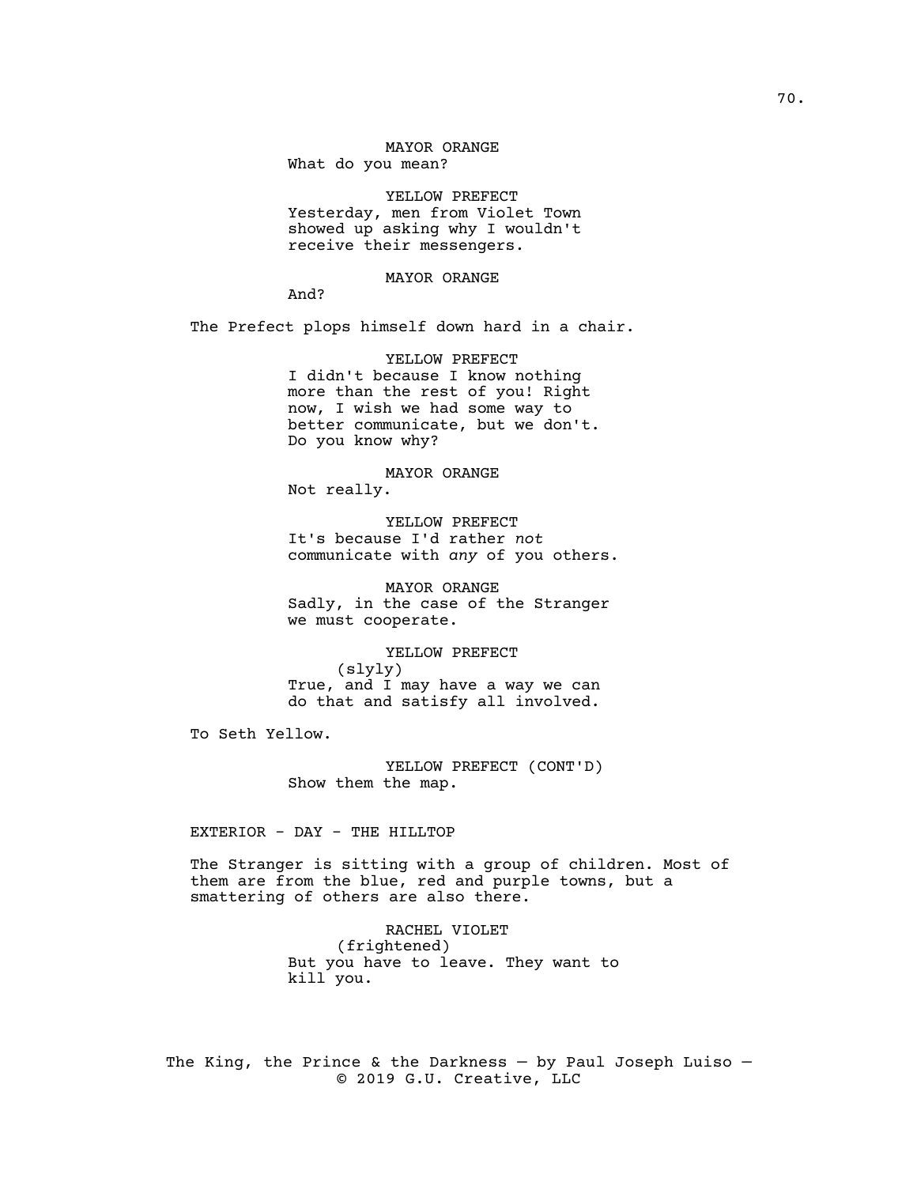MAYOR ORANGE
What do you mean?

YELLOW PREFECT
Yesterday, men from Violet Town showed up asking why I wouldn't receive their messengers.

MAYOR ORANGE
And?

The Prefect plops himself down hard in a chair.

YELLOW PREFECT
I didn't because I know nothing more than the rest of you! Right now, I wish we had some way to better communicate, but we don't. Do you know why?

MAYOR ORANGE
Not really.

YELLOW PREFECT
It's because I'd rather *not* communicate with *any* of you others.

MAYOR ORANGE
Sadly, in the case of the Stranger we must cooperate.

YELLOW PREFECT
(slyly)
True, and I may have a way we can do that and satisfy all involved.

To Seth Yellow.

YELLOW PREFECT (CONT'D)
Show them the map.

EXTERIOR - DAY - THE HILLTOP

The Stranger is sitting with a group of children. Most of them are from the blue, red and purple towns, but a smattering of others are also there.

RACHEL VIOLET
(frightened)
But you have to leave. They want to kill you.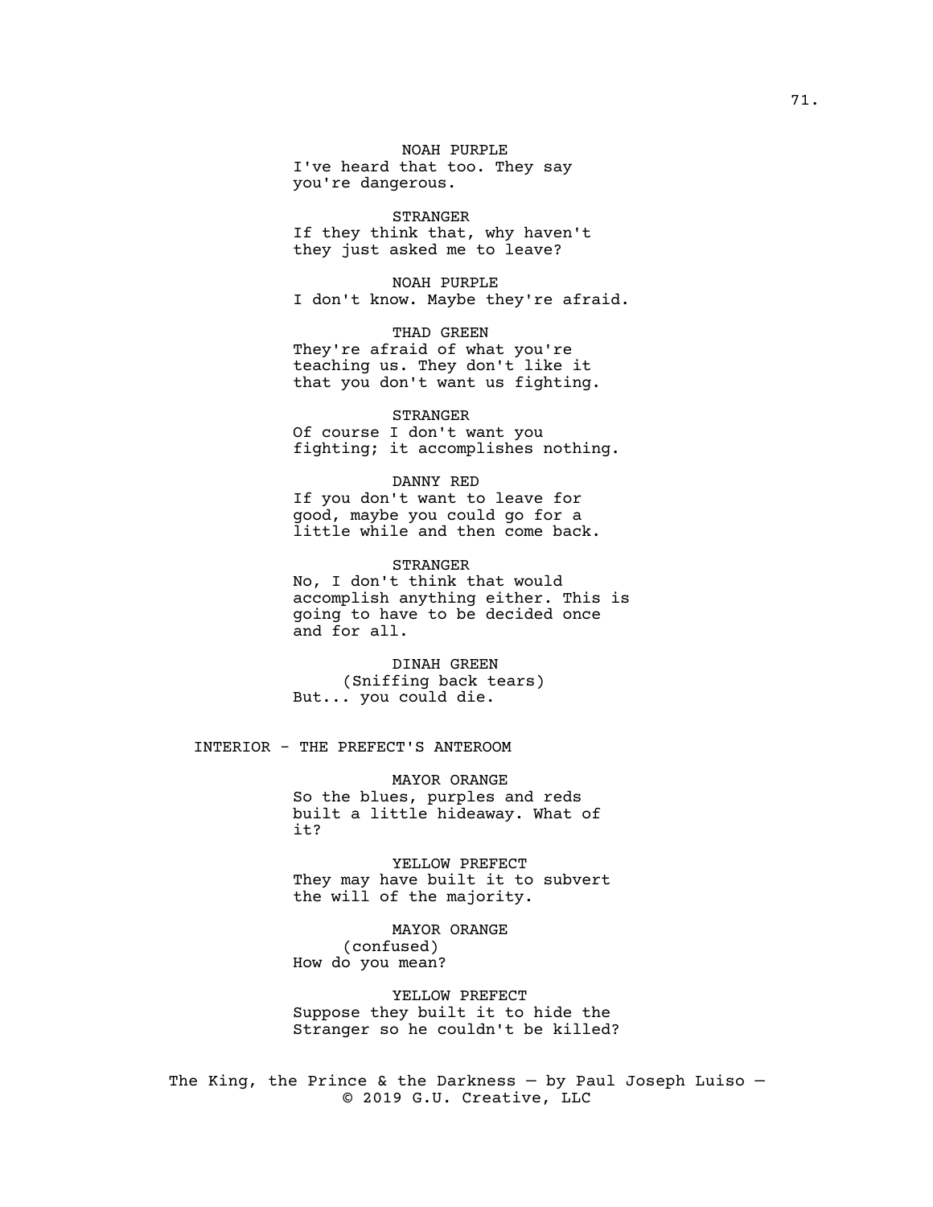NOAH PURPLE
I've heard that too. They say you're dangerous.

STRANGER
If they think that, why haven't they just asked me to leave?

NOAH PURPLE
I don't know. Maybe they're afraid.

THAD GREEN
They're afraid of what you're teaching us. They don't like it that you don't want us fighting.

STRANGER
Of course I don't want you fighting; it accomplishes nothing.

DANNY RED
If you don't want to leave for good, maybe you could go for a little while and then come back.

STRANGER
No, I don't think that would accomplish anything either. This is going to have to be decided once and for all.

DINAH GREEN
(Sniffing back tears)
But... you could die.

INTERIOR - THE PREFECT'S ANTEROOM

MAYOR ORANGE
So the blues, purples and reds built a little hideaway. What of it?

YELLOW PREFECT
They may have built it to subvert the will of the majority.

MAYOR ORANGE
(confused)
How do you mean?

YELLOW PREFECT
Suppose they built it to hide the Stranger so he couldn't be killed?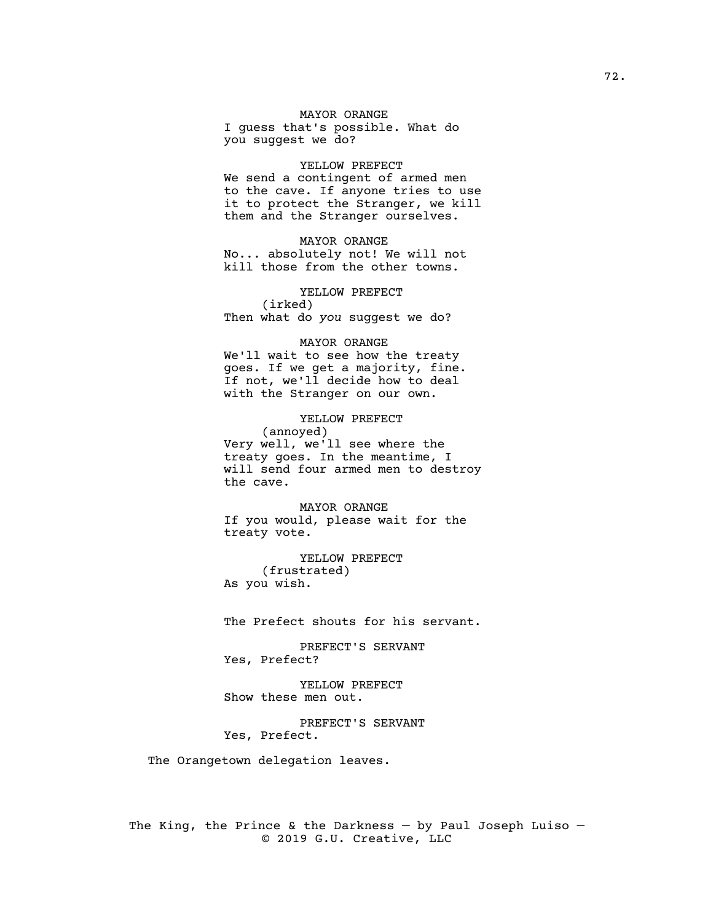MAYOR ORANGE
I guess that's possible. What do you suggest we do?

YELLOW PREFECT
We send a contingent of armed men to the cave. If anyone tries to use it to protect the Stranger, we kill them and the Stranger ourselves.

MAYOR ORANGE
No... absolutely not! We will not kill those from the other towns.

YELLOW PREFECT
(irked)
Then what do *you* suggest we do?

MAYOR ORANGE
We'll wait to see how the treaty goes. If we get a majority, fine. If not, we'll decide how to deal with the Stranger on our own.

YELLOW PREFECT
(annoyed)
Very well, we'll see where the treaty goes. In the meantime, I will send four armed men to destroy the cave.

MAYOR ORANGE
If you would, please wait for the treaty vote.

YELLOW PREFECT
(frustrated)
As you wish.

The Prefect shouts for his servant.

PREFECT'S SERVANT
Yes, Prefect?

YELLOW PREFECT
Show these men out.

PREFECT'S SERVANT
Yes, Prefect.

The Orangetown delegation leaves.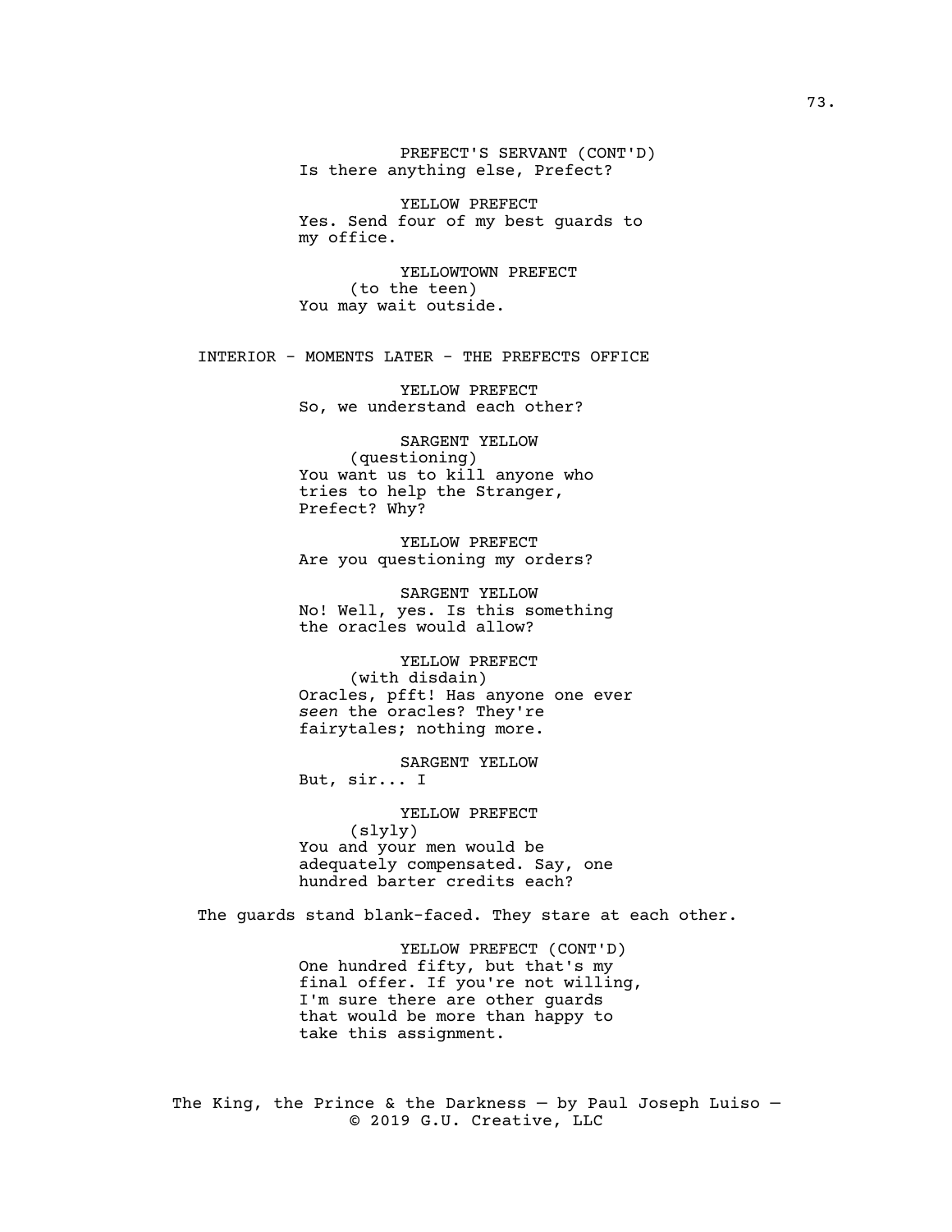PREFECT'S SERVANT (CONT'D)
Is there anything else, Prefect?

YELLOW PREFECT
Yes. Send four of my best guards to my office.

YELLOWTOWN PREFECT
(to the teen)
You may wait outside.

INTERIOR - MOMENTS LATER - THE PREFECTS OFFICE

YELLOW PREFECT
So, we understand each other?

SARGENT YELLOW
(questioning)
You want us to kill anyone who tries to help the Stranger, Prefect? Why?

YELLOW PREFECT
Are you questioning my orders?

SARGENT YELLOW
No! Well, yes. Is this something the oracles would allow?

YELLOW PREFECT
(with disdain)
Oracles, pfft! Has anyone one ever *seen* the oracles? They're fairytales; nothing more.

SARGENT YELLOW
But, sir... I

YELLOW PREFECT
(slyly)
You and your men would be adequately compensated. Say, one hundred barter credits each?

The guards stand blank-faced. They stare at each other.

YELLOW PREFECT (CONT'D)
One hundred fifty, but that's my final offer. If you're not willing, I'm sure there are other guards that would be more than happy to take this assignment.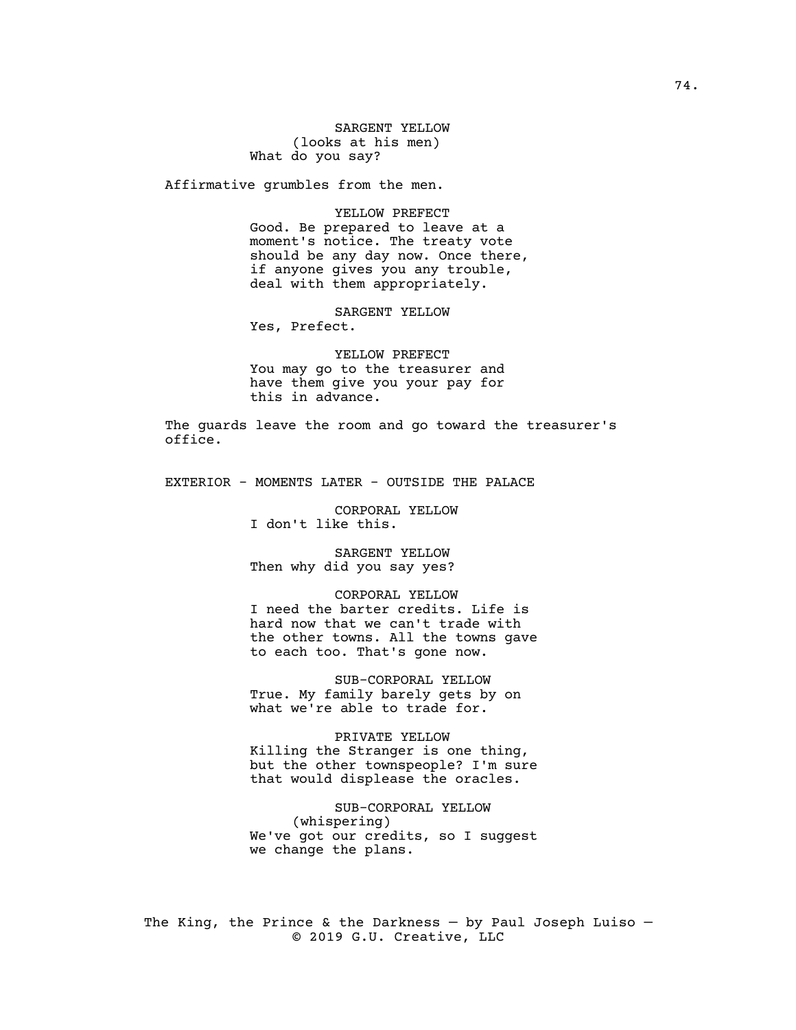SARGENT YELLOW
(looks at his men)
What do you say?

Affirmative grumbles from the men.

YELLOW PREFECT
Good. Be prepared to leave at a moment's notice. The treaty vote should be any day now. Once there, if anyone gives you any trouble, deal with them appropriately.

SARGENT YELLOW
Yes, Prefect.

YELLOW PREFECT
You may go to the treasurer and have them give you your pay for this in advance.

The guards leave the room and go toward the treasurer's office.

EXTERIOR - MOMENTS LATER - OUTSIDE THE PALACE

CORPORAL YELLOW
I don't like this.

SARGENT YELLOW
Then why did you say yes?

CORPORAL YELLOW
I need the barter credits. Life is hard now that we can't trade with the other towns. All the towns gave to each too. That's gone now.

SUB-CORPORAL YELLOW
True. My family barely gets by on what we're able to trade for.

PRIVATE YELLOW
Killing the Stranger is one thing, but the other townspeople? I'm sure that would displease the oracles.

SUB-CORPORAL YELLOW
(whispering)
We've got our credits, so I suggest we change the plans.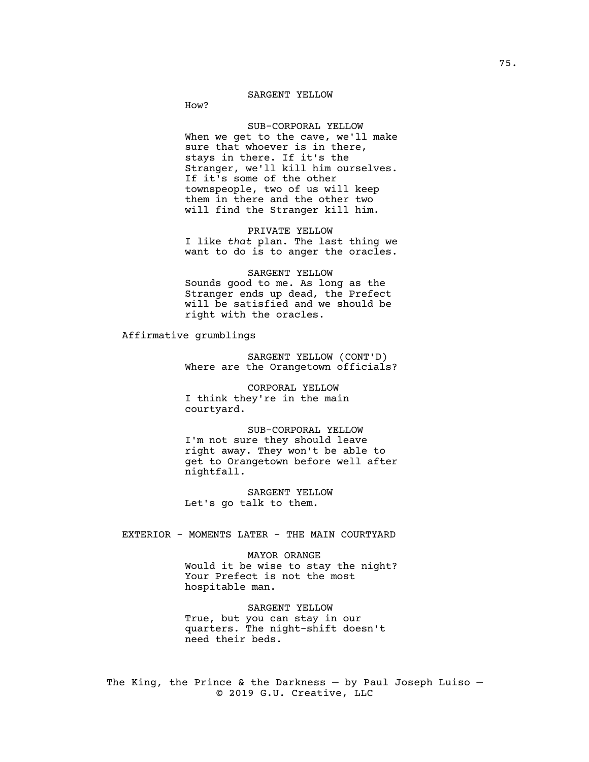SARGENT YELLOW

How?

SUB-CORPORAL YELLOW

When we get to the cave, we'll make sure that whoever is in there, stays in there. If it's the Stranger, we'll kill him ourselves. If it's some of the other townspeople, two of us will keep them in there and the other two will find the Stranger kill him.

PRIVATE YELLOW

I like *that* plan. The last thing we want to do is to anger the oracles.

SARGENT YELLOW

Sounds good to me. As long as the Stranger ends up dead, the Prefect will be satisfied and we should be right with the oracles.

Affirmative grumblings

SARGENT YELLOW (CONT'D)

Where are the Orangetown officials?

CORPORAL YELLOW

I think they're in the main courtyard.

SUB-CORPORAL YELLOW

I'm not sure they should leave right away. They won't be able to get to Orangetown before well after nightfall.

SARGENT YELLOW

Let's go talk to them.

EXTERIOR - MOMENTS LATER - THE MAIN COURTYARD

MAYOR ORANGE

Would it be wise to stay the night? Your Prefect is not the most hospitable man.

SARGENT YELLOW

True, but you can stay in our quarters. The night-shift doesn't need their beds.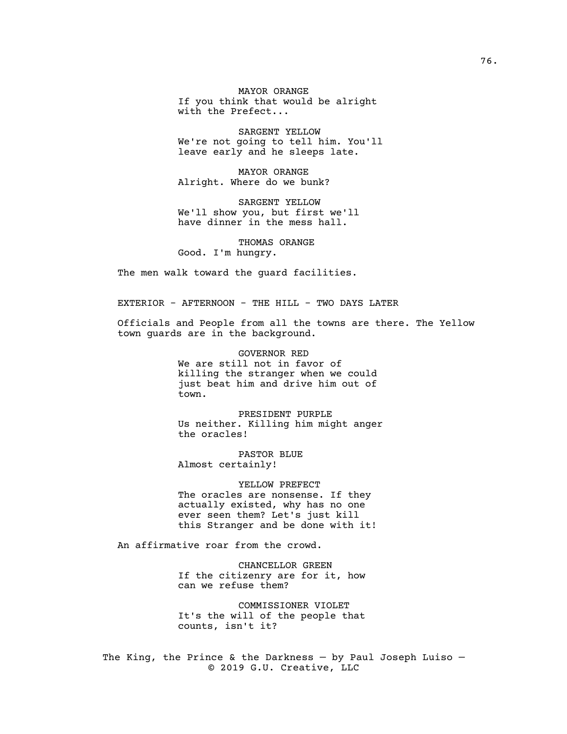MAYOR ORANGE
If you think that would be alright with the Prefect...

SARGENT YELLOW
We're not going to tell him. You'll leave early and he sleeps late.

MAYOR ORANGE
Alright. Where do we bunk?

SARGENT YELLOW
We'll show you, but first we'll have dinner in the mess hall.

THOMAS ORANGE
Good. I'm hungry.

The men walk toward the guard facilities.

EXTERIOR - AFTERNOON - THE HILL - TWO DAYS LATER

Officials and People from all the towns are there. The Yellow town guards are in the background.

GOVERNOR RED
We are still not in favor of killing the stranger when we could just beat him and drive him out of town.

PRESIDENT PURPLE
Us neither. Killing him might anger the oracles!

PASTOR BLUE
Almost certainly!

YELLOW PREFECT
The oracles are nonsense. If they actually existed, why has no one ever seen them? Let's just kill this Stranger and be done with it!

An affirmative roar from the crowd.

CHANCELLOR GREEN
If the citizenry are for it, how can we refuse them?

COMMISSIONER VIOLET
It's the will of the people that counts, isn't it?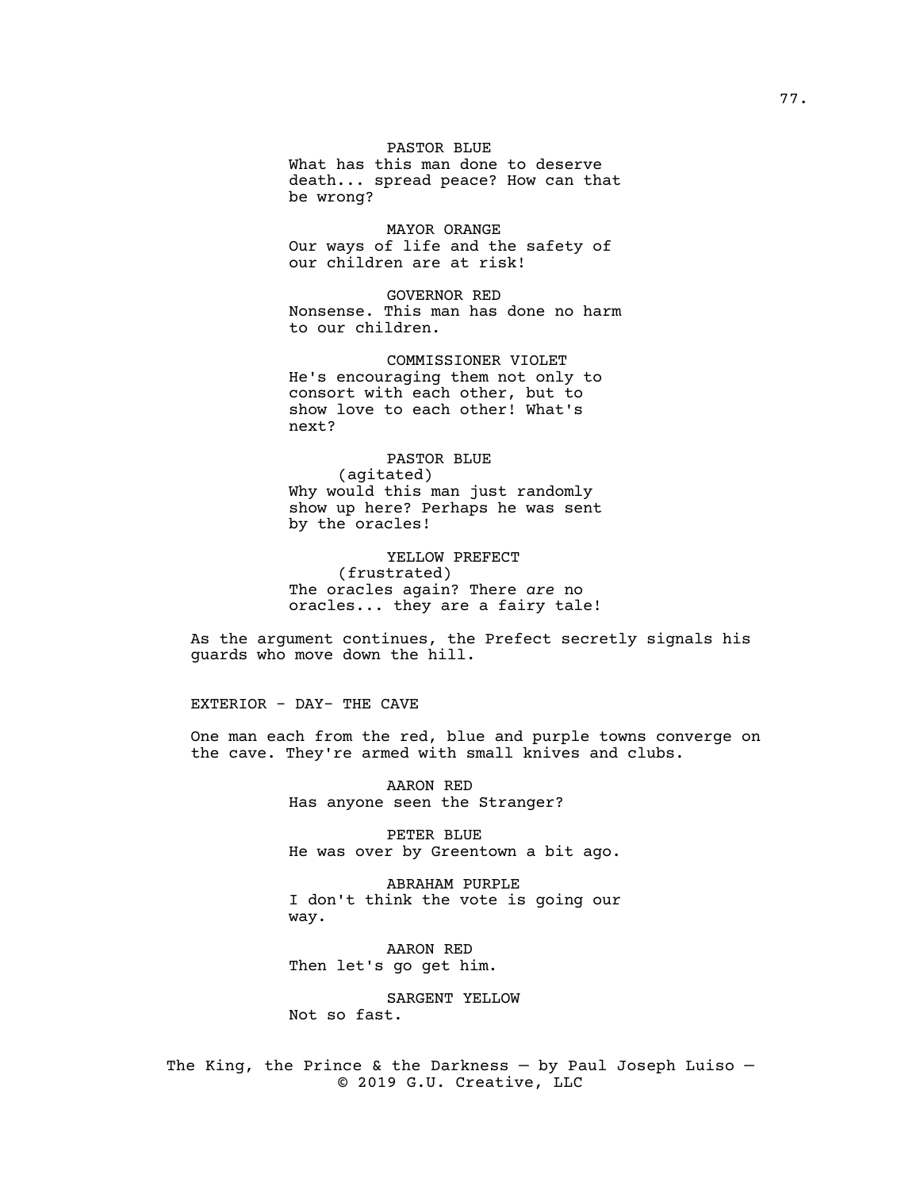PASTOR BLUE
What has this man done to deserve death... spread peace? How can that be wrong?

MAYOR ORANGE
Our ways of life and the safety of our children are at risk!

GOVERNOR RED
Nonsense. This man has done no harm to our children.

COMMISSIONER VIOLET
He's encouraging them not only to consort with each other, but to show love to each other! What's next?

PASTOR BLUE
(agitated)
Why would this man just randomly show up here? Perhaps he was sent by the oracles!

YELLOW PREFECT
(frustrated)
The oracles again? There *are* no oracles... they are a fairy tale!

As the argument continues, the Prefect secretly signals his guards who move down the hill.

EXTERIOR - DAY- THE CAVE

One man each from the red, blue and purple towns converge on the cave. They're armed with small knives and clubs.

AARON RED
Has anyone seen the Stranger?

PETER BLUE
He was over by Greentown a bit ago.

ABRAHAM PURPLE
I don't think the vote is going our way.

AARON RED
Then let's go get him.

SARGENT YELLOW
Not so fast.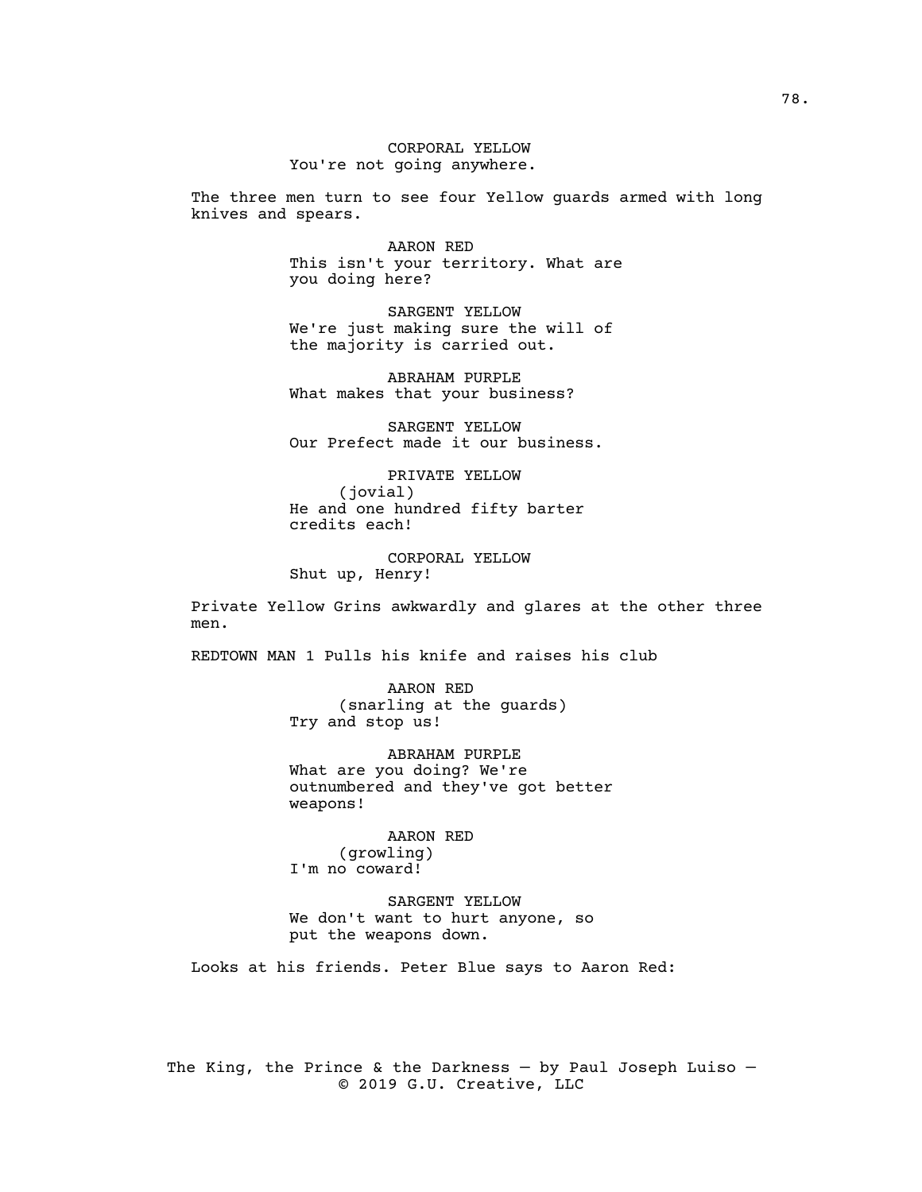CORPORAL YELLOW
You're not going anywhere.

The three men turn to see four Yellow guards armed with long knives and spears.

AARON RED
This isn't your territory. What are you doing here?

SARGENT YELLOW
We're just making sure the will of the majority is carried out.

ABRAHAM PURPLE
What makes that your business?

SARGENT YELLOW
Our Prefect made it our business.

PRIVATE YELLOW
(jovial)
He and one hundred fifty barter credits each!

CORPORAL YELLOW
Shut up, Henry!

Private Yellow Grins awkwardly and glares at the other three men.

REDTOWN MAN 1 Pulls his knife and raises his club

AARON RED
(snarling at the guards)
Try and stop us!

ABRAHAM PURPLE
What are you doing? We're outnumbered and they've got better weapons!

AARON RED
(growling)
I'm no coward!

SARGENT YELLOW
We don't want to hurt anyone, so put the weapons down.

Looks at his friends. Peter Blue says to Aaron Red:

The King, the Prince & the Darkness — by Paul Joseph Luiso — © 2019 G.U. Creative, LLC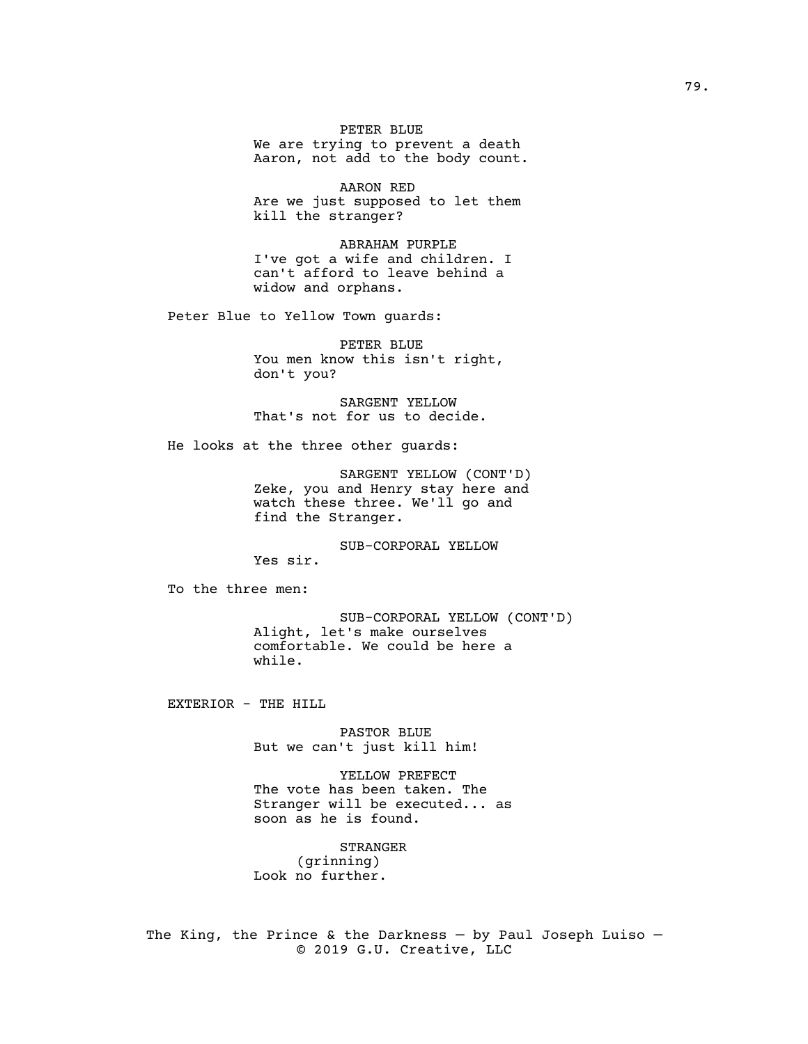PETER BLUE
We are trying to prevent a death Aaron, not add to the body count.

AARON RED
Are we just supposed to let them kill the stranger?

ABRAHAM PURPLE
I've got a wife and children. I can't afford to leave behind a widow and orphans.

Peter Blue to Yellow Town guards:

PETER BLUE
You men know this isn't right, don't you?

SARGENT YELLOW
That's not for us to decide.

He looks at the three other guards:

SARGENT YELLOW (CONT'D)
Zeke, you and Henry stay here and watch these three. We'll go and find the Stranger.

SUB-CORPORAL YELLOW
Yes sir.

To the three men:

SUB-CORPORAL YELLOW (CONT'D)
Alight, let's make ourselves comfortable. We could be here a while.

EXTERIOR - THE HILL

PASTOR BLUE
But we can't just kill him!

YELLOW PREFECT
The vote has been taken. The Stranger will be executed... as soon as he is found.

STRANGER
(grinning)
Look no further.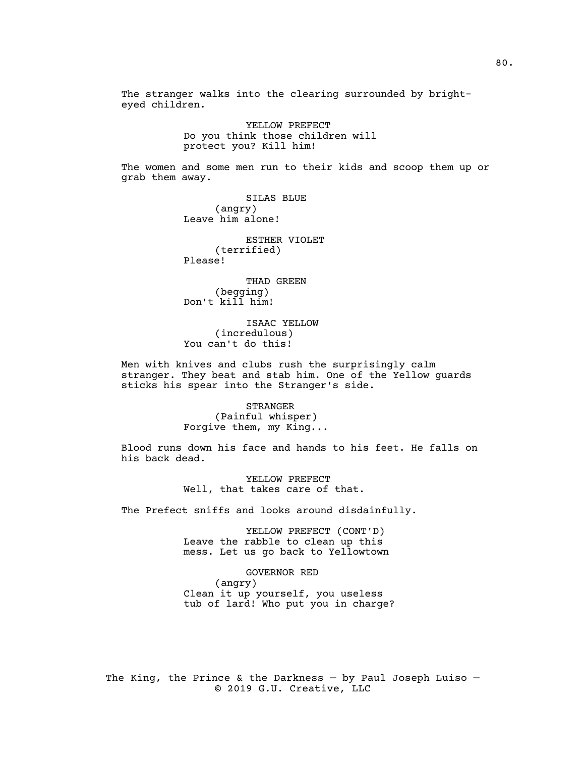The stranger walks into the clearing surrounded by bright-eyed children.

YELLOW PREFECT
Do you think those children will protect you? Kill him!

The women and some men run to their kids and scoop them up or grab them away.

SILAS BLUE
(angry)
Leave him alone!

ESTHER VIOLET
(terrified)
Please!

THAD GREEN
(begging)
Don't kill him!

ISAAC YELLOW
(incredulous)
You can't do this!

Men with knives and clubs rush the surprisingly calm stranger. They beat and stab him. One of the Yellow guards sticks his spear into the Stranger's side.

STRANGER
(Painful whisper)
Forgive them, my King...

Blood runs down his face and hands to his feet. He falls on his back dead.

YELLOW PREFECT
Well, that takes care of that.

The Prefect sniffs and looks around disdainfully.

YELLOW PREFECT (CONT'D)
Leave the rabble to clean up this mess. Let us go back to Yellowtown

GOVERNOR RED
(angry)
Clean it up yourself, you useless tub of lard! Who put you in charge?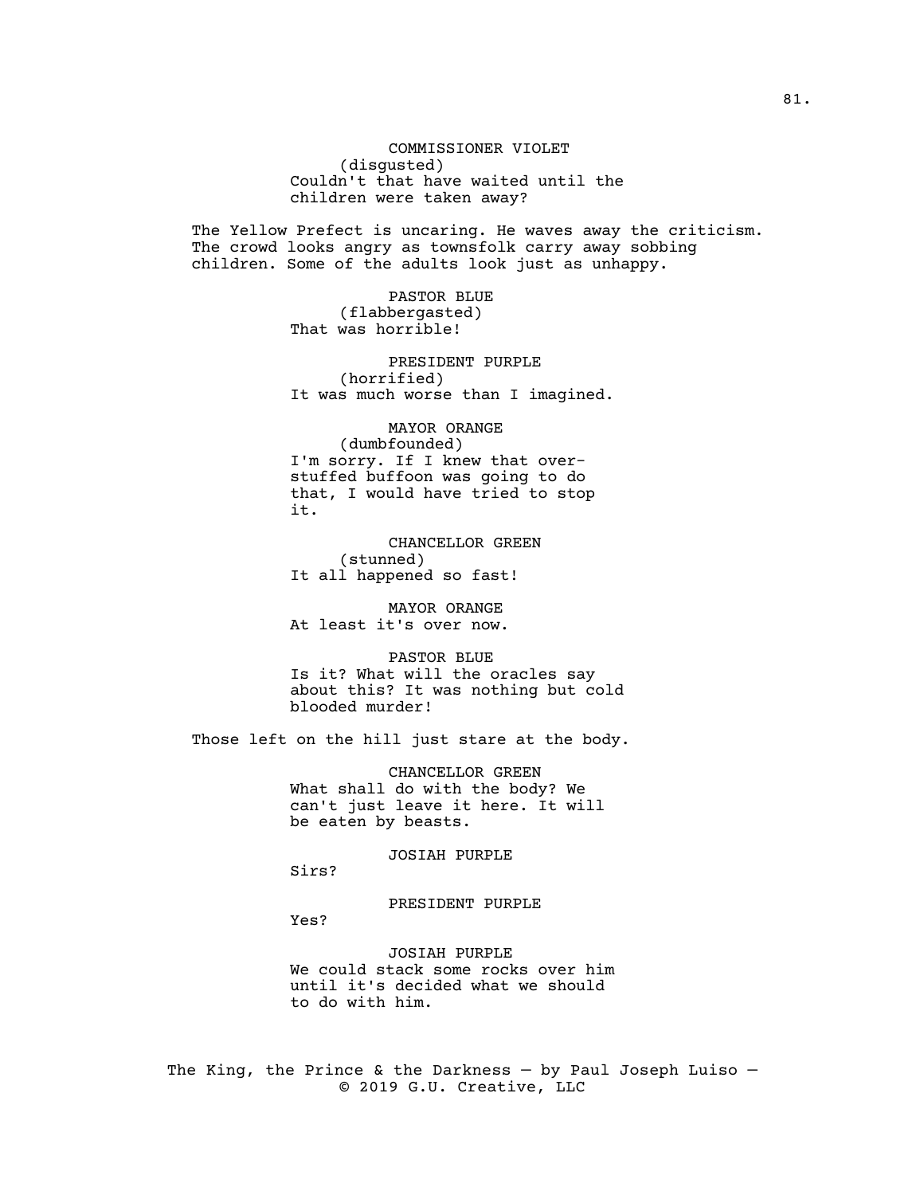COMMISSIONER VIOLET
(disgusted)
Couldn't that have waited until the children were taken away?

The Yellow Prefect is uncaring. He waves away the criticism. The crowd looks angry as townsfolk carry away sobbing children. Some of the adults look just as unhappy.

PASTOR BLUE
(flabbergasted)
That was horrible!

PRESIDENT PURPLE
(horrified)
It was much worse than I imagined.

MAYOR ORANGE
(dumbfounded)
I'm sorry. If I knew that over-stuffed buffoon was going to do that, I would have tried to stop it.

CHANCELLOR GREEN
(stunned)
It all happened so fast!

MAYOR ORANGE
At least it's over now.

PASTOR BLUE
Is it? What will the oracles say about this? It was nothing but cold blooded murder!

Those left on the hill just stare at the body.

CHANCELLOR GREEN
What shall do with the body? We can't just leave it here. It will be eaten by beasts.

JOSIAH PURPLE
Sirs?

PRESIDENT PURPLE
Yes?

JOSIAH PURPLE
We could stack some rocks over him until it's decided what we should to do with him.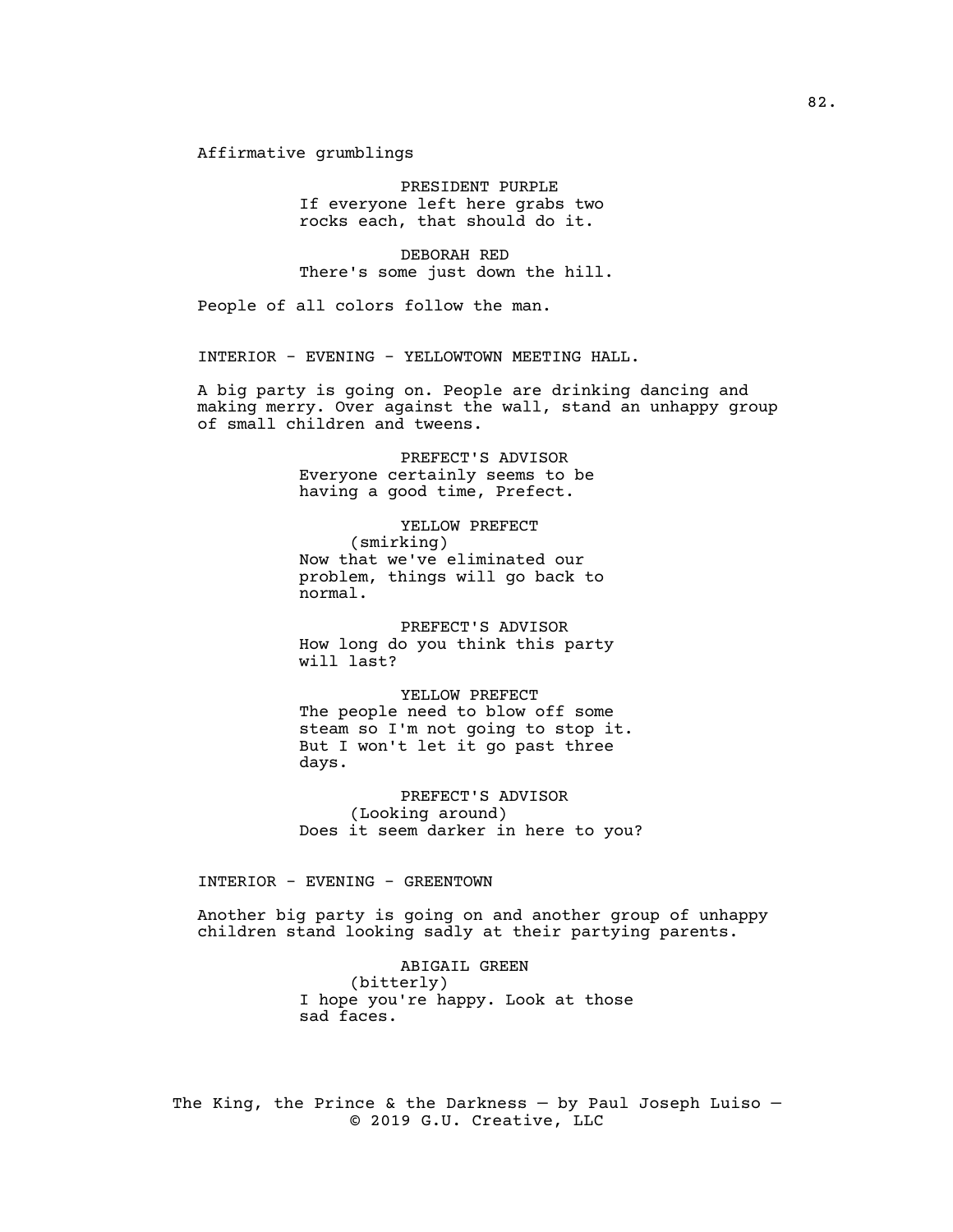Affirmative grumblings

PRESIDENT PURPLE
If everyone left here grabs two rocks each, that should do it.

DEBORAH RED
There's some just down the hill.

People of all colors follow the man.

INTERIOR - EVENING - YELLOWTOWN MEETING HALL.

A big party is going on. People are drinking dancing and making merry. Over against the wall, stand an unhappy group of small children and tweens.

PREFECT'S ADVISOR
Everyone certainly seems to be having a good time, Prefect.

YELLOW PREFECT
(smirking)
Now that we've eliminated our problem, things will go back to normal.

PREFECT'S ADVISOR
How long do you think this party will last?

YELLOW PREFECT
The people need to blow off some steam so I'm not going to stop it. But I won't let it go past three days.

PREFECT'S ADVISOR
(Looking around)
Does it seem darker in here to you?

INTERIOR - EVENING - GREENTOWN

Another big party is going on and another group of unhappy children stand looking sadly at their partying parents.

ABIGAIL GREEN
(bitterly)
I hope you're happy. Look at those sad faces.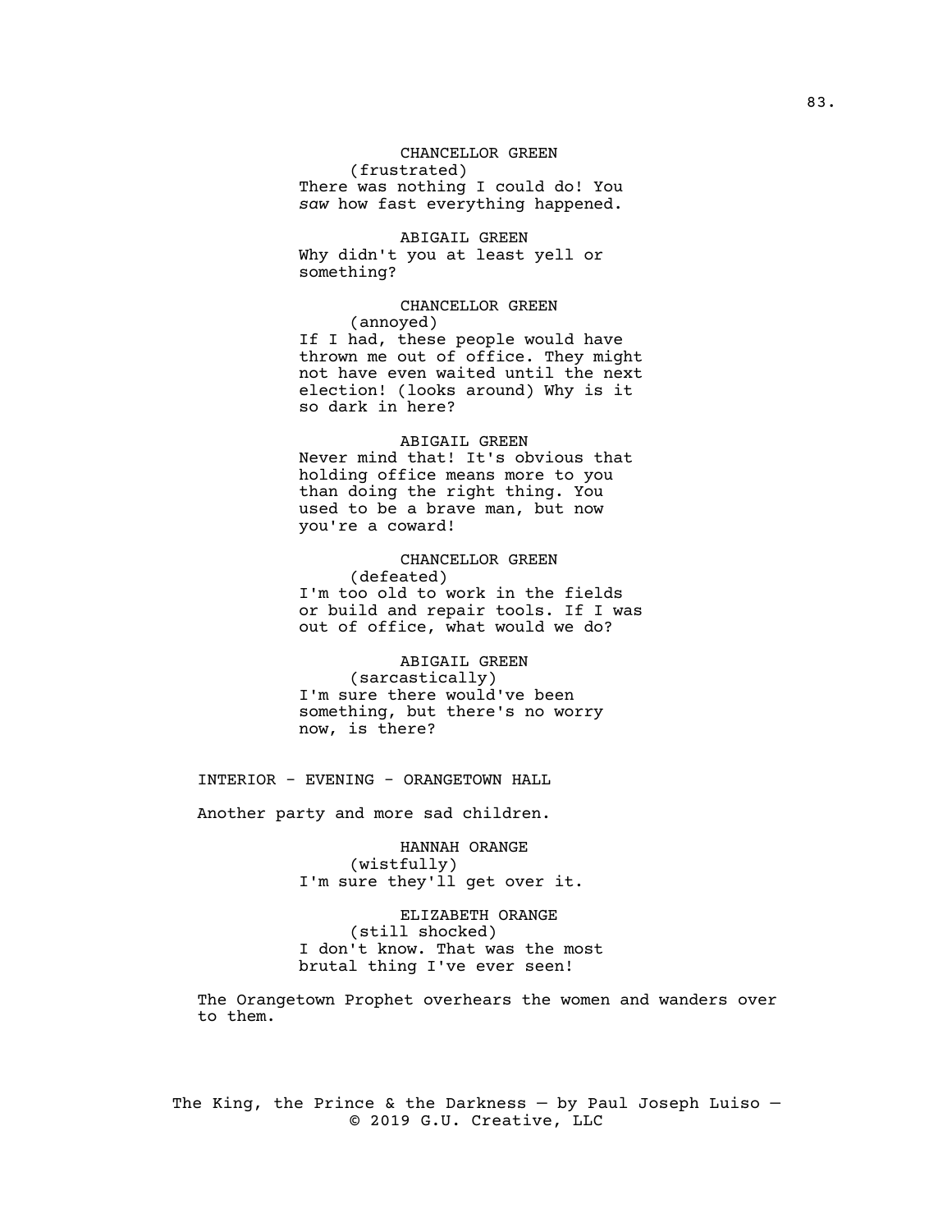CHANCELLOR GREEN
(frustrated)
There was nothing I could do! You *saw* how fast everything happened.

ABIGAIL GREEN
Why didn't you at least yell or something?

CHANCELLOR GREEN
(annoyed)
If I had, these people would have thrown me out of office. They might not have even waited until the next election! (looks around) Why is it so dark in here?

ABIGAIL GREEN
Never mind that! It's obvious that holding office means more to you than doing the right thing. You used to be a brave man, but now you're a coward!

CHANCELLOR GREEN
(defeated)
I'm too old to work in the fields or build and repair tools. If I was out of office, what would we do?

ABIGAIL GREEN
(sarcastically)
I'm sure there would've been something, but there's no worry now, is there?

INTERIOR - EVENING - ORANGETOWN HALL

Another party and more sad children.

HANNAH ORANGE
(wistfully)
I'm sure they'll get over it.

ELIZABETH ORANGE
(still shocked)
I don't know. That was the most brutal thing I've ever seen!

The Orangetown Prophet overhears the women and wanders over to them.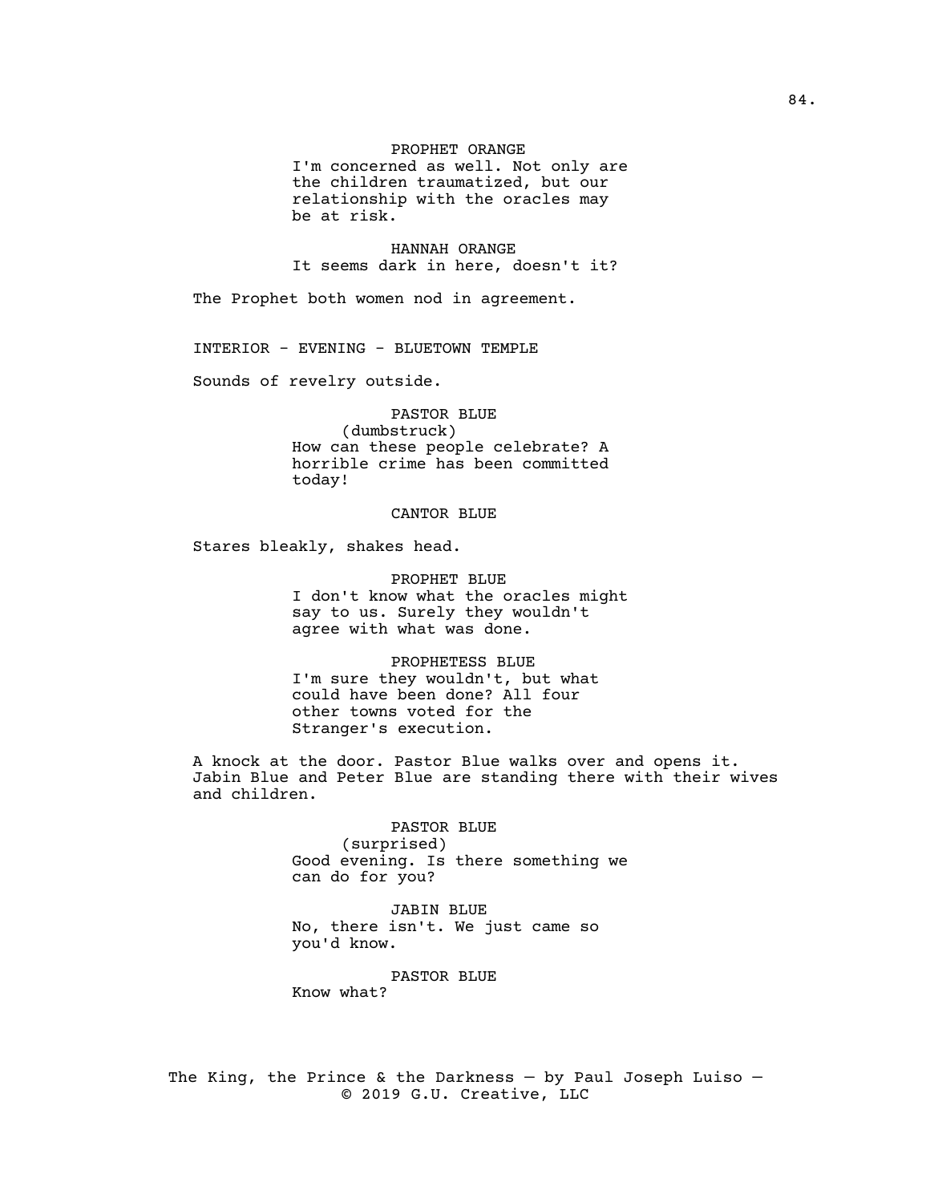PROPHET ORANGE
I'm concerned as well. Not only are the children traumatized, but our relationship with the oracles may be at risk.

HANNAH ORANGE
It seems dark in here, doesn't it?

The Prophet both women nod in agreement.

INTERIOR - EVENING - BLUETOWN TEMPLE

Sounds of revelry outside.

PASTOR BLUE
(dumbstruck)
How can these people celebrate? A horrible crime has been committed today!

CANTOR BLUE

Stares bleakly, shakes head.

PROPHET BLUE
I don't know what the oracles might say to us. Surely they wouldn't agree with what was done.

PROPHETESS BLUE
I'm sure they wouldn't, but what could have been done? All four other towns voted for the Stranger's execution.

A knock at the door. Pastor Blue walks over and opens it. Jabin Blue and Peter Blue are standing there with their wives and children.

PASTOR BLUE
(surprised)
Good evening. Is there something we can do for you?

JABIN BLUE
No, there isn't. We just came so you'd know.

PASTOR BLUE
Know what?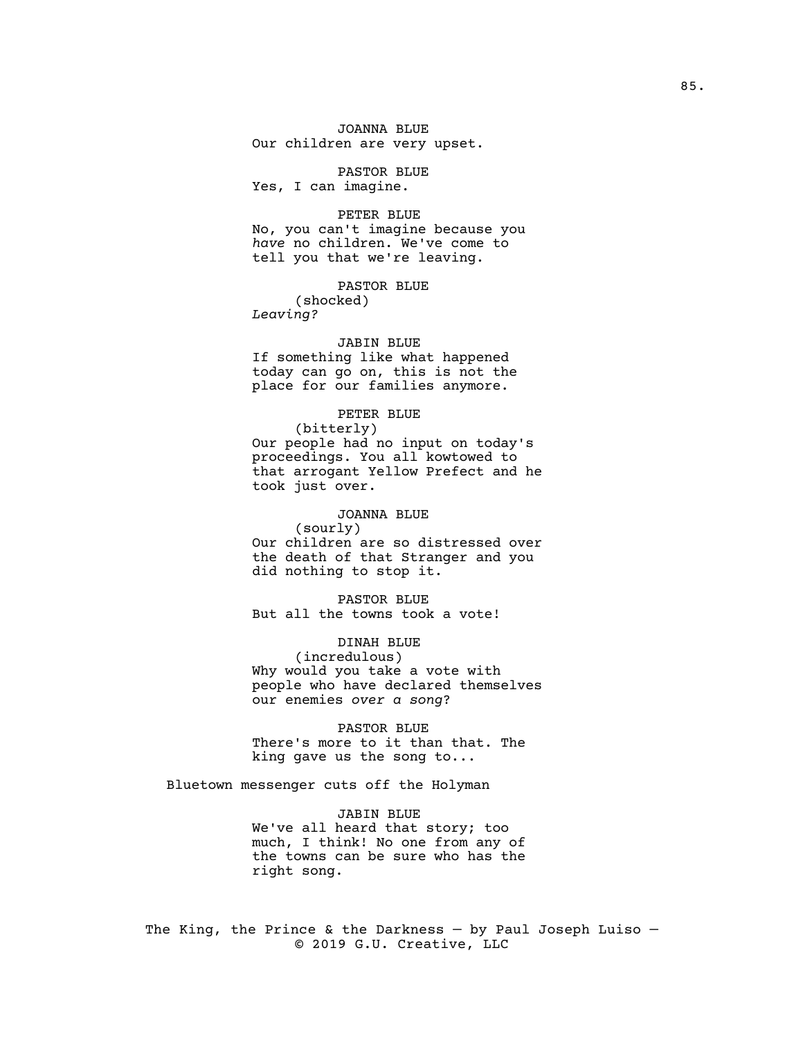JOANNA BLUE
Our children are very upset.

PASTOR BLUE
Yes, I can imagine.

PETER BLUE
No, you can't imagine because you *have* no children. We've come to tell you that we're leaving.

PASTOR BLUE
(shocked)
*Leaving?*

JABIN BLUE
If something like what happened today can go on, this is not the place for our families anymore.

PETER BLUE
(bitterly)
Our people had no input on today's proceedings. You all kowtowed to that arrogant Yellow Prefect and he took just over.

JOANNA BLUE
(sourly)
Our children are so distressed over the death of that Stranger and you did nothing to stop it.

PASTOR BLUE
But all the towns took a vote!

DINAH BLUE
(incredulous)
Why would you take a vote with people who have declared themselves our enemies *over a song*?

PASTOR BLUE
There's more to it than that. The king gave us the song to...

Bluetown messenger cuts off the Holyman

JABIN BLUE
We've all heard that story; too much, I think! No one from any of the towns can be sure who has the right song.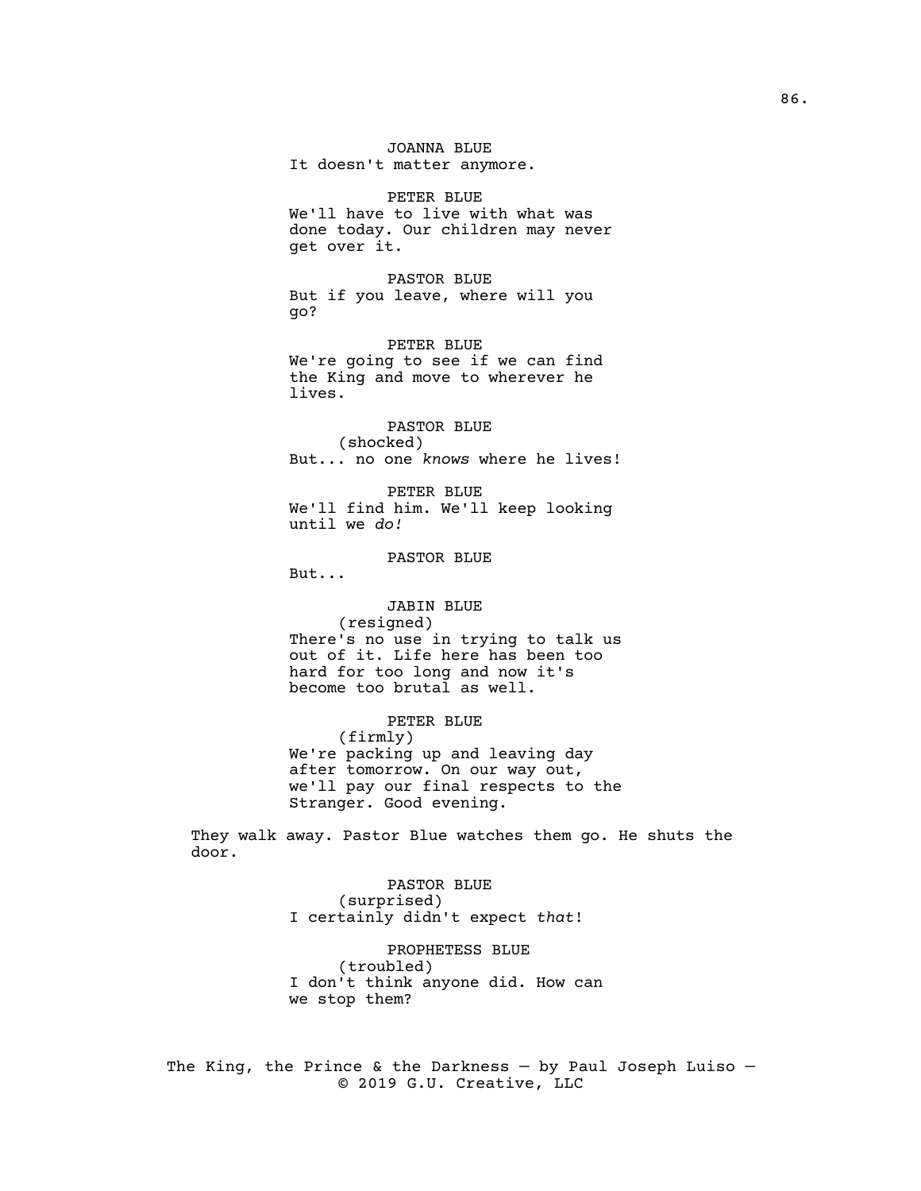JOANNA BLUE
It doesn't matter anymore.

PETER BLUE
We'll have to live with what was done today. Our children may never get over it.

PASTOR BLUE
But if you leave, where will you go?

PETER BLUE
We're going to see if we can find the King and move to wherever he lives.

PASTOR BLUE
(shocked)
But... no one *knows* where he lives!

PETER BLUE
We'll find him. We'll keep looking until we *do!*

PASTOR BLUE
But...

JABIN BLUE
(resigned)
There's no use in trying to talk us out of it. Life here has been too hard for too long and now it's become too brutal as well.

PETER BLUE
(firmly)
We're packing up and leaving day after tomorrow. On our way out, we'll pay our final respects to the Stranger. Good evening.

They walk away. Pastor Blue watches them go. He shuts the door.

PASTOR BLUE
(surprised)
I certainly didn't expect *that*!

PROPHETESS BLUE
(troubled)
I don't think anyone did. How can we stop them?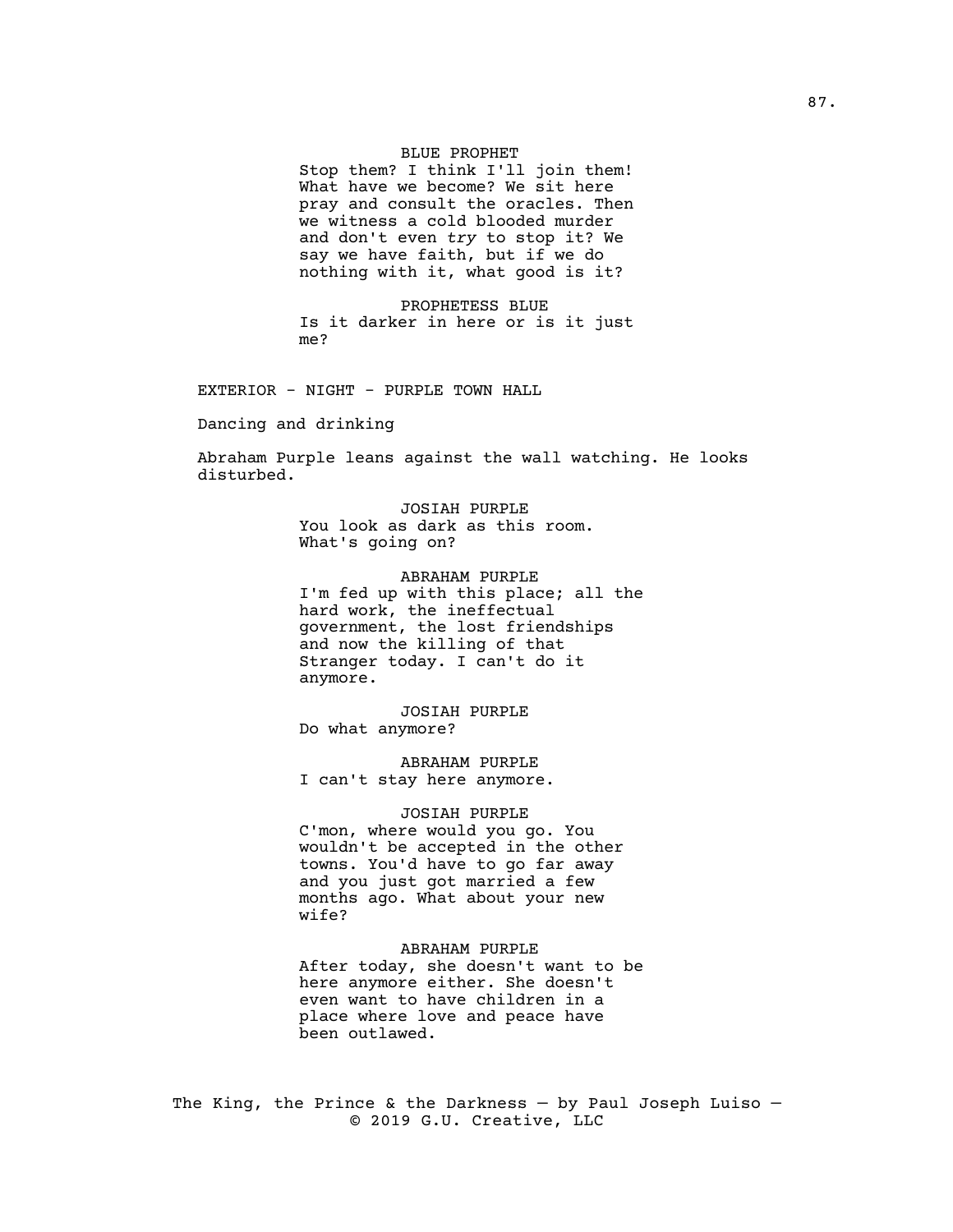BLUE PROPHET

Stop them? I think I'll join them! What have we become? We sit here pray and consult the oracles. Then we witness a cold blooded murder and don't even *try* to stop it? We say we have faith, but if we do nothing with it, what good is it?

PROPHETESS BLUE

Is it darker in here or is it just me?

EXTERIOR - NIGHT - PURPLE TOWN HALL

Dancing and drinking

Abraham Purple leans against the wall watching. He looks disturbed.

JOSIAH PURPLE

You look as dark as this room. What's going on?

ABRAHAM PURPLE

I'm fed up with this place; all the hard work, the ineffectual government, the lost friendships and now the killing of that Stranger today. I can't do it anymore.

JOSIAH PURPLE

Do what anymore?

ABRAHAM PURPLE

I can't stay here anymore.

JOSIAH PURPLE

C'mon, where would you go. You wouldn't be accepted in the other towns. You'd have to go far away and you just got married a few months ago. What about your new wife?

ABRAHAM PURPLE

After today, she doesn't want to be here anymore either. She doesn't even want to have children in a place where love and peace have been outlawed.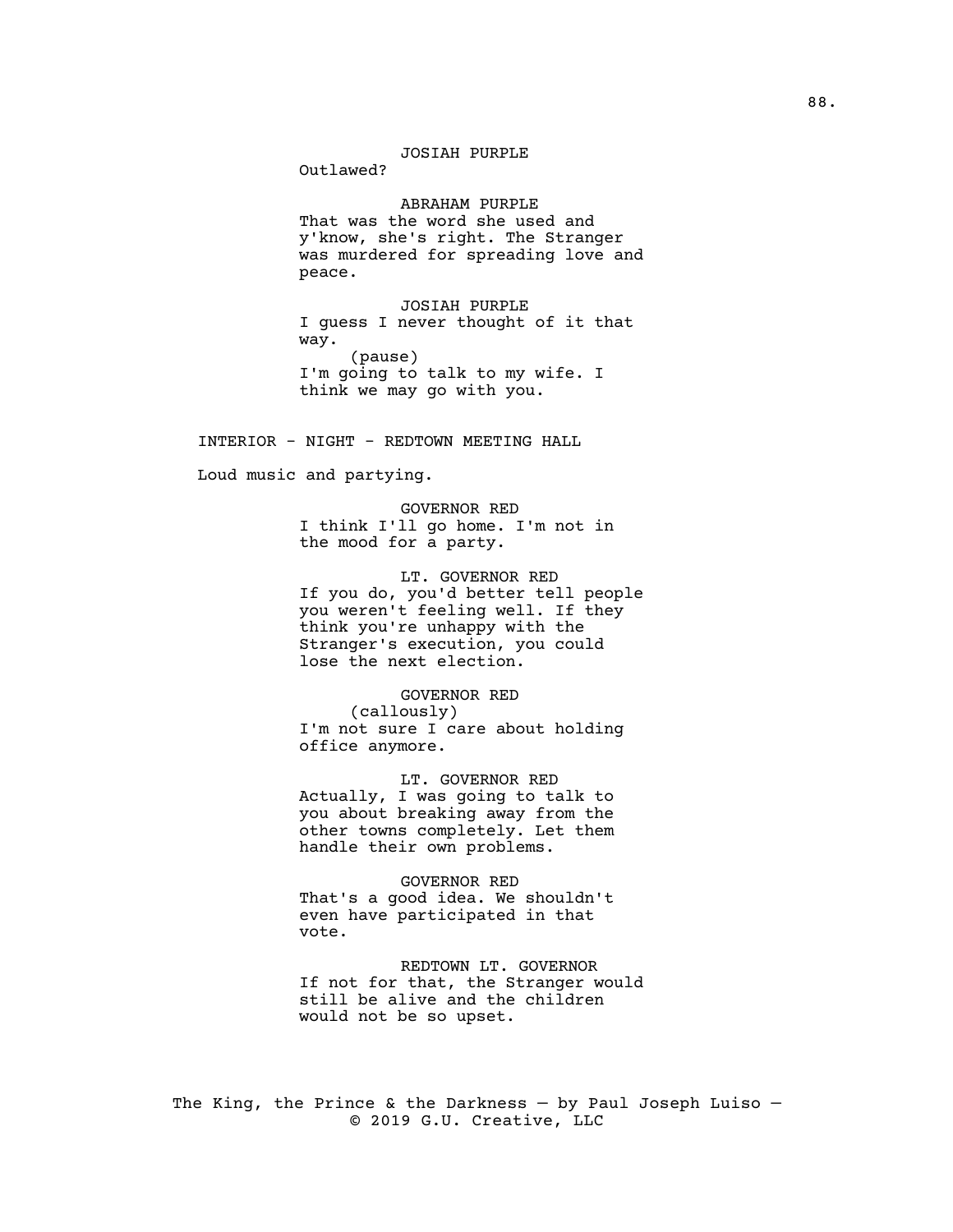JOSIAH PURPLE

Outlawed?

ABRAHAM PURPLE

That was the word she used and y'know, she's right. The Stranger was murdered for spreading love and peace.

JOSIAH PURPLE

I guess I never thought of it that way.

(pause)

I'm going to talk to my wife. I think we may go with you.

INTERIOR - NIGHT - REDTOWN MEETING HALL

Loud music and partying.

GOVERNOR RED

I think I'll go home. I'm not in the mood for a party.

LT. GOVERNOR RED

If you do, you'd better tell people you weren't feeling well. If they think you're unhappy with the Stranger's execution, you could lose the next election.

GOVERNOR RED

(callously)

I'm not sure I care about holding office anymore.

LT. GOVERNOR RED

Actually, I was going to talk to you about breaking away from the other towns completely. Let them handle their own problems.

GOVERNOR RED

That's a good idea. We shouldn't even have participated in that vote.

REDTOWN LT. GOVERNOR

If not for that, the Stranger would still be alive and the children would not be so upset.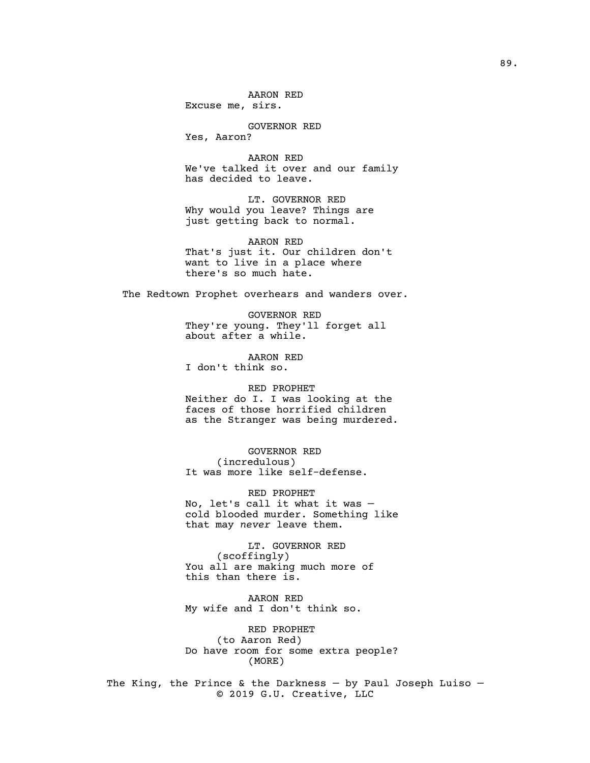AARON RED
Excuse me, sirs.

GOVERNOR RED
Yes, Aaron?

AARON RED
We've talked it over and our family has decided to leave.

LT. GOVERNOR RED
Why would you leave? Things are just getting back to normal.

AARON RED
That's just it. Our children don't want to live in a place where there's so much hate.

The Redtown Prophet overhears and wanders over.

GOVERNOR RED
They're young. They'll forget all about after a while.

AARON RED
I don't think so.

RED PROPHET
Neither do I. I was looking at the faces of those horrified children as the Stranger was being murdered.

GOVERNOR RED
(incredulous)
It was more like self-defense.

RED PROPHET
No, let's call it what it was — cold blooded murder. Something like that may *never* leave them.

LT. GOVERNOR RED
(scoffingly)
You all are making much more of this than there is.

AARON RED
My wife and I don't think so.

RED PROPHET
(to Aaron Red)
Do have room for some extra people?
(MORE)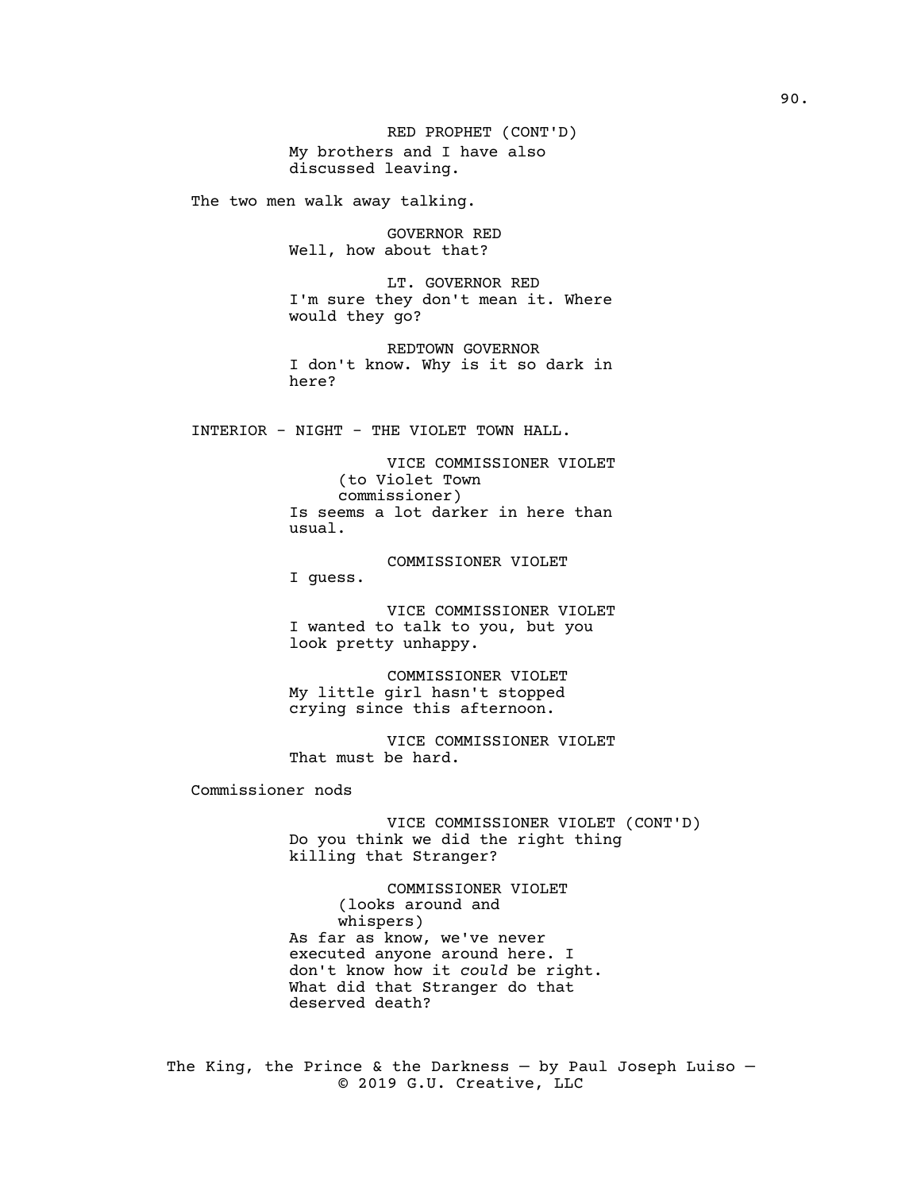RED PROPHET (CONT'D)
My brothers and I have also discussed leaving.

The two men walk away talking.

GOVERNOR RED
Well, how about that?

LT. GOVERNOR RED
I'm sure they don't mean it. Where would they go?

REDTOWN GOVERNOR
I don't know. Why is it so dark in here?

INTERIOR - NIGHT - THE VIOLET TOWN HALL.

VICE COMMISSIONER VIOLET
(to Violet Town commissioner)
Is seems a lot darker in here than usual.

COMMISSIONER VIOLET
I guess.

VICE COMMISSIONER VIOLET
I wanted to talk to you, but you look pretty unhappy.

COMMISSIONER VIOLET
My little girl hasn't stopped crying since this afternoon.

VICE COMMISSIONER VIOLET
That must be hard.

Commissioner nods

VICE COMMISSIONER VIOLET (CONT'D)
Do you think we did the right thing killing that Stranger?

COMMISSIONER VIOLET
(looks around and whispers)
As far as know, we've never executed anyone around here. I don't know how it *could* be right. What did that Stranger do that deserved death?

The King, the Prince & the Darkness — by Paul Joseph Luiso — © 2019 G.U. Creative, LLC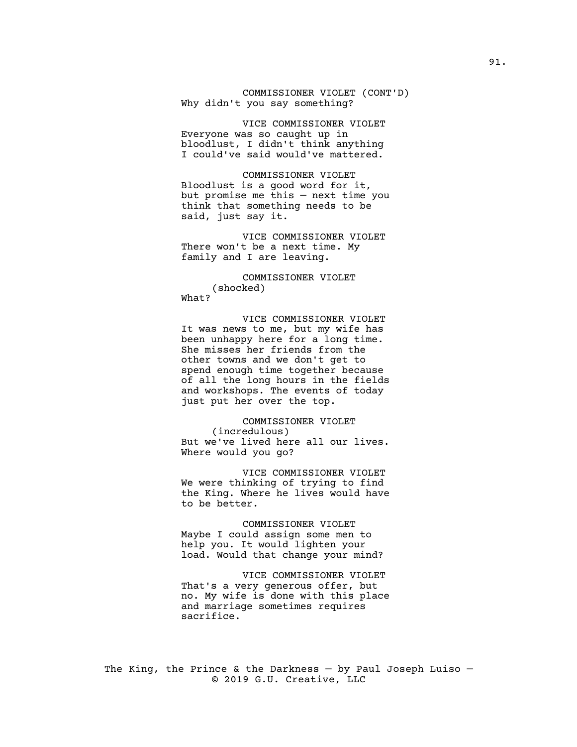COMMISSIONER VIOLET (CONT'D)
Why didn't you say something?

VICE COMMISSIONER VIOLET
Everyone was so caught up in bloodlust, I didn't think anything I could've said would've mattered.

COMMISSIONER VIOLET
Bloodlust is a good word for it, but promise me this — next time you think that something needs to be said, just say it.

VICE COMMISSIONER VIOLET
There won't be a next time. My family and I are leaving.

COMMISSIONER VIOLET
(shocked)
What?

VICE COMMISSIONER VIOLET
It was news to me, but my wife has been unhappy here for a long time. She misses her friends from the other towns and we don't get to spend enough time together because of all the long hours in the fields and workshops. The events of today just put her over the top.

COMMISSIONER VIOLET
(incredulous)
But we've lived here all our lives. Where would you go?

VICE COMMISSIONER VIOLET
We were thinking of trying to find the King. Where he lives would have to be better.

COMMISSIONER VIOLET
Maybe I could assign some men to help you. It would lighten your load. Would that change your mind?

VICE COMMISSIONER VIOLET
That's a very generous offer, but no. My wife is done with this place and marriage sometimes requires sacrifice.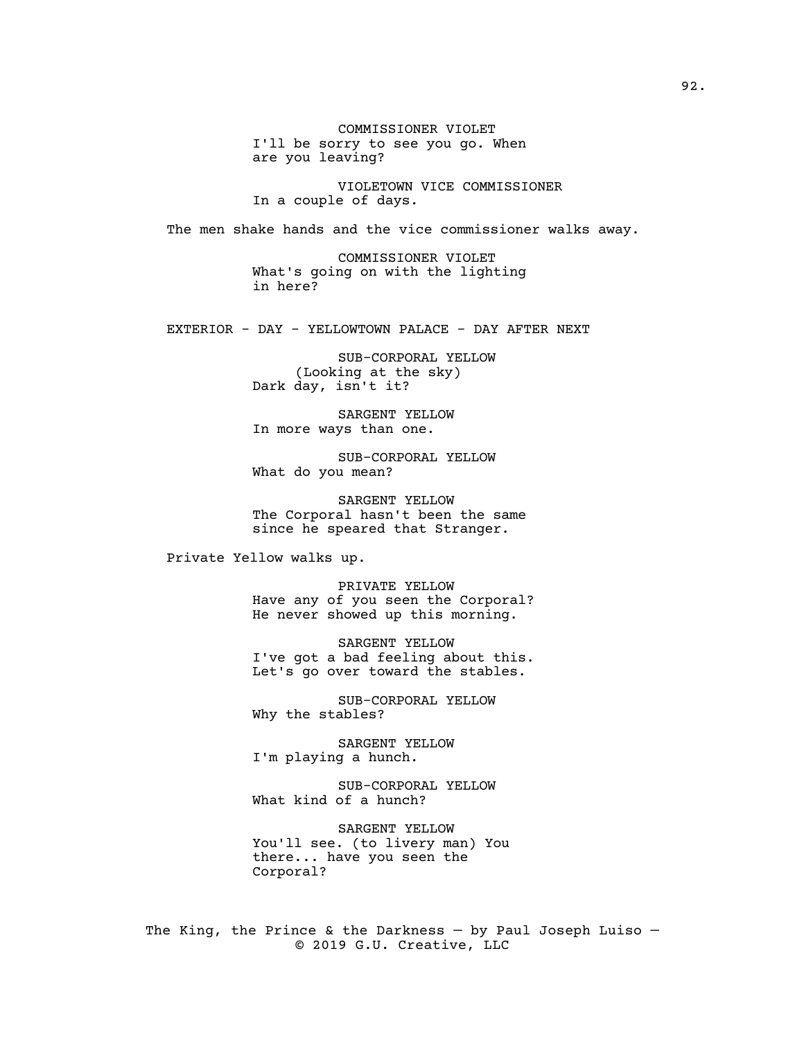COMMISSIONER VIOLET
I'll be sorry to see you go. When are you leaving?

VIOLETOWN VICE COMMISSIONER
In a couple of days.

The men shake hands and the vice commissioner walks away.

COMMISSIONER VIOLET
What's going on with the lighting in here?

EXTERIOR - DAY - YELLOWTOWN PALACE - DAY AFTER NEXT

SUB-CORPORAL YELLOW
(Looking at the sky)
Dark day, isn't it?

SARGENT YELLOW
In more ways than one.

SUB-CORPORAL YELLOW
What do you mean?

SARGENT YELLOW
The Corporal hasn't been the same since he speared that Stranger.

Private Yellow walks up.

PRIVATE YELLOW
Have any of you seen the Corporal? He never showed up this morning.

SARGENT YELLOW
I've got a bad feeling about this. Let's go over toward the stables.

SUB-CORPORAL YELLOW
Why the stables?

SARGENT YELLOW
I'm playing a hunch.

SUB-CORPORAL YELLOW
What kind of a hunch?

SARGENT YELLOW
You'll see. (to livery man) You there... have you seen the Corporal?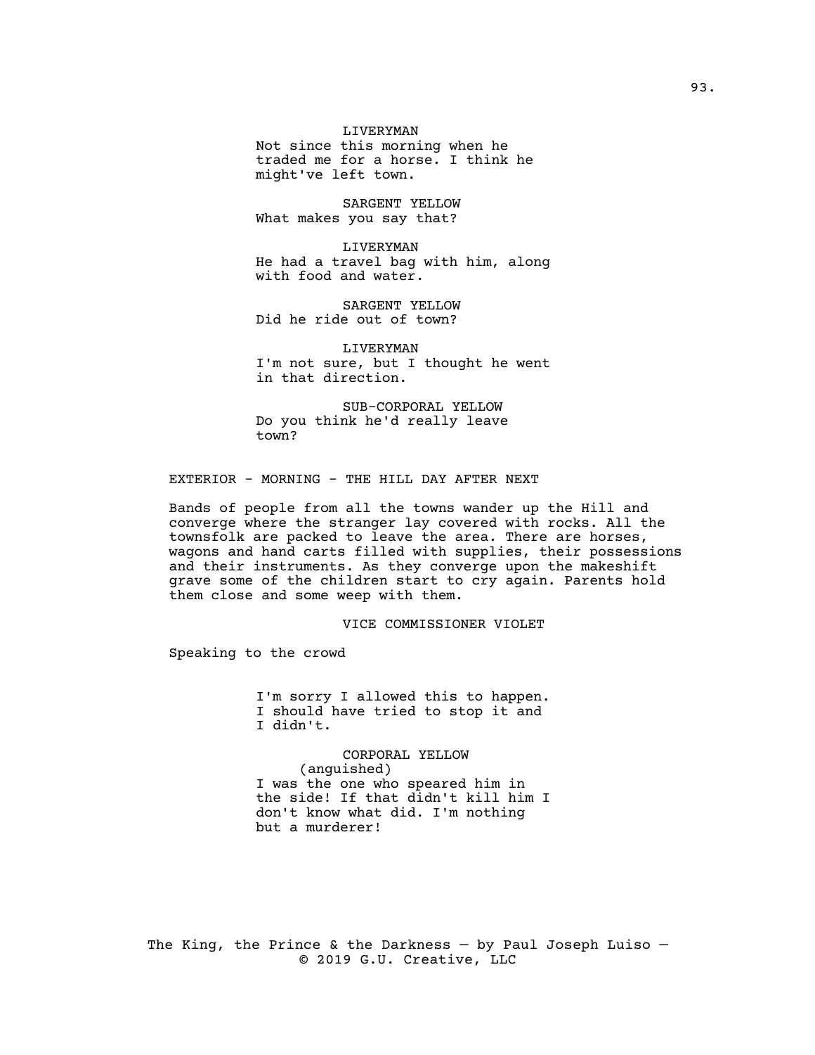LIVERYMAN
Not since this morning when he traded me for a horse. I think he might've left town.

SARGENT YELLOW
What makes you say that?

LIVERYMAN
He had a travel bag with him, along with food and water.

SARGENT YELLOW
Did he ride out of town?

LIVERYMAN
I'm not sure, but I thought he went in that direction.

SUB-CORPORAL YELLOW
Do you think he'd really leave town?

EXTERIOR - MORNING - THE HILL DAY AFTER NEXT

Bands of people from all the towns wander up the Hill and converge where the stranger lay covered with rocks. All the townsfolk are packed to leave the area. There are horses, wagons and hand carts filled with supplies, their possessions and their instruments. As they converge upon the makeshift grave some of the children start to cry again. Parents hold them close and some weep with them.

VICE COMMISSIONER VIOLET

Speaking to the crowd

I'm sorry I allowed this to happen. I should have tried to stop it and I didn't.

CORPORAL YELLOW
(anguished)
I was the one who speared him in the side! If that didn't kill him I don't know what did. I'm nothing but a murderer!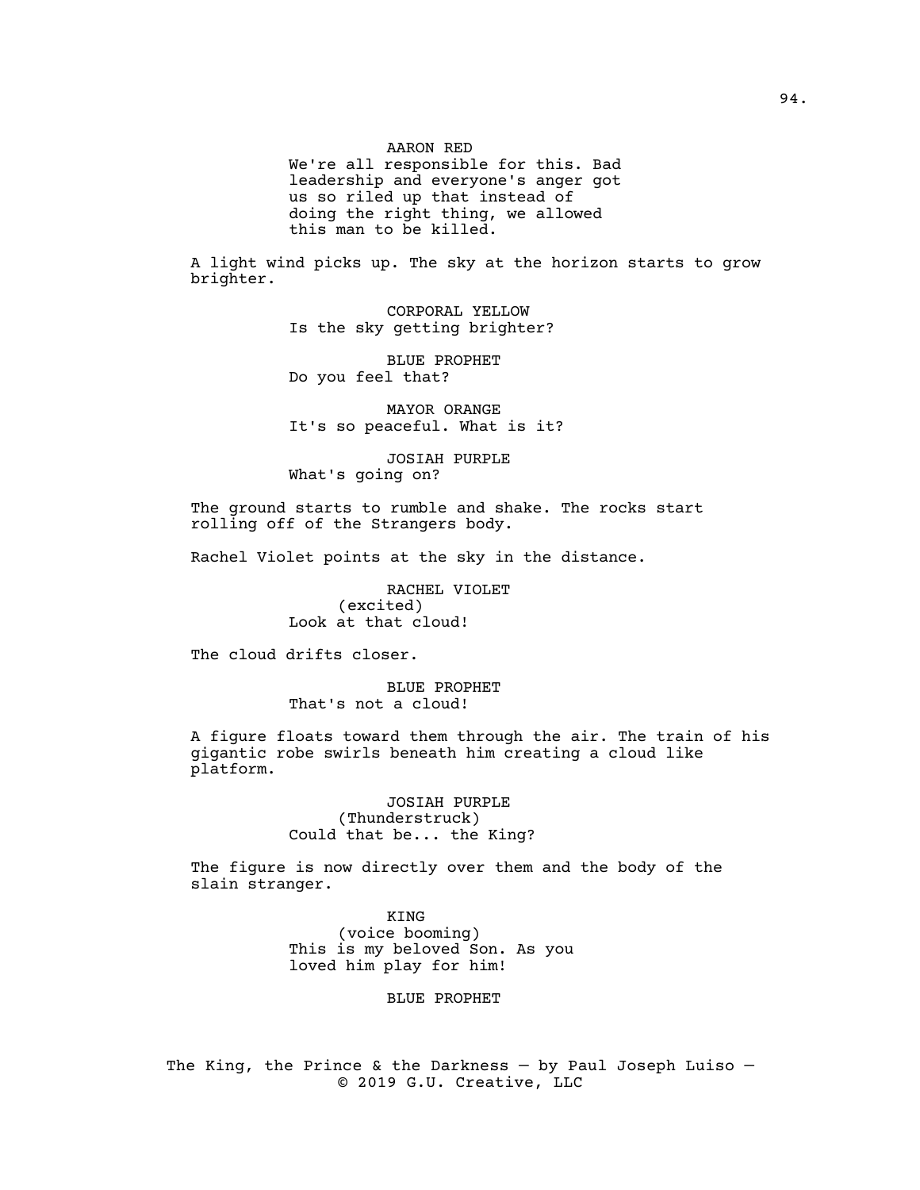AARON RED

We're all responsible for this. Bad leadership and everyone's anger got us so riled up that instead of doing the right thing, we allowed this man to be killed.

A light wind picks up. The sky at the horizon starts to grow brighter.

CORPORAL YELLOW

Is the sky getting brighter?

BLUE PROPHET

Do you feel that?

MAYOR ORANGE

It's so peaceful. What is it?

JOSIAH PURPLE

What's going on?

The ground starts to rumble and shake. The rocks start rolling off of the Strangers body.

Rachel Violet points at the sky in the distance.

RACHEL VIOLET

(excited)

Look at that cloud!

The cloud drifts closer.

BLUE PROPHET

That's not a cloud!

A figure floats toward them through the air. The train of his gigantic robe swirls beneath him creating a cloud like platform.

JOSIAH PURPLE

(Thunderstruck)

Could that be... the King?

The figure is now directly over them and the body of the slain stranger.

KING

(voice booming)

This is my beloved Son. As you loved him play for him!

BLUE PROPHET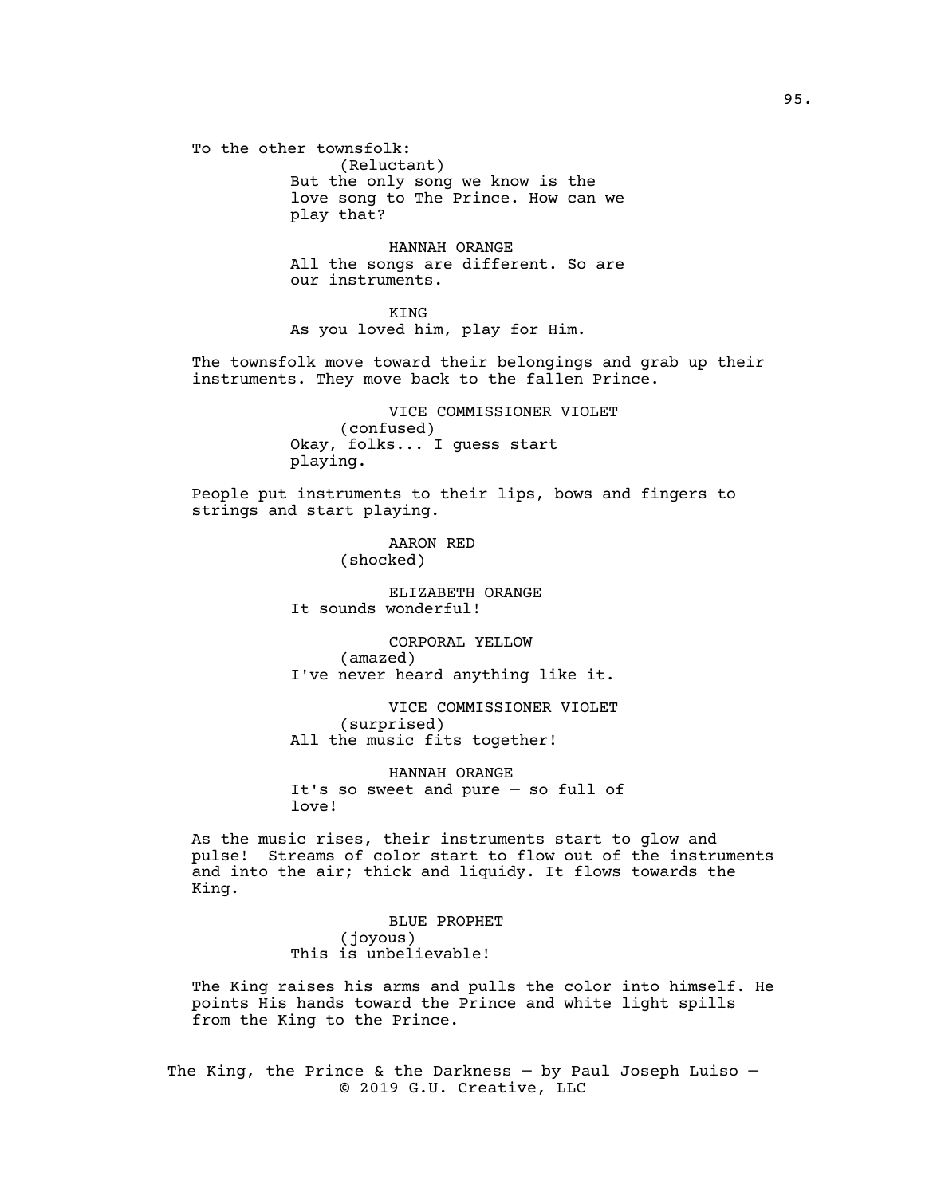To the other townsfolk:

(Reluctant)
But the only song we know is the love song to The Prince. How can we play that?

HANNAH ORANGE
All the songs are different. So are our instruments.

KING
As you loved him, play for Him.

The townsfolk move toward their belongings and grab up their instruments. They move back to the fallen Prince.

VICE COMMISSIONER VIOLET
(confused)
Okay, folks... I guess start playing.

People put instruments to their lips, bows and fingers to strings and start playing.

AARON RED
(shocked)

ELIZABETH ORANGE
It sounds wonderful!

CORPORAL YELLOW
(amazed)
I've never heard anything like it.

VICE COMMISSIONER VIOLET
(surprised)
All the music fits together!

HANNAH ORANGE
It's so sweet and pure — so full of love!

As the music rises, their instruments start to glow and pulse! Streams of color start to flow out of the instruments and into the air; thick and liquidy. It flows towards the King.

BLUE PROPHET
(joyous)
This is unbelievable!

The King raises his arms and pulls the color into himself. He points His hands toward the Prince and white light spills from the King to the Prince.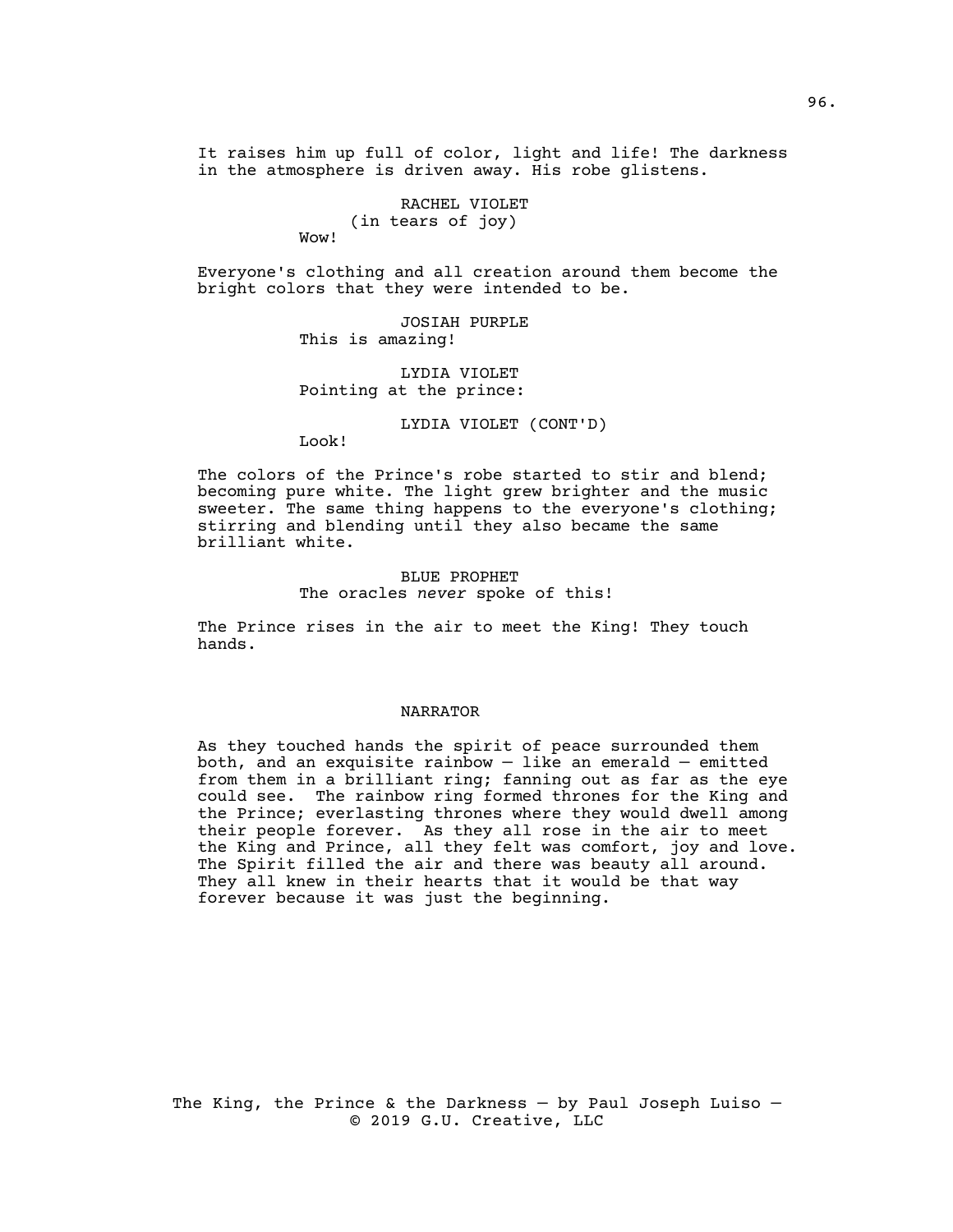It raises him up full of color, light and life! The darkness in the atmosphere is driven away. His robe glistens.

RACHEL VIOLET
(in tears of joy)
Wow!

Everyone's clothing and all creation around them become the bright colors that they were intended to be.

JOSIAH PURPLE
This is amazing!

LYDIA VIOLET
Pointing at the prince:

LYDIA VIOLET (CONT'D)
Look!

The colors of the Prince's robe started to stir and blend; becoming pure white. The light grew brighter and the music sweeter. The same thing happens to the everyone's clothing; stirring and blending until they also became the same brilliant white.

BLUE PROPHET
The oracles *never* spoke of this!

The Prince rises in the air to meet the King! They touch hands.

NARRATOR

As they touched hands the spirit of peace surrounded them both, and an exquisite rainbow — like an emerald — emitted from them in a brilliant ring; fanning out as far as the eye could see. The rainbow ring formed thrones for the King and the Prince; everlasting thrones where they would dwell among their people forever. As they all rose in the air to meet the King and Prince, all they felt was comfort, joy and love. The Spirit filled the air and there was beauty all around. They all knew in their hearts that it would be that way forever because it was just the beginning.